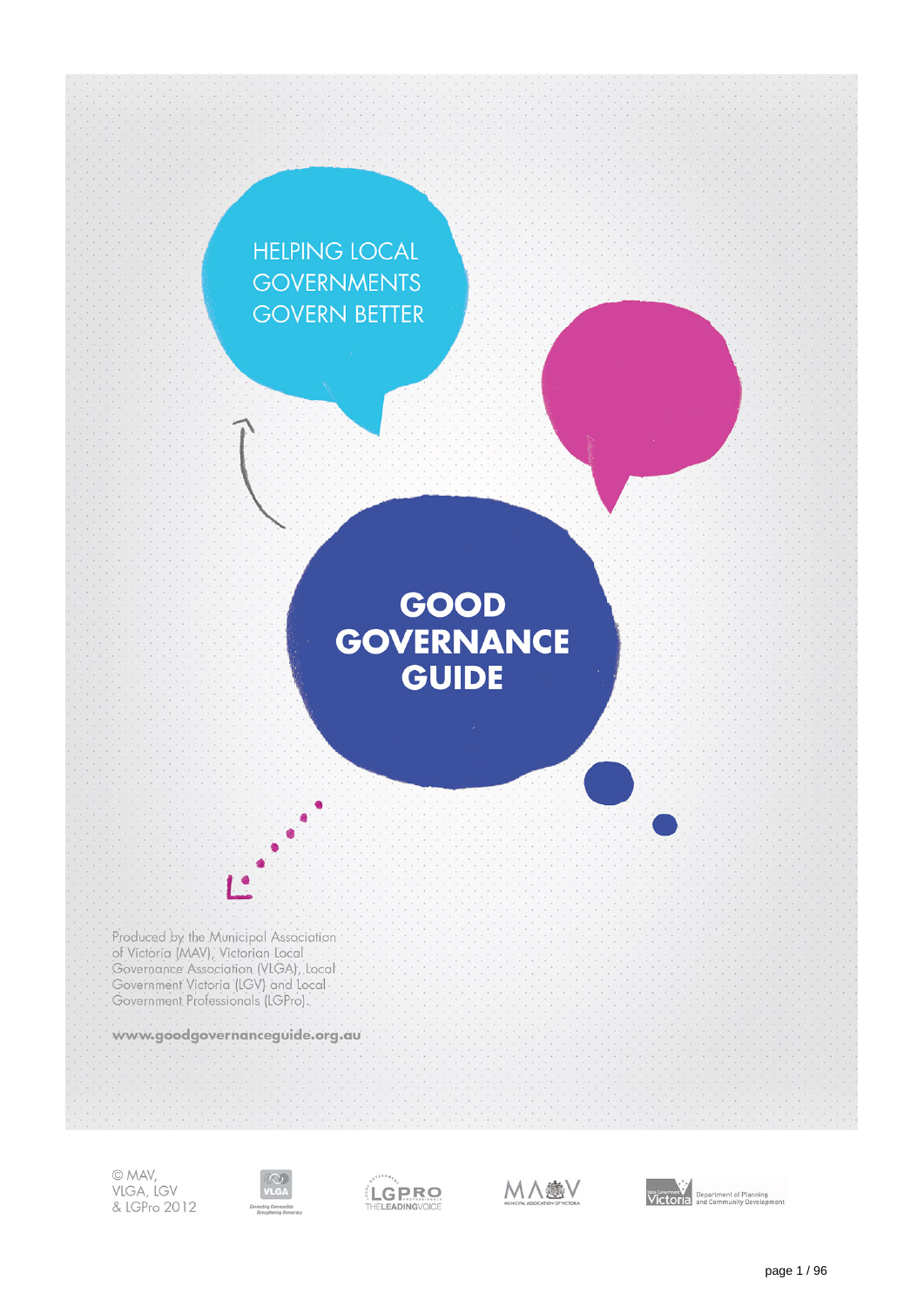HELPING LOCAL GOVERNMENTS GOVERN BETTER

# GOOD GOVERNANCE GUIDE

Produced by the Municipal Association of Victoria (MAV), Victorian Local Governance Association (VLGA), Local Government Victoria (LGV) and Local Government Professionals (LGPro).

**www.goodgovernanceguide.org.au**

© MAV, VLGA, LGV & LGPro 2012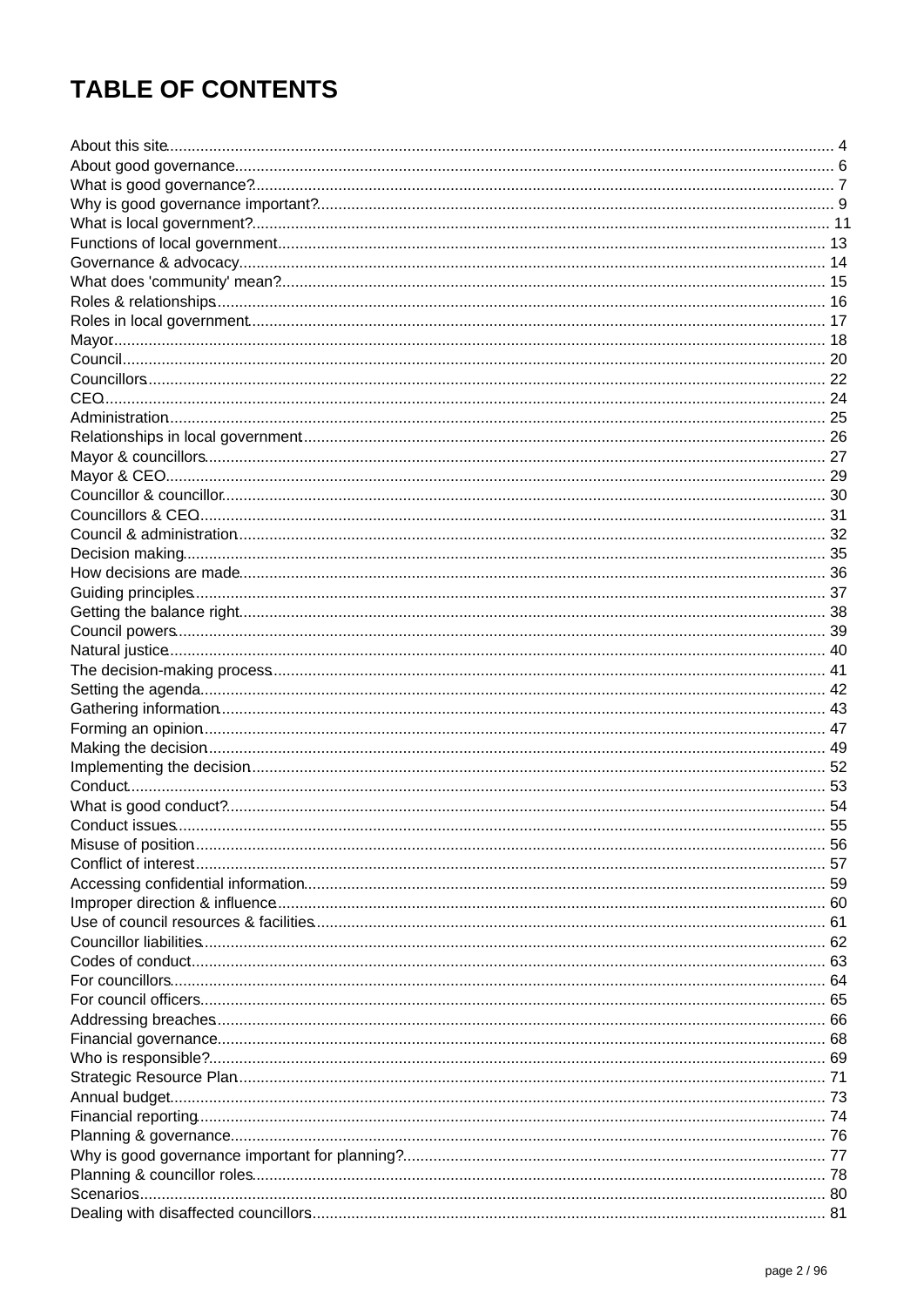# TABLE OF CONTENTS

About this site ........................................................................................................ 4
About good governance ........................................................................................ 6
What is good governance? .................................................................................... 7
Why is good governance important? .................................................................... 9
What is local government? .................................................................................... 11
Functions of local government ............................................................................. 13
Governance & advocacy ....................................................................................... 14
What does 'community' mean? ............................................................................. 15
Roles & relationships ............................................................................................ 16
Roles in local government ..................................................................................... 17
Mayor .................................................................................................................... 18
Council .................................................................................................................. 20
Councillors ............................................................................................................ 22
CEO ....................................................................................................................... 24
Administration ....................................................................................................... 25
Relationships in local government ........................................................................ 26
Mayor & councillors .............................................................................................. 27
Mayor & CEO ......................................................................................................... 29
Councillor & councillor .......................................................................................... 30
Councillors & CEO ................................................................................................. 31
Council & administration ....................................................................................... 32
Decision making .................................................................................................... 35
How decisions are made ....................................................................................... 36
Guiding principles ................................................................................................. 37
Getting the balance right ...................................................................................... 38
Council powers ..................................................................................................... 39
Natural justice ....................................................................................................... 40
The decision-making process ................................................................................ 41
Setting the agenda ................................................................................................ 42
Gathering information ........................................................................................... 43
Forming an opinion ............................................................................................... 47
Making the decision ............................................................................................... 49
Implementing the decision .................................................................................... 52
Conduct ................................................................................................................. 53
What is good conduct? .......................................................................................... 54
Conduct issues ...................................................................................................... 55
Misuse of position ................................................................................................. 56
Conflict of interest ................................................................................................. 57
Accessing confidential information ....................................................................... 59
Improper direction & influence ............................................................................. 60
Use of council resources & facilities ...................................................................... 61
Councillor liabilities ............................................................................................... 62
Codes of conduct ................................................................................................... 63
For councillors ....................................................................................................... 64
For council officers ................................................................................................ 65
Addressing breaches ............................................................................................. 66
Financial governance ............................................................................................. 68
Who is responsible? ............................................................................................... 69
Strategic Resource Plan ......................................................................................... 71
Annual budget ....................................................................................................... 73
Financial reporting ................................................................................................. 74
Planning & governance .......................................................................................... 76
Why is good governance important for planning? ................................................. 77
Planning & councillor roles .................................................................................... 78
Scenarios ............................................................................................................... 80
Dealing with disaffected councillors ...................................................................... 81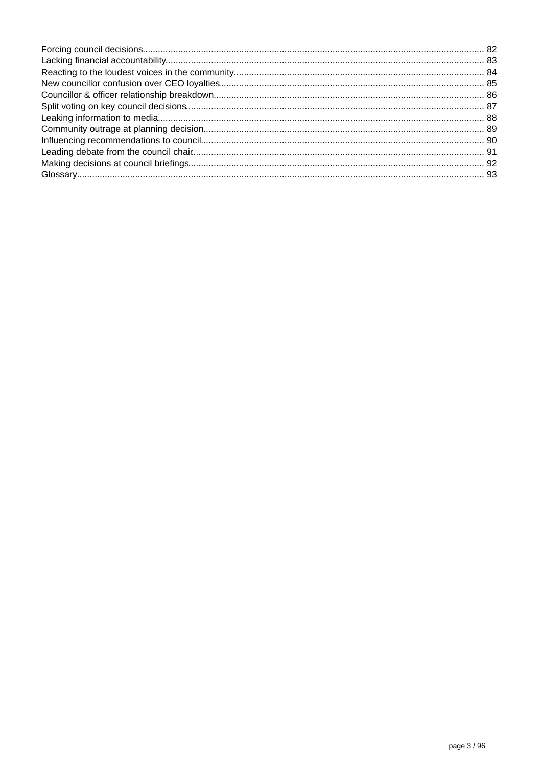Forcing council decisions..................................................................................................................................... 82
Lacking financial accountability............................................................................................................................ 83
Reacting to the loudest voices in the community.................................................................................................. 84
New councillor confusion over CEO loyalties........................................................................................................ 85
Councillor & officer relationship breakdown.......................................................................................................... 86
Split voting on key council decisions..................................................................................................................... 87
Leaking information to media................................................................................................................................ 88
Community outrage at planning decision.............................................................................................................. 89
Influencing recommendations to council............................................................................................................... 90
Leading debate from the council chair.................................................................................................................. 91
Making decisions at council briefings................................................................................................................... 92
Glossary................................................................................................................................................................ 93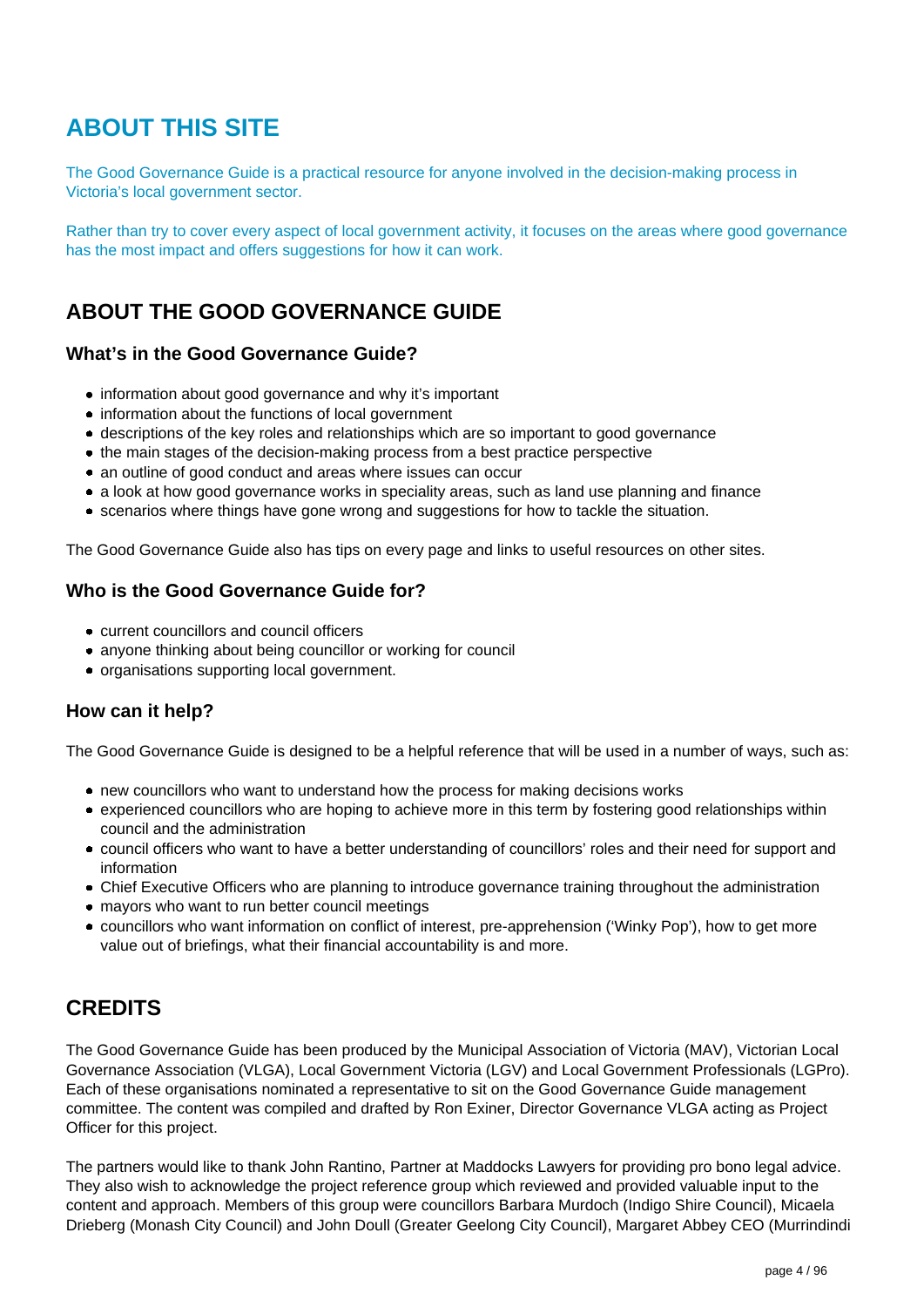# ABOUT THIS SITE

The Good Governance Guide is a practical resource for anyone involved in the decision-making process in Victoria's local government sector.

Rather than try to cover every aspect of local government activity, it focuses on the areas where good governance has the most impact and offers suggestions for how it can work.

## ABOUT THE GOOD GOVERNANCE GUIDE

### What's in the Good Governance Guide?

- information about good governance and why it's important
- information about the functions of local government
- descriptions of the key roles and relationships which are so important to good governance
- the main stages of the decision-making process from a best practice perspective
- an outline of good conduct and areas where issues can occur
- a look at how good governance works in speciality areas, such as land use planning and finance
- scenarios where things have gone wrong and suggestions for how to tackle the situation.

The Good Governance Guide also has tips on every page and links to useful resources on other sites.

### Who is the Good Governance Guide for?

- current councillors and council officers
- anyone thinking about being councillor or working for council
- organisations supporting local government.

### How can it help?

The Good Governance Guide is designed to be a helpful reference that will be used in a number of ways, such as:

- new councillors who want to understand how the process for making decisions works
- experienced councillors who are hoping to achieve more in this term by fostering good relationships within council and the administration
- council officers who want to have a better understanding of councillors' roles and their need for support and information
- Chief Executive Officers who are planning to introduce governance training throughout the administration
- mayors who want to run better council meetings
- councillors who want information on conflict of interest, pre-apprehension ('Winky Pop'), how to get more value out of briefings, what their financial accountability is and more.

## CREDITS

The Good Governance Guide has been produced by the Municipal Association of Victoria (MAV), Victorian Local Governance Association (VLGA), Local Government Victoria (LGV) and Local Government Professionals (LGPro). Each of these organisations nominated a representative to sit on the Good Governance Guide management committee. The content was compiled and drafted by Ron Exiner, Director Governance VLGA acting as Project Officer for this project.

The partners would like to thank John Rantino, Partner at Maddocks Lawyers for providing pro bono legal advice. They also wish to acknowledge the project reference group which reviewed and provided valuable input to the content and approach. Members of this group were councillors Barbara Murdoch (Indigo Shire Council), Micaela Drieberg (Monash City Council) and John Doull (Greater Geelong City Council), Margaret Abbey CEO (Murrindindi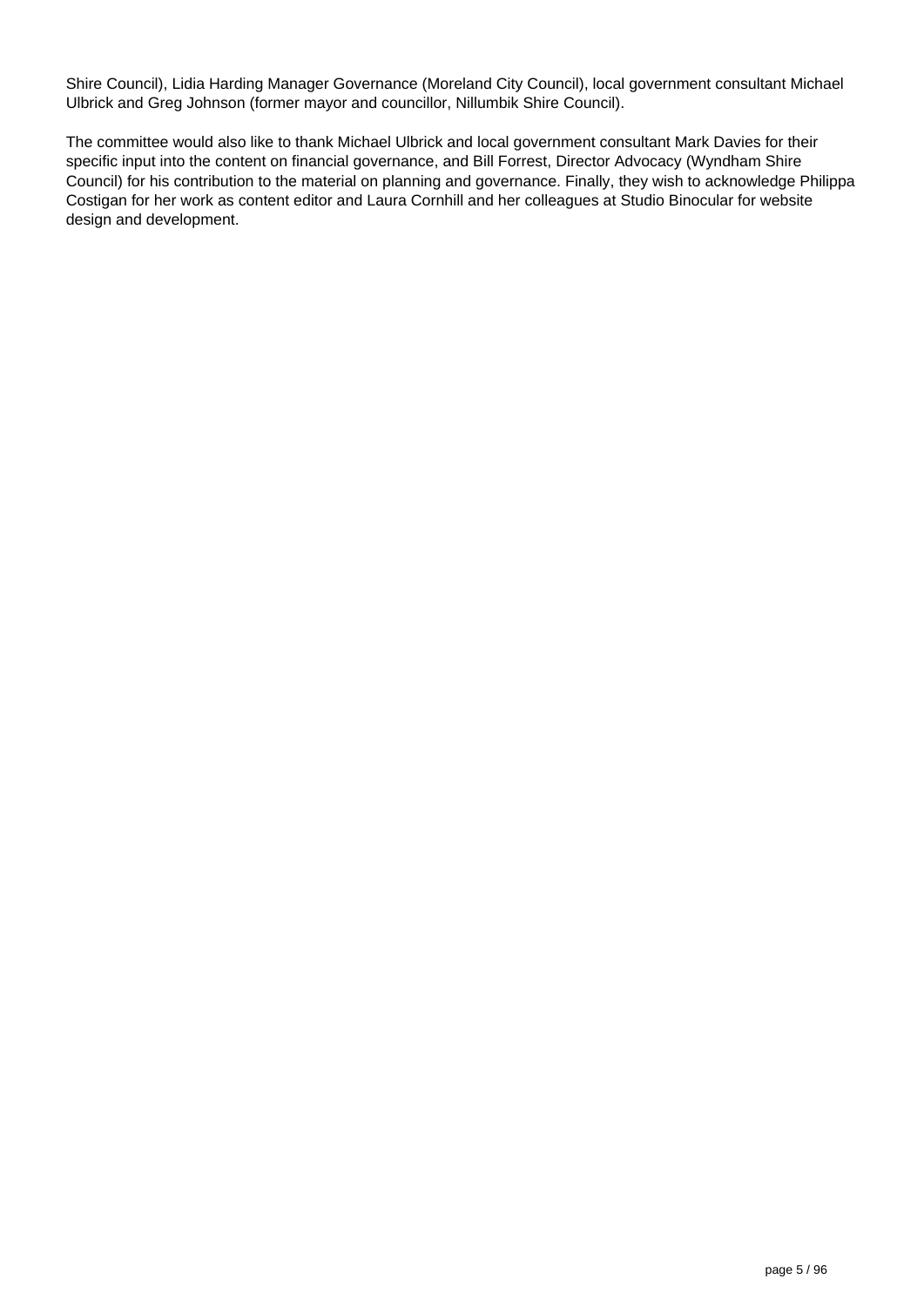Shire Council), Lidia Harding Manager Governance (Moreland City Council), local government consultant Michael Ulbrick and Greg Johnson (former mayor and councillor, Nillumbik Shire Council).

The committee would also like to thank Michael Ulbrick and local government consultant Mark Davies for their specific input into the content on financial governance, and Bill Forrest, Director Advocacy (Wyndham Shire Council) for his contribution to the material on planning and governance. Finally, they wish to acknowledge Philippa Costigan for her work as content editor and Laura Cornhill and her colleagues at Studio Binocular for website design and development.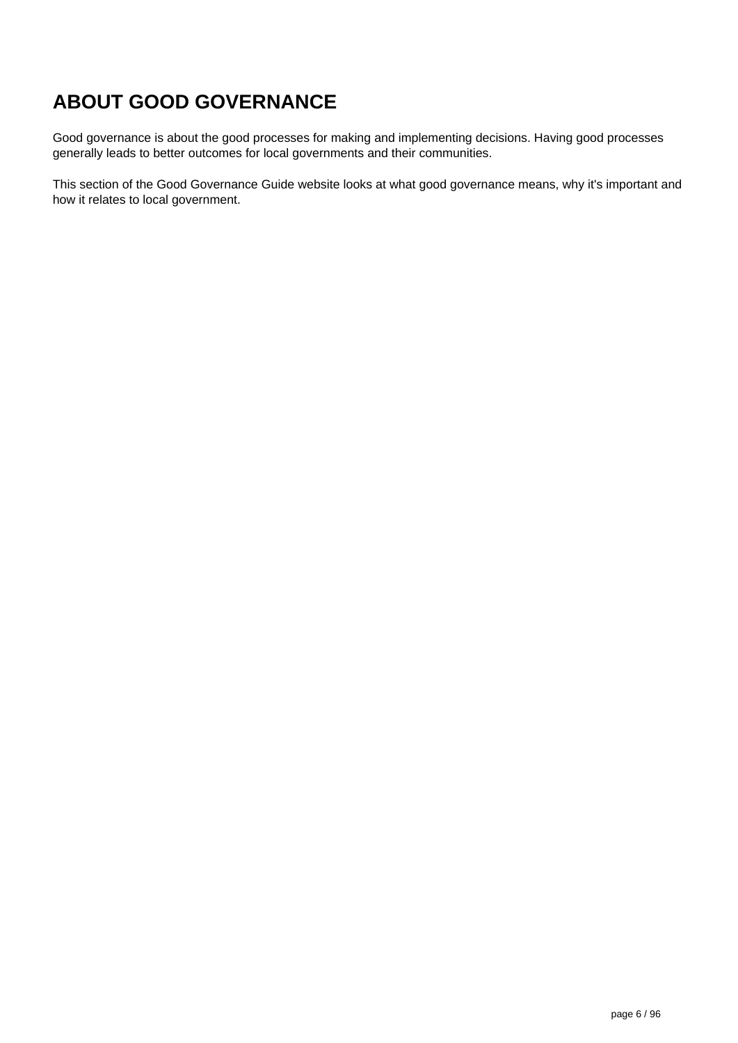# ABOUT GOOD GOVERNANCE

Good governance is about the good processes for making and implementing decisions. Having good processes generally leads to better outcomes for local governments and their communities.

This section of the Good Governance Guide website looks at what good governance means, why it's important and how it relates to local government.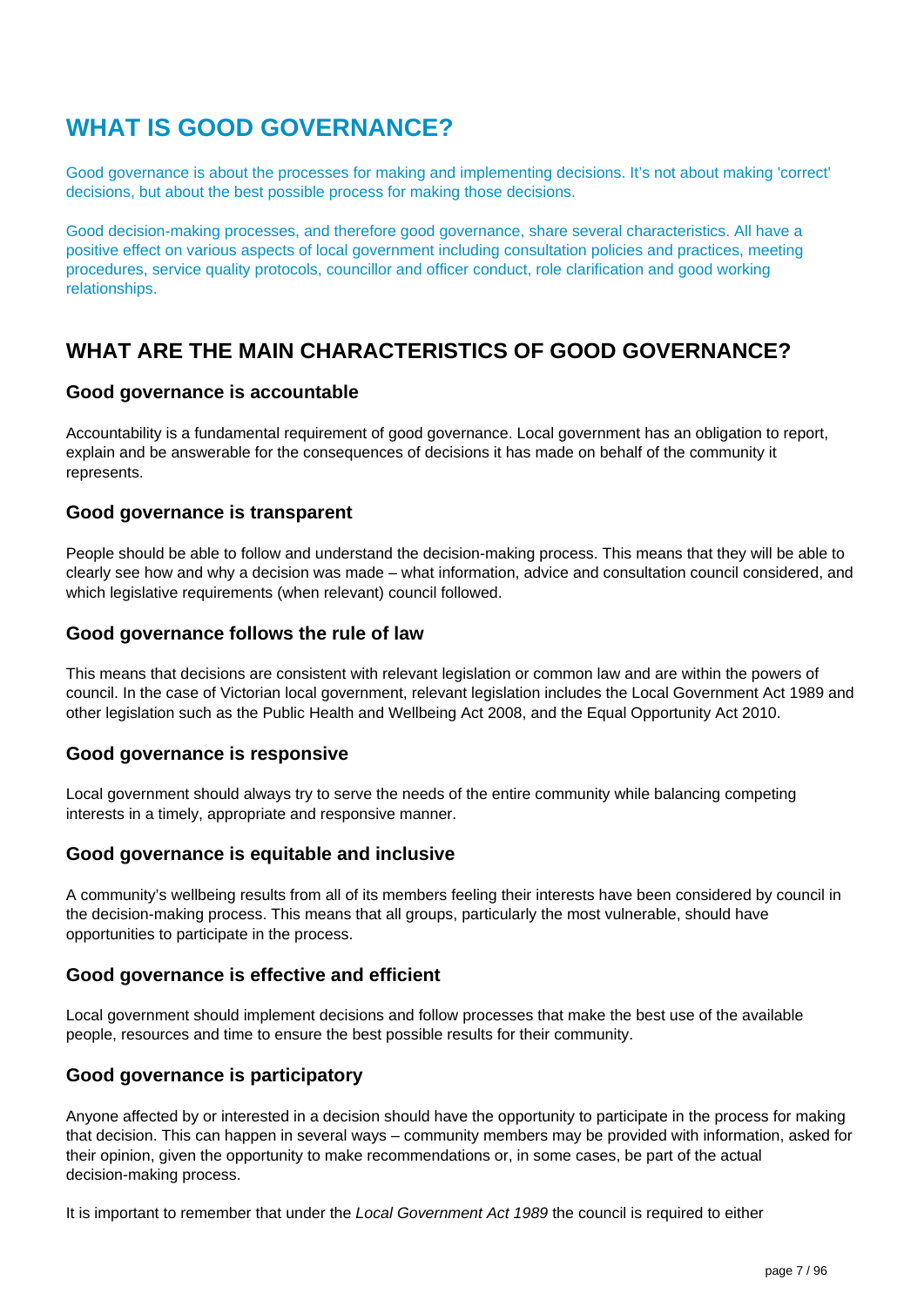# WHAT IS GOOD GOVERNANCE?

Good governance is about the processes for making and implementing decisions. It's not about making 'correct' decisions, but about the best possible process for making those decisions.

Good decision-making processes, and therefore good governance, share several characteristics. All have a positive effect on various aspects of local government including consultation policies and practices, meeting procedures, service quality protocols, councillor and officer conduct, role clarification and good working relationships.

## WHAT ARE THE MAIN CHARACTERISTICS OF GOOD GOVERNANCE?

### Good governance is accountable

Accountability is a fundamental requirement of good governance. Local government has an obligation to report, explain and be answerable for the consequences of decisions it has made on behalf of the community it represents.

### Good governance is transparent

People should be able to follow and understand the decision-making process. This means that they will be able to clearly see how and why a decision was made – what information, advice and consultation council considered, and which legislative requirements (when relevant) council followed.

### Good governance follows the rule of law

This means that decisions are consistent with relevant legislation or common law and are within the powers of council. In the case of Victorian local government, relevant legislation includes the Local Government Act 1989 and other legislation such as the Public Health and Wellbeing Act 2008, and the Equal Opportunity Act 2010.

### Good governance is responsive

Local government should always try to serve the needs of the entire community while balancing competing interests in a timely, appropriate and responsive manner.

### Good governance is equitable and inclusive

A community's wellbeing results from all of its members feeling their interests have been considered by council in the decision-making process. This means that all groups, particularly the most vulnerable, should have opportunities to participate in the process.

### Good governance is effective and efficient

Local government should implement decisions and follow processes that make the best use of the available people, resources and time to ensure the best possible results for their community.

### Good governance is participatory

Anyone affected by or interested in a decision should have the opportunity to participate in the process for making that decision. This can happen in several ways – community members may be provided with information, asked for their opinion, given the opportunity to make recommendations or, in some cases, be part of the actual decision-making process.

It is important to remember that under the *Local Government Act 1989* the council is required to either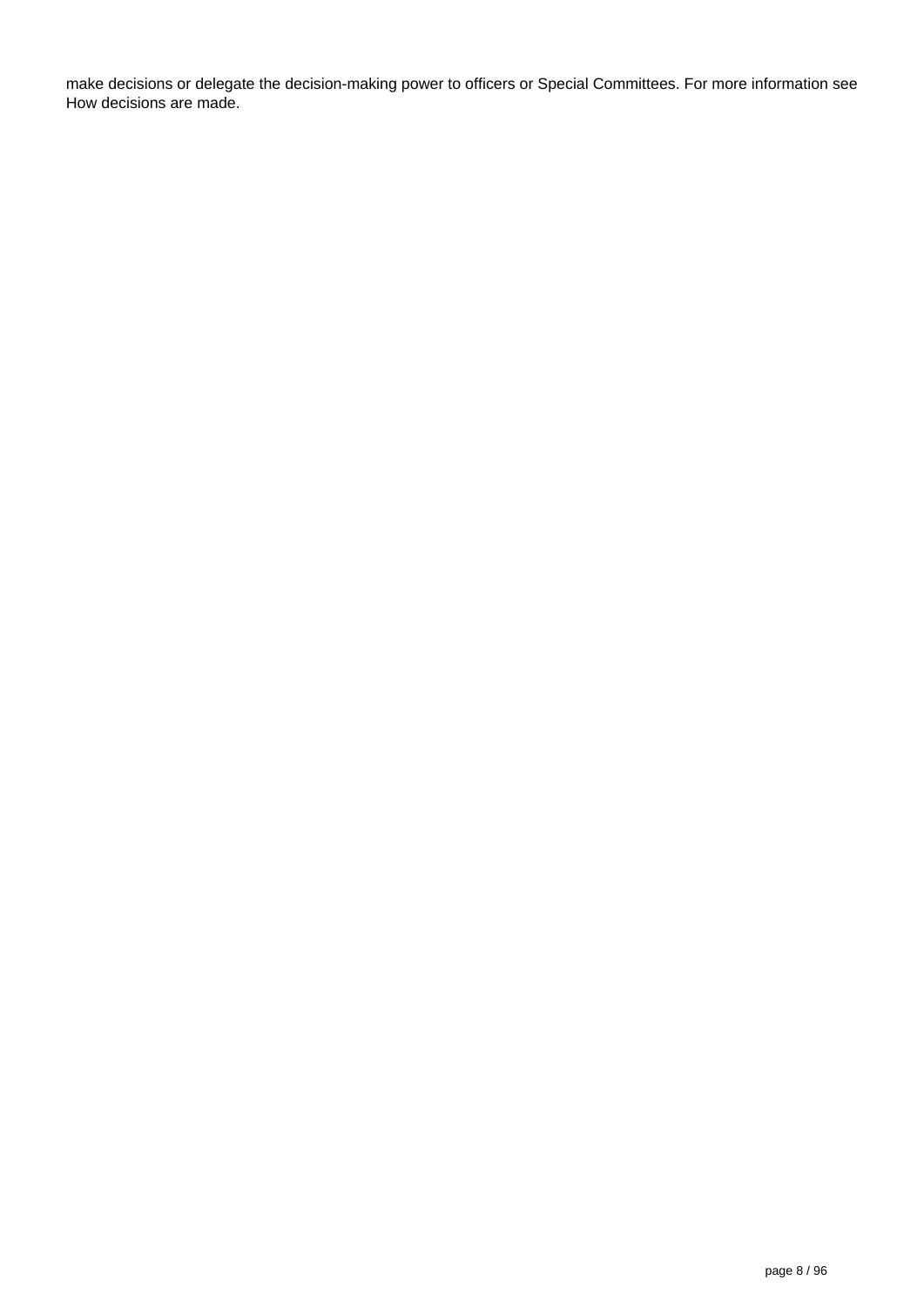make decisions or delegate the decision-making power to officers or Special Committees. For more information see How decisions are made.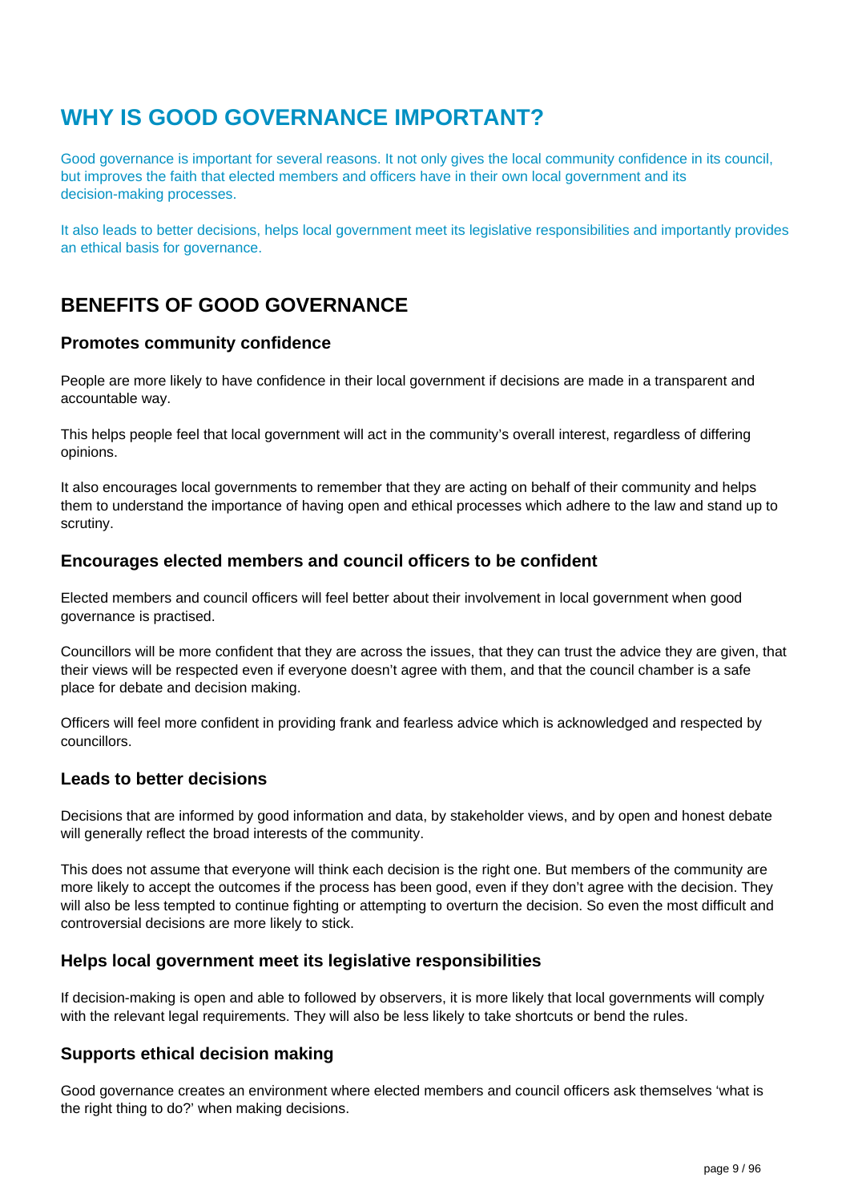# WHY IS GOOD GOVERNANCE IMPORTANT?

Good governance is important for several reasons. It not only gives the local community confidence in its council, but improves the faith that elected members and officers have in their own local government and its decision-making processes.

It also leads to better decisions, helps local government meet its legislative responsibilities and importantly provides an ethical basis for governance.

## BENEFITS OF GOOD GOVERNANCE

### Promotes community confidence

People are more likely to have confidence in their local government if decisions are made in a transparent and accountable way.

This helps people feel that local government will act in the community's overall interest, regardless of differing opinions.

It also encourages local governments to remember that they are acting on behalf of their community and helps them to understand the importance of having open and ethical processes which adhere to the law and stand up to scrutiny.

### Encourages elected members and council officers to be confident

Elected members and council officers will feel better about their involvement in local government when good governance is practised.

Councillors will be more confident that they are across the issues, that they can trust the advice they are given, that their views will be respected even if everyone doesn't agree with them, and that the council chamber is a safe place for debate and decision making.

Officers will feel more confident in providing frank and fearless advice which is acknowledged and respected by councillors.

### Leads to better decisions

Decisions that are informed by good information and data, by stakeholder views, and by open and honest debate will generally reflect the broad interests of the community.

This does not assume that everyone will think each decision is the right one. But members of the community are more likely to accept the outcomes if the process has been good, even if they don't agree with the decision. They will also be less tempted to continue fighting or attempting to overturn the decision. So even the most difficult and controversial decisions are more likely to stick.

### Helps local government meet its legislative responsibilities

If decision-making is open and able to followed by observers, it is more likely that local governments will comply with the relevant legal requirements. They will also be less likely to take shortcuts or bend the rules.

### Supports ethical decision making

Good governance creates an environment where elected members and council officers ask themselves 'what is the right thing to do?' when making decisions.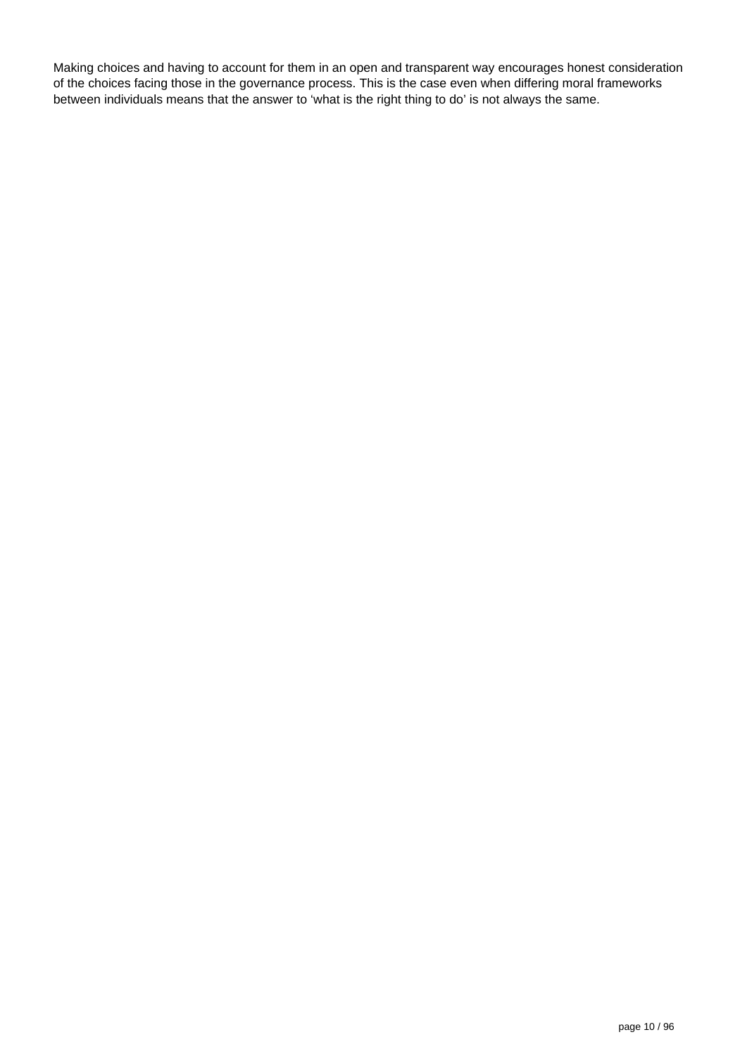Making choices and having to account for them in an open and transparent way encourages honest consideration of the choices facing those in the governance process. This is the case even when differing moral frameworks between individuals means that the answer to ‘what is the right thing to do’ is not always the same.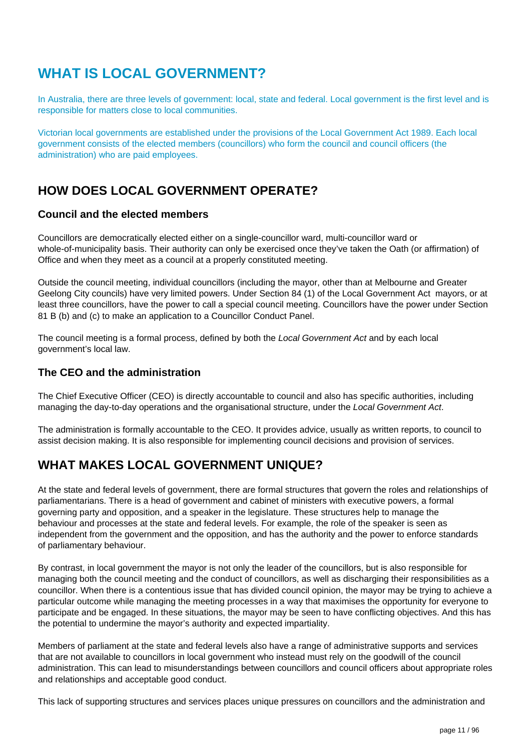# WHAT IS LOCAL GOVERNMENT?

In Australia, there are three levels of government: local, state and federal. Local government is the first level and is responsible for matters close to local communities.

Victorian local governments are established under the provisions of the Local Government Act 1989. Each local government consists of the elected members (councillors) who form the council and council officers (the administration) who are paid employees.

## HOW DOES LOCAL GOVERNMENT OPERATE?

### Council and the elected members

Councillors are democratically elected either on a single-councillor ward, multi-councillor ward or whole-of-municipality basis. Their authority can only be exercised once they've taken the Oath (or affirmation) of Office and when they meet as a council at a properly constituted meeting.

Outside the council meeting, individual councillors (including the mayor, other than at Melbourne and Greater Geelong City councils) have very limited powers. Under Section 84 (1) of the Local Government Act mayors, or at least three councillors, have the power to call a special council meeting. Councillors have the power under Section 81 B (b) and (c) to make an application to a Councillor Conduct Panel.

The council meeting is a formal process, defined by both the *Local Government Act* and by each local government's local law.

### The CEO and the administration

The Chief Executive Officer (CEO) is directly accountable to council and also has specific authorities, including managing the day-to-day operations and the organisational structure, under the *Local Government Act*.

The administration is formally accountable to the CEO. It provides advice, usually as written reports, to council to assist decision making. It is also responsible for implementing council decisions and provision of services.

## WHAT MAKES LOCAL GOVERNMENT UNIQUE?

At the state and federal levels of government, there are formal structures that govern the roles and relationships of parliamentarians. There is a head of government and cabinet of ministers with executive powers, a formal governing party and opposition, and a speaker in the legislature. These structures help to manage the behaviour and processes at the state and federal levels. For example, the role of the speaker is seen as independent from the government and the opposition, and has the authority and the power to enforce standards of parliamentary behaviour.

By contrast, in local government the mayor is not only the leader of the councillors, but is also responsible for managing both the council meeting and the conduct of councillors, as well as discharging their responsibilities as a councillor. When there is a contentious issue that has divided council opinion, the mayor may be trying to achieve a particular outcome while managing the meeting processes in a way that maximises the opportunity for everyone to participate and be engaged. In these situations, the mayor may be seen to have conflicting objectives. And this has the potential to undermine the mayor's authority and expected impartiality.

Members of parliament at the state and federal levels also have a range of administrative supports and services that are not available to councillors in local government who instead must rely on the goodwill of the council administration. This can lead to misunderstandings between councillors and council officers about appropriate roles and relationships and acceptable good conduct.

This lack of supporting structures and services places unique pressures on councillors and the administration and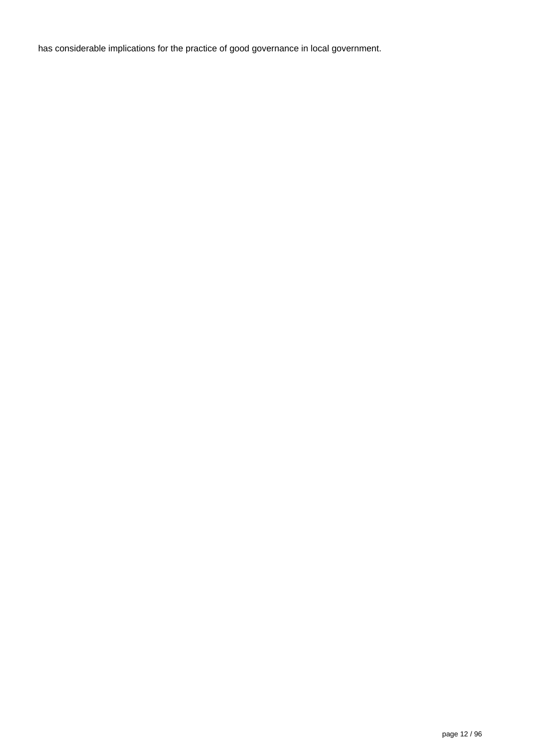has considerable implications for the practice of good governance in local government.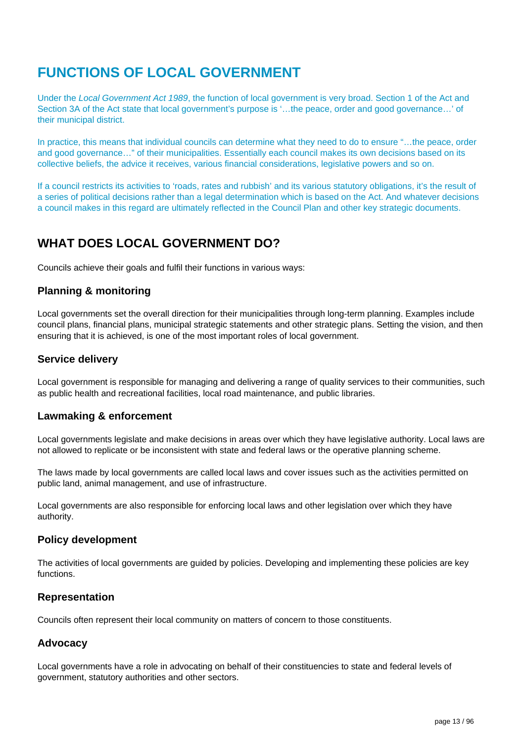# FUNCTIONS OF LOCAL GOVERNMENT

Under the *Local Government Act 1989*, the function of local government is very broad. Section 1 of the Act and Section 3A of the Act state that local government's purpose is '…the peace, order and good governance…' of their municipal district.

In practice, this means that individual councils can determine what they need to do to ensure "…the peace, order and good governance…" of their municipalities. Essentially each council makes its own decisions based on its collective beliefs, the advice it receives, various financial considerations, legislative powers and so on.

If a council restricts its activities to 'roads, rates and rubbish' and its various statutory obligations, it's the result of a series of political decisions rather than a legal determination which is based on the Act. And whatever decisions a council makes in this regard are ultimately reflected in the Council Plan and other key strategic documents.

## WHAT DOES LOCAL GOVERNMENT DO?

Councils achieve their goals and fulfil their functions in various ways:

### Planning & monitoring

Local governments set the overall direction for their municipalities through long-term planning. Examples include council plans, financial plans, municipal strategic statements and other strategic plans. Setting the vision, and then ensuring that it is achieved, is one of the most important roles of local government.

### Service delivery

Local government is responsible for managing and delivering a range of quality services to their communities, such as public health and recreational facilities, local road maintenance, and public libraries.

### Lawmaking & enforcement

Local governments legislate and make decisions in areas over which they have legislative authority. Local laws are not allowed to replicate or be inconsistent with state and federal laws or the operative planning scheme.

The laws made by local governments are called local laws and cover issues such as the activities permitted on public land, animal management, and use of infrastructure.

Local governments are also responsible for enforcing local laws and other legislation over which they have authority.

### Policy development

The activities of local governments are guided by policies. Developing and implementing these policies are key functions.

### Representation

Councils often represent their local community on matters of concern to those constituents.

### Advocacy

Local governments have a role in advocating on behalf of their constituencies to state and federal levels of government, statutory authorities and other sectors.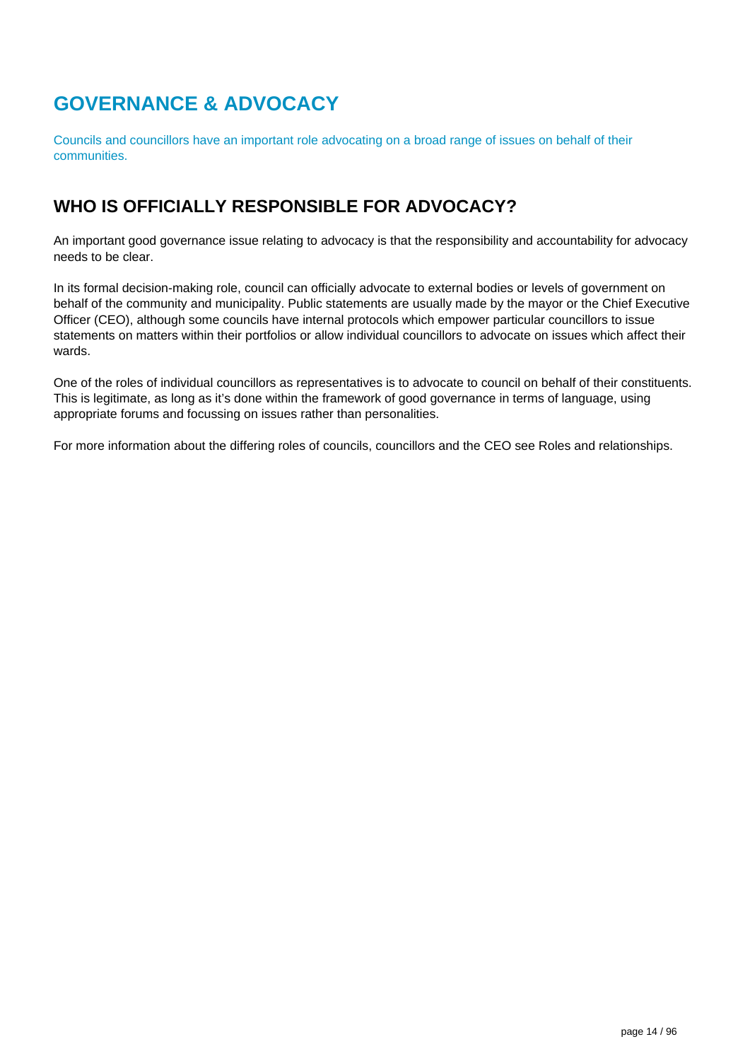# GOVERNANCE & ADVOCACY

Councils and councillors have an important role advocating on a broad range of issues on behalf of their communities.

## WHO IS OFFICIALLY RESPONSIBLE FOR ADVOCACY?

An important good governance issue relating to advocacy is that the responsibility and accountability for advocacy needs to be clear.

In its formal decision-making role, council can officially advocate to external bodies or levels of government on behalf of the community and municipality. Public statements are usually made by the mayor or the Chief Executive Officer (CEO), although some councils have internal protocols which empower particular councillors to issue statements on matters within their portfolios or allow individual councillors to advocate on issues which affect their wards.

One of the roles of individual councillors as representatives is to advocate to council on behalf of their constituents. This is legitimate, as long as it's done within the framework of good governance in terms of language, using appropriate forums and focussing on issues rather than personalities.

For more information about the differing roles of councils, councillors and the CEO see Roles and relationships.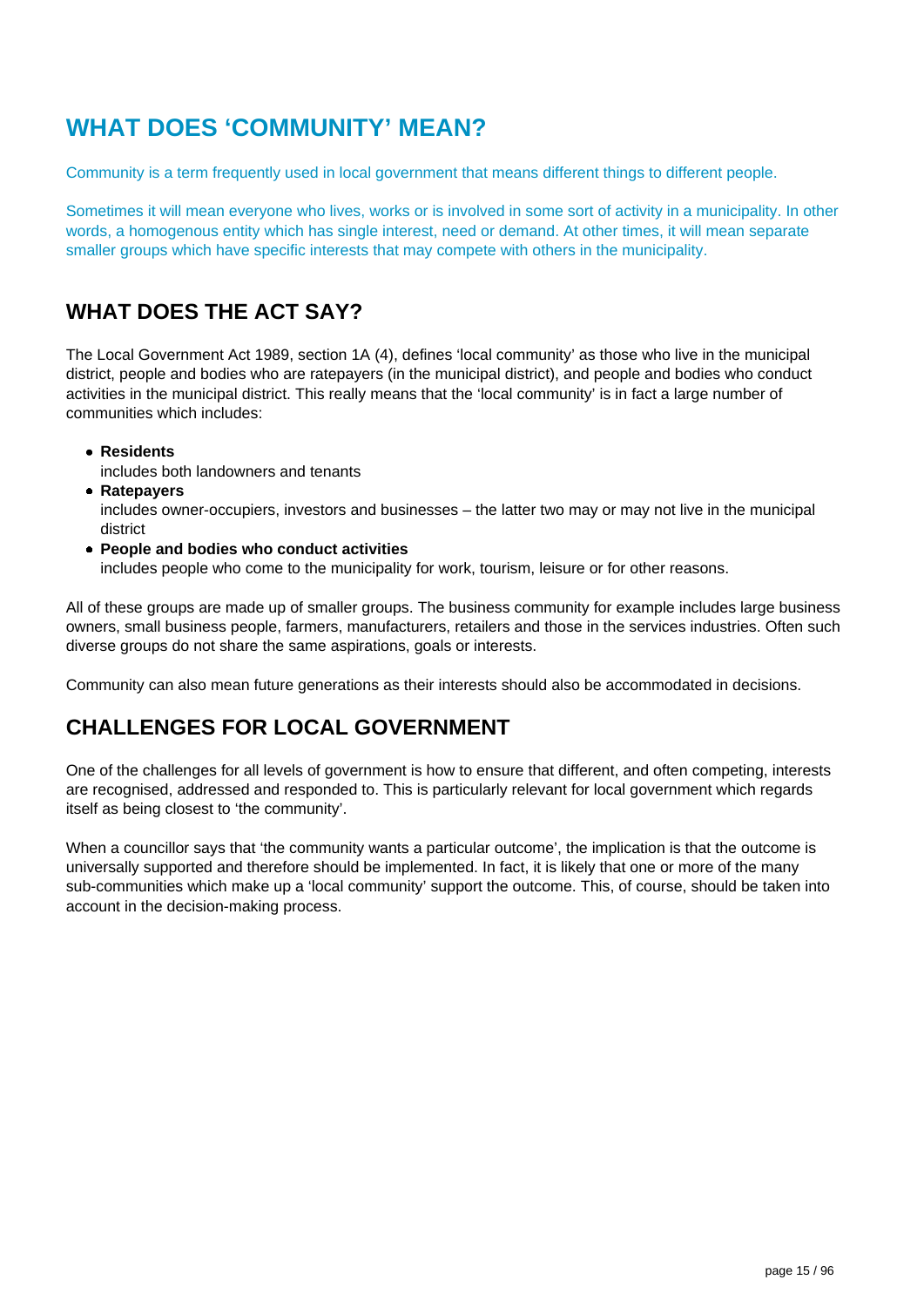# WHAT DOES 'COMMUNITY' MEAN?

Community is a term frequently used in local government that means different things to different people.

Sometimes it will mean everyone who lives, works or is involved in some sort of activity in a municipality. In other words, a homogenous entity which has single interest, need or demand. At other times, it will mean separate smaller groups which have specific interests that may compete with others in the municipality.

## WHAT DOES THE ACT SAY?

The Local Government Act 1989, section 1A (4), defines 'local community' as those who live in the municipal district, people and bodies who are ratepayers (in the municipal district), and people and bodies who conduct activities in the municipal district. This really means that the 'local community' is in fact a large number of communities which includes:

- **Residents**
  includes both landowners and tenants
- **Ratepayers**
  includes owner-occupiers, investors and businesses – the latter two may or may not live in the municipal district
- **People and bodies who conduct activities**
  includes people who come to the municipality for work, tourism, leisure or for other reasons.

All of these groups are made up of smaller groups. The business community for example includes large business owners, small business people, farmers, manufacturers, retailers and those in the services industries. Often such diverse groups do not share the same aspirations, goals or interests.

Community can also mean future generations as their interests should also be accommodated in decisions.

## CHALLENGES FOR LOCAL GOVERNMENT

One of the challenges for all levels of government is how to ensure that different, and often competing, interests are recognised, addressed and responded to. This is particularly relevant for local government which regards itself as being closest to 'the community'.

When a councillor says that 'the community wants a particular outcome', the implication is that the outcome is universally supported and therefore should be implemented. In fact, it is likely that one or more of the many sub-communities which make up a 'local community' support the outcome. This, of course, should be taken into account in the decision-making process.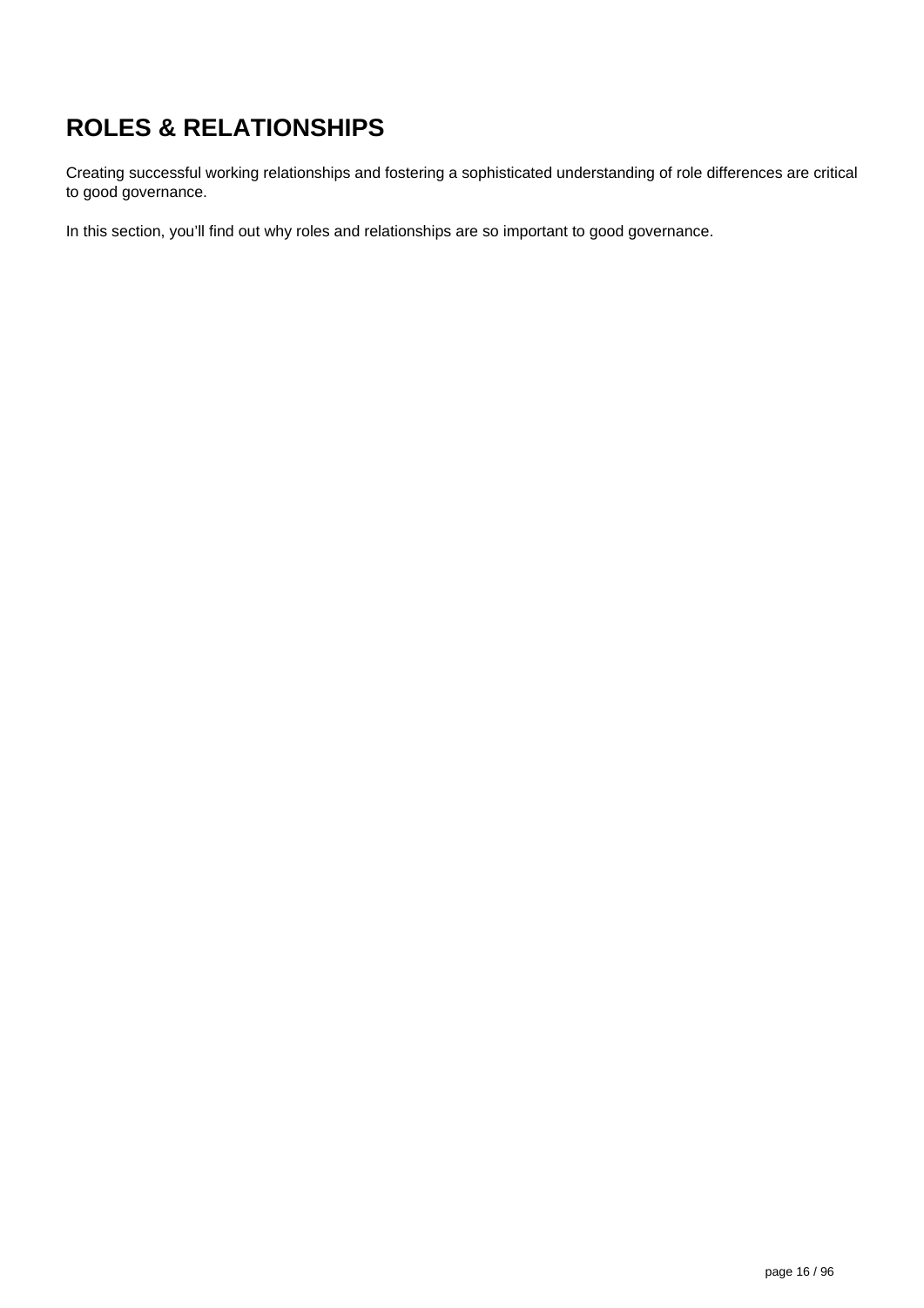# ROLES & RELATIONSHIPS

Creating successful working relationships and fostering a sophisticated understanding of role differences are critical to good governance.

In this section, you'll find out why roles and relationships are so important to good governance.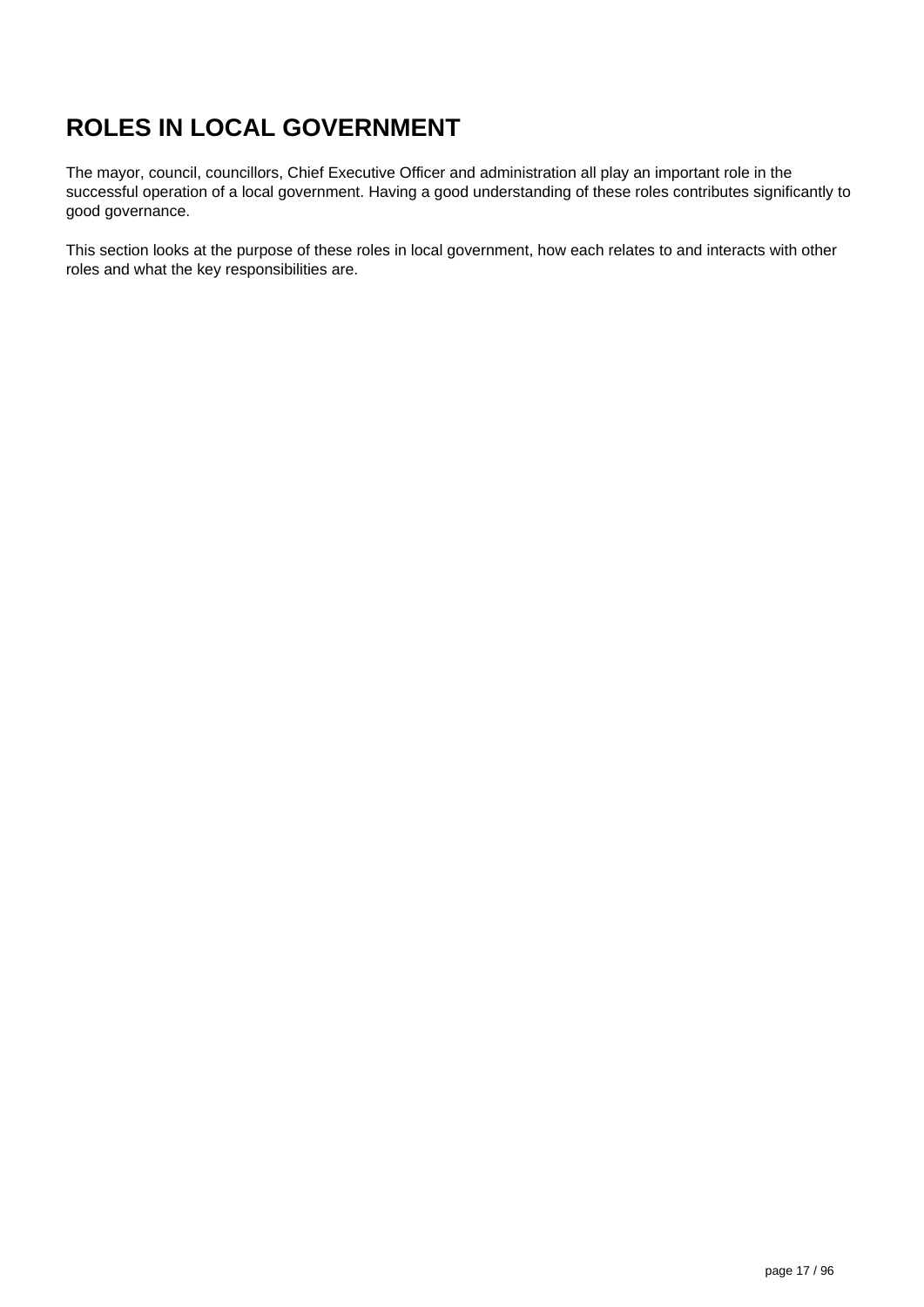# ROLES IN LOCAL GOVERNMENT

The mayor, council, councillors, Chief Executive Officer and administration all play an important role in the successful operation of a local government. Having a good understanding of these roles contributes significantly to good governance.

This section looks at the purpose of these roles in local government, how each relates to and interacts with other roles and what the key responsibilities are.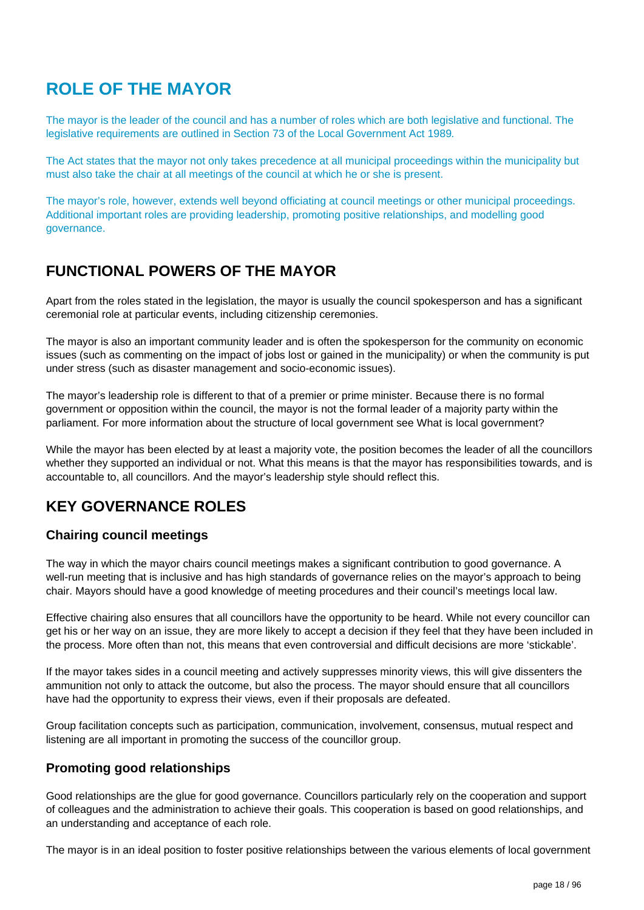# ROLE OF THE MAYOR

The mayor is the leader of the council and has a number of roles which are both legislative and functional. The legislative requirements are outlined in Section 73 of the Local Government Act 1989.

The Act states that the mayor not only takes precedence at all municipal proceedings within the municipality but must also take the chair at all meetings of the council at which he or she is present.

The mayor's role, however, extends well beyond officiating at council meetings or other municipal proceedings. Additional important roles are providing leadership, promoting positive relationships, and modelling good governance.

## FUNCTIONAL POWERS OF THE MAYOR

Apart from the roles stated in the legislation, the mayor is usually the council spokesperson and has a significant ceremonial role at particular events, including citizenship ceremonies.

The mayor is also an important community leader and is often the spokesperson for the community on economic issues (such as commenting on the impact of jobs lost or gained in the municipality) or when the community is put under stress (such as disaster management and socio-economic issues).

The mayor's leadership role is different to that of a premier or prime minister. Because there is no formal government or opposition within the council, the mayor is not the formal leader of a majority party within the parliament. For more information about the structure of local government see What is local government?

While the mayor has been elected by at least a majority vote, the position becomes the leader of all the councillors whether they supported an individual or not. What this means is that the mayor has responsibilities towards, and is accountable to, all councillors. And the mayor's leadership style should reflect this.

## KEY GOVERNANCE ROLES

### Chairing council meetings

The way in which the mayor chairs council meetings makes a significant contribution to good governance. A well-run meeting that is inclusive and has high standards of governance relies on the mayor's approach to being chair. Mayors should have a good knowledge of meeting procedures and their council's meetings local law.

Effective chairing also ensures that all councillors have the opportunity to be heard. While not every councillor can get his or her way on an issue, they are more likely to accept a decision if they feel that they have been included in the process. More often than not, this means that even controversial and difficult decisions are more 'stickable'.

If the mayor takes sides in a council meeting and actively suppresses minority views, this will give dissenters the ammunition not only to attack the outcome, but also the process. The mayor should ensure that all councillors have had the opportunity to express their views, even if their proposals are defeated.

Group facilitation concepts such as participation, communication, involvement, consensus, mutual respect and listening are all important in promoting the success of the councillor group.

### Promoting good relationships

Good relationships are the glue for good governance. Councillors particularly rely on the cooperation and support of colleagues and the administration to achieve their goals. This cooperation is based on good relationships, and an understanding and acceptance of each role.

The mayor is in an ideal position to foster positive relationships between the various elements of local government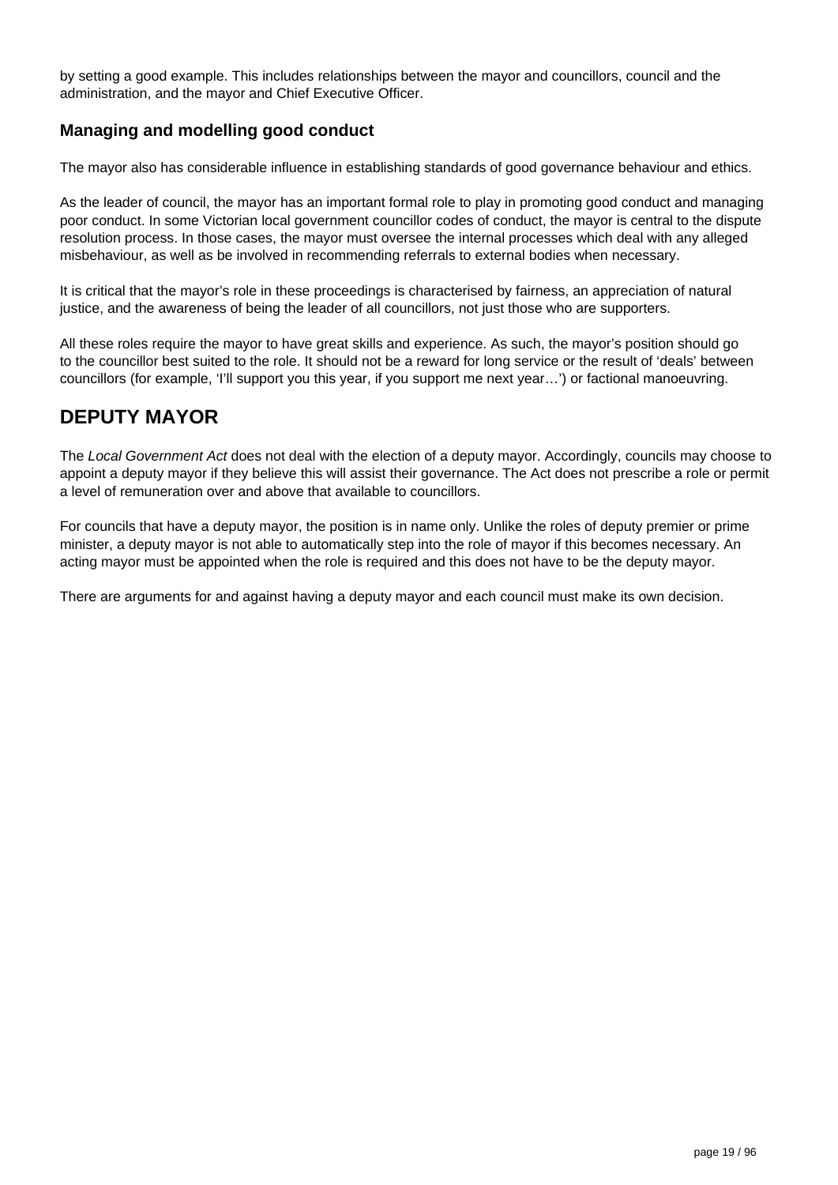by setting a good example. This includes relationships between the mayor and councillors, council and the administration, and the mayor and Chief Executive Officer.

### Managing and modelling good conduct

The mayor also has considerable influence in establishing standards of good governance behaviour and ethics.

As the leader of council, the mayor has an important formal role to play in promoting good conduct and managing poor conduct. In some Victorian local government councillor codes of conduct, the mayor is central to the dispute resolution process. In those cases, the mayor must oversee the internal processes which deal with any alleged misbehaviour, as well as be involved in recommending referrals to external bodies when necessary.

It is critical that the mayor's role in these proceedings is characterised by fairness, an appreciation of natural justice, and the awareness of being the leader of all councillors, not just those who are supporters.

All these roles require the mayor to have great skills and experience. As such, the mayor's position should go to the councillor best suited to the role. It should not be a reward for long service or the result of 'deals' between councillors (for example, 'I'll support you this year, if you support me next year…') or factional manoeuvring.

## DEPUTY MAYOR

The *Local Government Act* does not deal with the election of a deputy mayor. Accordingly, councils may choose to appoint a deputy mayor if they believe this will assist their governance. The Act does not prescribe a role or permit a level of remuneration over and above that available to councillors.

For councils that have a deputy mayor, the position is in name only. Unlike the roles of deputy premier or prime minister, a deputy mayor is not able to automatically step into the role of mayor if this becomes necessary. An acting mayor must be appointed when the role is required and this does not have to be the deputy mayor.

There are arguments for and against having a deputy mayor and each council must make its own decision.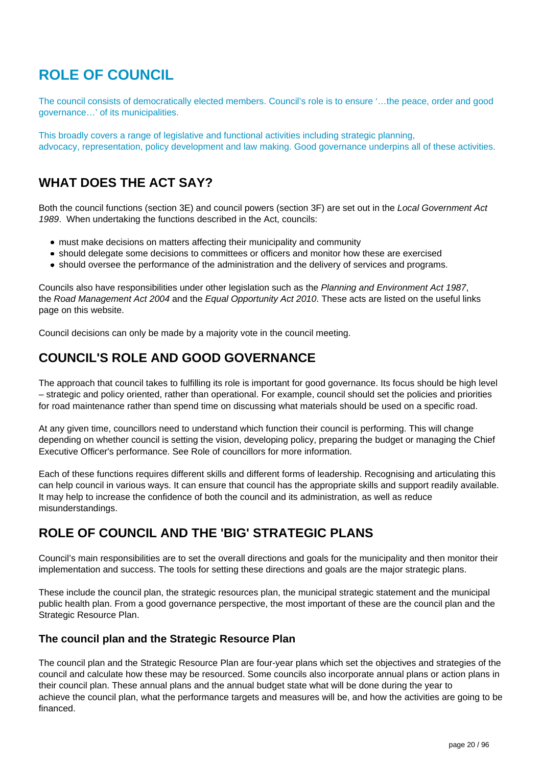# ROLE OF COUNCIL

The council consists of democratically elected members. Council's role is to ensure '…the peace, order and good governance…' of its municipalities.

This broadly covers a range of legislative and functional activities including strategic planning, advocacy, representation, policy development and law making. Good governance underpins all of these activities.

## WHAT DOES THE ACT SAY?

Both the council functions (section 3E) and council powers (section 3F) are set out in the *Local Government Act 1989*. When undertaking the functions described in the Act, councils:

- must make decisions on matters affecting their municipality and community
- should delegate some decisions to committees or officers and monitor how these are exercised
- should oversee the performance of the administration and the delivery of services and programs.

Councils also have responsibilities under other legislation such as the *Planning and Environment Act 1987*, the *Road Management Act 2004* and the *Equal Opportunity Act 2010*. These acts are listed on the useful links page on this website.

Council decisions can only be made by a majority vote in the council meeting.

## COUNCIL'S ROLE AND GOOD GOVERNANCE

The approach that council takes to fulfilling its role is important for good governance. Its focus should be high level – strategic and policy oriented, rather than operational. For example, council should set the policies and priorities for road maintenance rather than spend time on discussing what materials should be used on a specific road.

At any given time, councillors need to understand which function their council is performing. This will change depending on whether council is setting the vision, developing policy, preparing the budget or managing the Chief Executive Officer's performance. See Role of councillors for more information.

Each of these functions requires different skills and different forms of leadership. Recognising and articulating this can help council in various ways. It can ensure that council has the appropriate skills and support readily available. It may help to increase the confidence of both the council and its administration, as well as reduce misunderstandings.

## ROLE OF COUNCIL AND THE 'BIG' STRATEGIC PLANS

Council's main responsibilities are to set the overall directions and goals for the municipality and then monitor their implementation and success. The tools for setting these directions and goals are the major strategic plans.

These include the council plan, the strategic resources plan, the municipal strategic statement and the municipal public health plan. From a good governance perspective, the most important of these are the council plan and the Strategic Resource Plan.

### The council plan and the Strategic Resource Plan

The council plan and the Strategic Resource Plan are four-year plans which set the objectives and strategies of the council and calculate how these may be resourced. Some councils also incorporate annual plans or action plans in their council plan. These annual plans and the annual budget state what will be done during the year to achieve the council plan, what the performance targets and measures will be, and how the activities are going to be financed.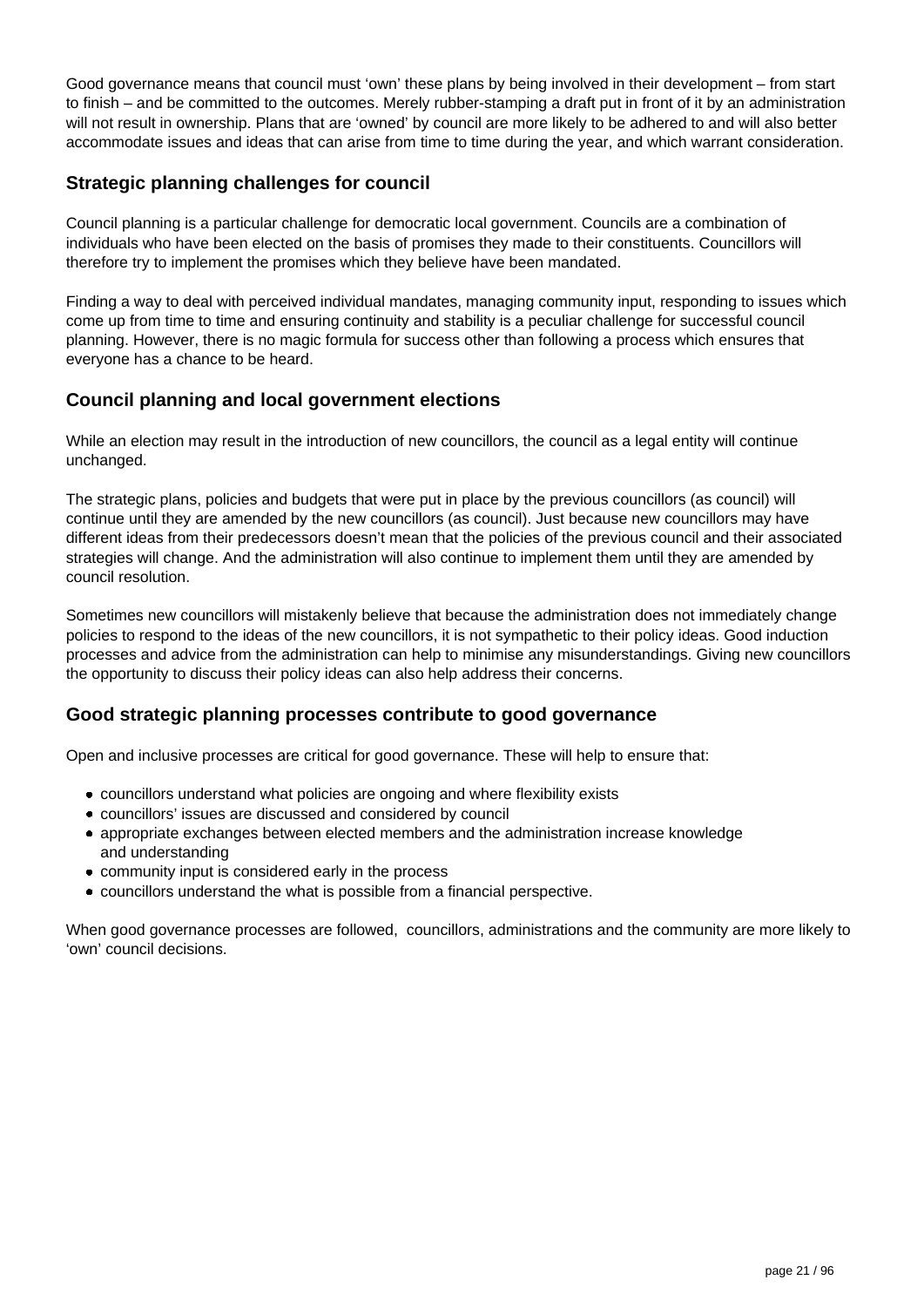Good governance means that council must 'own' these plans by being involved in their development – from start to finish – and be committed to the outcomes. Merely rubber-stamping a draft put in front of it by an administration will not result in ownership. Plans that are 'owned' by council are more likely to be adhered to and will also better accommodate issues and ideas that can arise from time to time during the year, and which warrant consideration.

## Strategic planning challenges for council

Council planning is a particular challenge for democratic local government. Councils are a combination of individuals who have been elected on the basis of promises they made to their constituents. Councillors will therefore try to implement the promises which they believe have been mandated.

Finding a way to deal with perceived individual mandates, managing community input, responding to issues which come up from time to time and ensuring continuity and stability is a peculiar challenge for successful council planning. However, there is no magic formula for success other than following a process which ensures that everyone has a chance to be heard.

## Council planning and local government elections

While an election may result in the introduction of new councillors, the council as a legal entity will continue unchanged.

The strategic plans, policies and budgets that were put in place by the previous councillors (as council) will continue until they are amended by the new councillors (as council). Just because new councillors may have different ideas from their predecessors doesn't mean that the policies of the previous council and their associated strategies will change. And the administration will also continue to implement them until they are amended by council resolution.

Sometimes new councillors will mistakenly believe that because the administration does not immediately change policies to respond to the ideas of the new councillors, it is not sympathetic to their policy ideas. Good induction processes and advice from the administration can help to minimise any misunderstandings. Giving new councillors the opportunity to discuss their policy ideas can also help address their concerns.

## Good strategic planning processes contribute to good governance

Open and inclusive processes are critical for good governance. These will help to ensure that:

- councillors understand what policies are ongoing and where flexibility exists
- councillors' issues are discussed and considered by council
- appropriate exchanges between elected members and the administration increase knowledge and understanding
- community input is considered early in the process
- councillors understand the what is possible from a financial perspective.

When good governance processes are followed, councillors, administrations and the community are more likely to 'own' council decisions.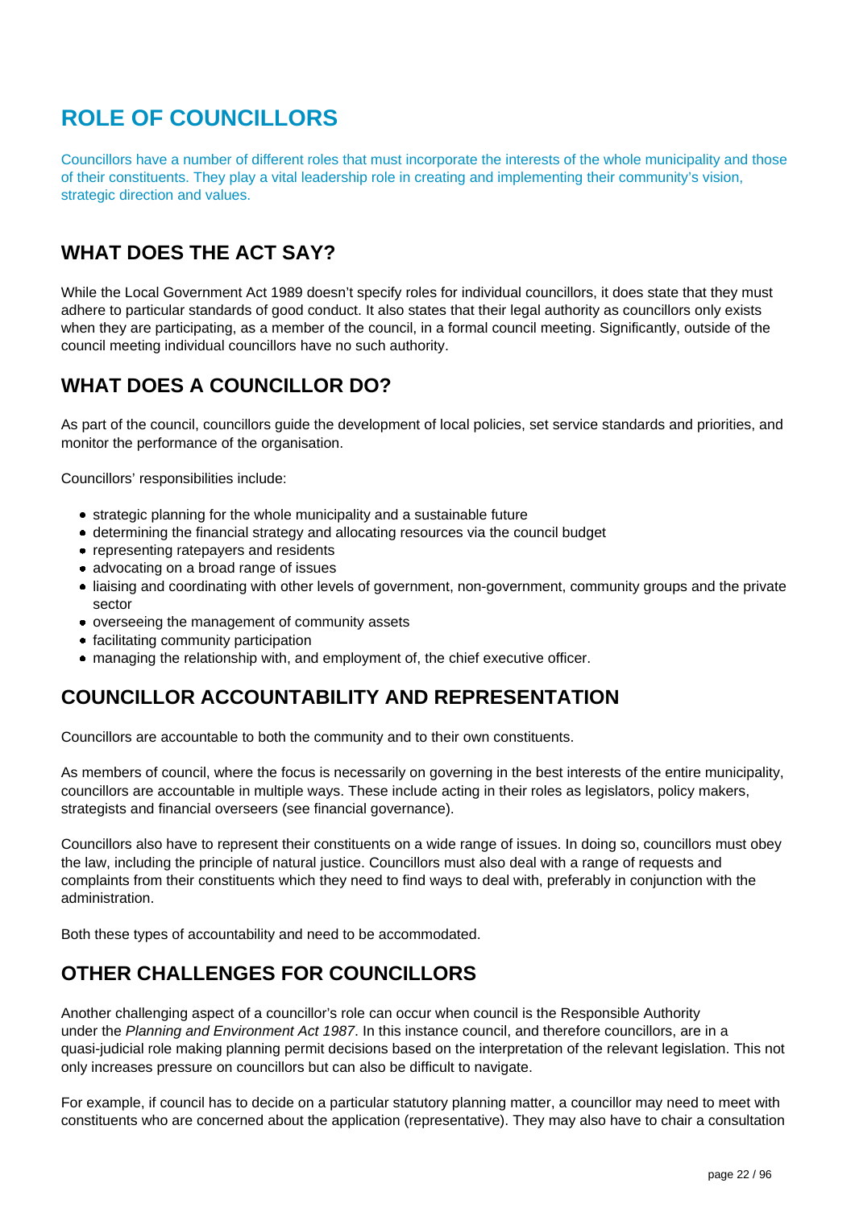# ROLE OF COUNCILLORS

Councillors have a number of different roles that must incorporate the interests of the whole municipality and those of their constituents. They play a vital leadership role in creating and implementing their community's vision, strategic direction and values.

## WHAT DOES THE ACT SAY?

While the Local Government Act 1989 doesn't specify roles for individual councillors, it does state that they must adhere to particular standards of good conduct. It also states that their legal authority as councillors only exists when they are participating, as a member of the council, in a formal council meeting. Significantly, outside of the council meeting individual councillors have no such authority.

## WHAT DOES A COUNCILLOR DO?

As part of the council, councillors guide the development of local policies, set service standards and priorities, and monitor the performance of the organisation.

Councillors' responsibilities include:

- strategic planning for the whole municipality and a sustainable future
- determining the financial strategy and allocating resources via the council budget
- representing ratepayers and residents
- advocating on a broad range of issues
- liaising and coordinating with other levels of government, non-government, community groups and the private sector
- overseeing the management of community assets
- facilitating community participation
- managing the relationship with, and employment of, the chief executive officer.

## COUNCILLOR ACCOUNTABILITY AND REPRESENTATION

Councillors are accountable to both the community and to their own constituents.

As members of council, where the focus is necessarily on governing in the best interests of the entire municipality, councillors are accountable in multiple ways. These include acting in their roles as legislators, policy makers, strategists and financial overseers (see financial governance).

Councillors also have to represent their constituents on a wide range of issues. In doing so, councillors must obey the law, including the principle of natural justice. Councillors must also deal with a range of requests and complaints from their constituents which they need to find ways to deal with, preferably in conjunction with the administration.

Both these types of accountability and need to be accommodated.

## OTHER CHALLENGES FOR COUNCILLORS

Another challenging aspect of a councillor's role can occur when council is the Responsible Authority under the *Planning and Environment Act 1987*. In this instance council, and therefore councillors, are in a quasi-judicial role making planning permit decisions based on the interpretation of the relevant legislation. This not only increases pressure on councillors but can also be difficult to navigate.

For example, if council has to decide on a particular statutory planning matter, a councillor may need to meet with constituents who are concerned about the application (representative). They may also have to chair a consultation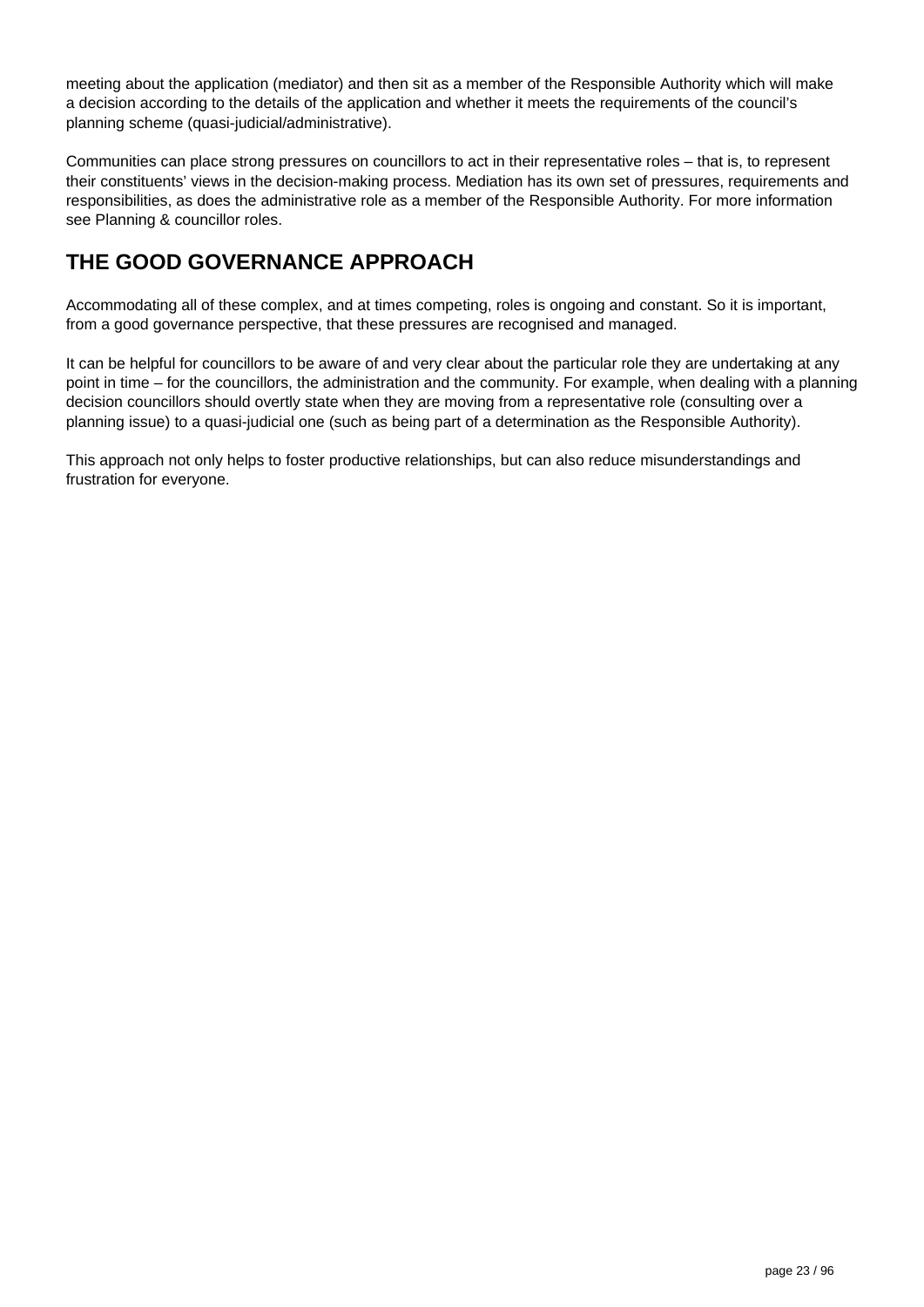meeting about the application (mediator) and then sit as a member of the Responsible Authority which will make a decision according to the details of the application and whether it meets the requirements of the council's planning scheme (quasi-judicial/administrative).

Communities can place strong pressures on councillors to act in their representative roles – that is, to represent their constituents' views in the decision-making process. Mediation has its own set of pressures, requirements and responsibilities, as does the administrative role as a member of the Responsible Authority. For more information see Planning & councillor roles.

## THE GOOD GOVERNANCE APPROACH

Accommodating all of these complex, and at times competing, roles is ongoing and constant. So it is important, from a good governance perspective, that these pressures are recognised and managed.

It can be helpful for councillors to be aware of and very clear about the particular role they are undertaking at any point in time – for the councillors, the administration and the community. For example, when dealing with a planning decision councillors should overtly state when they are moving from a representative role (consulting over a planning issue) to a quasi-judicial one (such as being part of a determination as the Responsible Authority).

This approach not only helps to foster productive relationships, but can also reduce misunderstandings and frustration for everyone.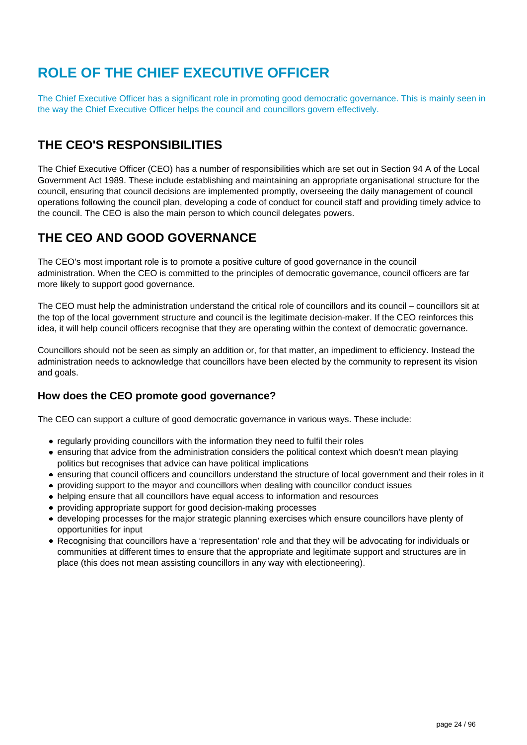# ROLE OF THE CHIEF EXECUTIVE OFFICER

The Chief Executive Officer has a significant role in promoting good democratic governance. This is mainly seen in the way the Chief Executive Officer helps the council and councillors govern effectively.

## THE CEO'S RESPONSIBILITIES

The Chief Executive Officer (CEO) has a number of responsibilities which are set out in Section 94 A of the Local Government Act 1989. These include establishing and maintaining an appropriate organisational structure for the council, ensuring that council decisions are implemented promptly, overseeing the daily management of council operations following the council plan, developing a code of conduct for council staff and providing timely advice to the council. The CEO is also the main person to which council delegates powers.

## THE CEO AND GOOD GOVERNANCE

The CEO's most important role is to promote a positive culture of good governance in the council administration. When the CEO is committed to the principles of democratic governance, council officers are far more likely to support good governance.

The CEO must help the administration understand the critical role of councillors and its council – councillors sit at the top of the local government structure and council is the legitimate decision-maker. If the CEO reinforces this idea, it will help council officers recognise that they are operating within the context of democratic governance.

Councillors should not be seen as simply an addition or, for that matter, an impediment to efficiency. Instead the administration needs to acknowledge that councillors have been elected by the community to represent its vision and goals.

### How does the CEO promote good governance?

The CEO can support a culture of good democratic governance in various ways. These include:

- regularly providing councillors with the information they need to fulfil their roles
- ensuring that advice from the administration considers the political context which doesn't mean playing politics but recognises that advice can have political implications
- ensuring that council officers and councillors understand the structure of local government and their roles in it
- providing support to the mayor and councillors when dealing with councillor conduct issues
- helping ensure that all councillors have equal access to information and resources
- providing appropriate support for good decision-making processes
- developing processes for the major strategic planning exercises which ensure councillors have plenty of opportunities for input
- Recognising that councillors have a 'representation' role and that they will be advocating for individuals or communities at different times to ensure that the appropriate and legitimate support and structures are in place (this does not mean assisting councillors in any way with electioneering).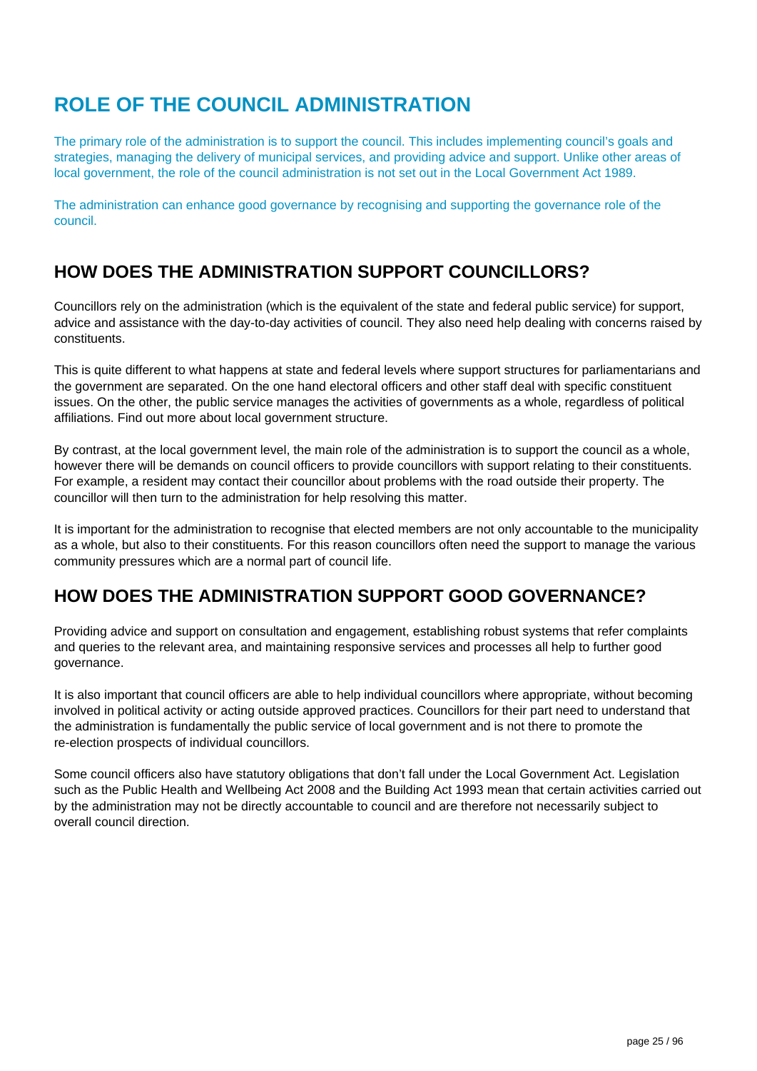# ROLE OF THE COUNCIL ADMINISTRATION

The primary role of the administration is to support the council. This includes implementing council's goals and strategies, managing the delivery of municipal services, and providing advice and support. Unlike other areas of local government, the role of the council administration is not set out in the Local Government Act 1989.

The administration can enhance good governance by recognising and supporting the governance role of the council.

## HOW DOES THE ADMINISTRATION SUPPORT COUNCILLORS?

Councillors rely on the administration (which is the equivalent of the state and federal public service) for support, advice and assistance with the day-to-day activities of council. They also need help dealing with concerns raised by constituents.

This is quite different to what happens at state and federal levels where support structures for parliamentarians and the government are separated. On the one hand electoral officers and other staff deal with specific constituent issues. On the other, the public service manages the activities of governments as a whole, regardless of political affiliations. Find out more about local government structure.

By contrast, at the local government level, the main role of the administration is to support the council as a whole, however there will be demands on council officers to provide councillors with support relating to their constituents. For example, a resident may contact their councillor about problems with the road outside their property. The councillor will then turn to the administration for help resolving this matter.

It is important for the administration to recognise that elected members are not only accountable to the municipality as a whole, but also to their constituents. For this reason councillors often need the support to manage the various community pressures which are a normal part of council life.

## HOW DOES THE ADMINISTRATION SUPPORT GOOD GOVERNANCE?

Providing advice and support on consultation and engagement, establishing robust systems that refer complaints and queries to the relevant area, and maintaining responsive services and processes all help to further good governance.

It is also important that council officers are able to help individual councillors where appropriate, without becoming involved in political activity or acting outside approved practices. Councillors for their part need to understand that the administration is fundamentally the public service of local government and is not there to promote the re-election prospects of individual councillors.

Some council officers also have statutory obligations that don't fall under the Local Government Act. Legislation such as the Public Health and Wellbeing Act 2008 and the Building Act 1993 mean that certain activities carried out by the administration may not be directly accountable to council and are therefore not necessarily subject to overall council direction.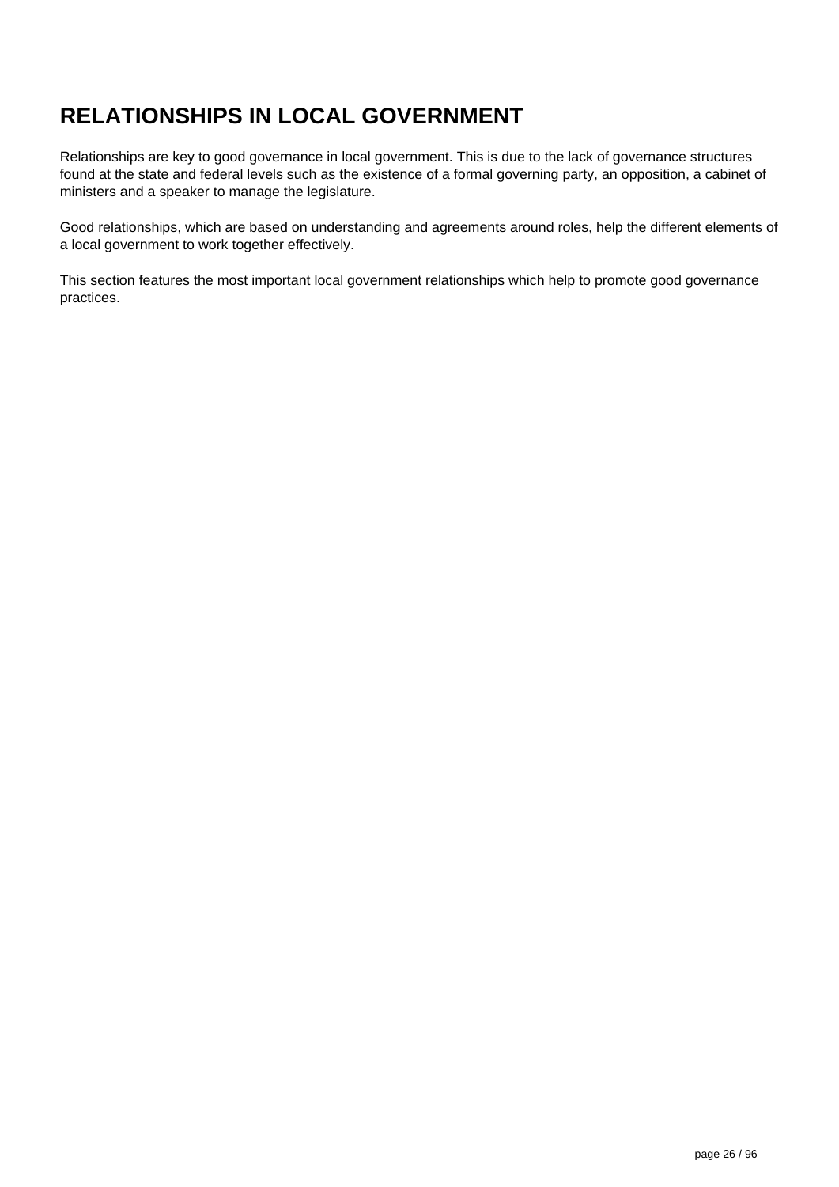# RELATIONSHIPS IN LOCAL GOVERNMENT

Relationships are key to good governance in local government. This is due to the lack of governance structures found at the state and federal levels such as the existence of a formal governing party, an opposition, a cabinet of ministers and a speaker to manage the legislature.

Good relationships, which are based on understanding and agreements around roles, help the different elements of a local government to work together effectively.

This section features the most important local government relationships which help to promote good governance practices.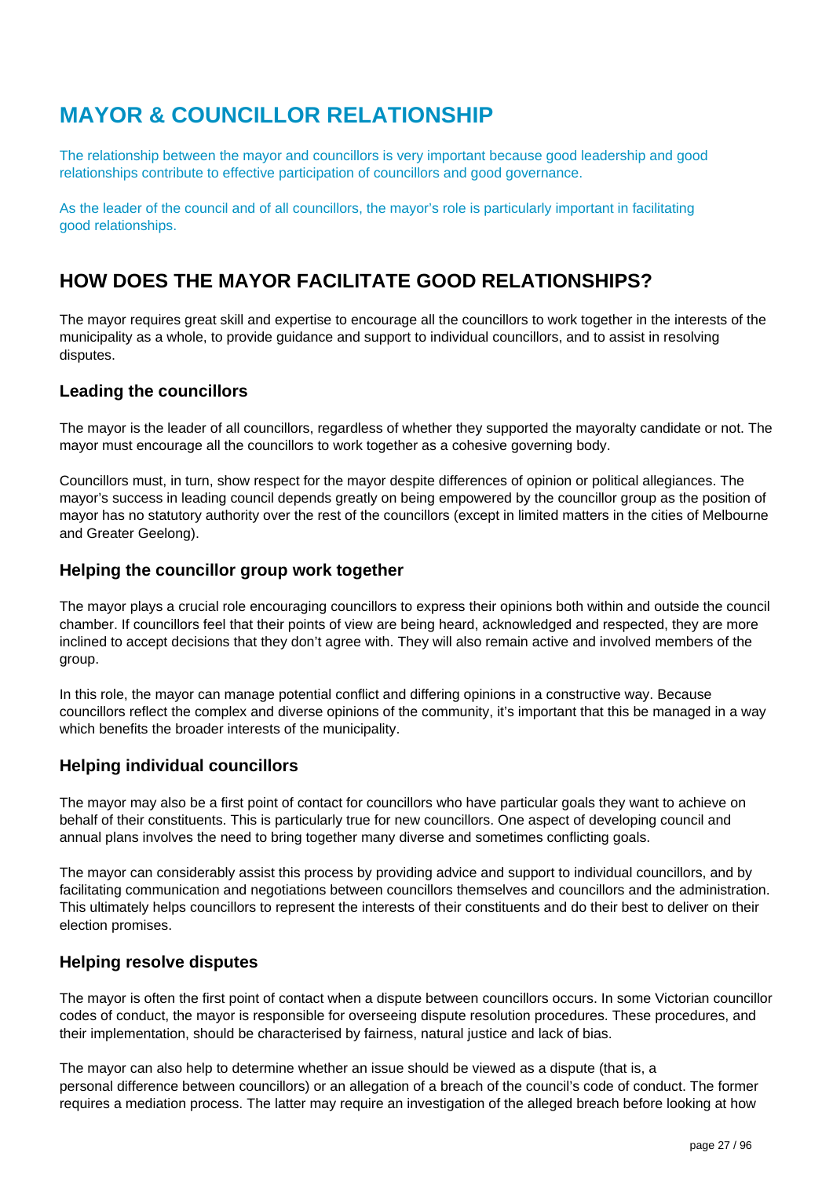# MAYOR & COUNCILLOR RELATIONSHIP

The relationship between the mayor and councillors is very important because good leadership and good relationships contribute to effective participation of councillors and good governance.

As the leader of the council and of all councillors, the mayor's role is particularly important in facilitating good relationships.

## HOW DOES THE MAYOR FACILITATE GOOD RELATIONSHIPS?

The mayor requires great skill and expertise to encourage all the councillors to work together in the interests of the municipality as a whole, to provide guidance and support to individual councillors, and to assist in resolving disputes.

### Leading the councillors

The mayor is the leader of all councillors, regardless of whether they supported the mayoralty candidate or not. The mayor must encourage all the councillors to work together as a cohesive governing body.

Councillors must, in turn, show respect for the mayor despite differences of opinion or political allegiances. The mayor's success in leading council depends greatly on being empowered by the councillor group as the position of mayor has no statutory authority over the rest of the councillors (except in limited matters in the cities of Melbourne and Greater Geelong).

### Helping the councillor group work together

The mayor plays a crucial role encouraging councillors to express their opinions both within and outside the council chamber. If councillors feel that their points of view are being heard, acknowledged and respected, they are more inclined to accept decisions that they don't agree with. They will also remain active and involved members of the group.

In this role, the mayor can manage potential conflict and differing opinions in a constructive way. Because councillors reflect the complex and diverse opinions of the community, it's important that this be managed in a way which benefits the broader interests of the municipality.

### Helping individual councillors

The mayor may also be a first point of contact for councillors who have particular goals they want to achieve on behalf of their constituents. This is particularly true for new councillors. One aspect of developing council and annual plans involves the need to bring together many diverse and sometimes conflicting goals.

The mayor can considerably assist this process by providing advice and support to individual councillors, and by facilitating communication and negotiations between councillors themselves and councillors and the administration. This ultimately helps councillors to represent the interests of their constituents and do their best to deliver on their election promises.

### Helping resolve disputes

The mayor is often the first point of contact when a dispute between councillors occurs. In some Victorian councillor codes of conduct, the mayor is responsible for overseeing dispute resolution procedures. These procedures, and their implementation, should be characterised by fairness, natural justice and lack of bias.

The mayor can also help to determine whether an issue should be viewed as a dispute (that is, a personal difference between councillors) or an allegation of a breach of the council's code of conduct. The former requires a mediation process. The latter may require an investigation of the alleged breach before looking at how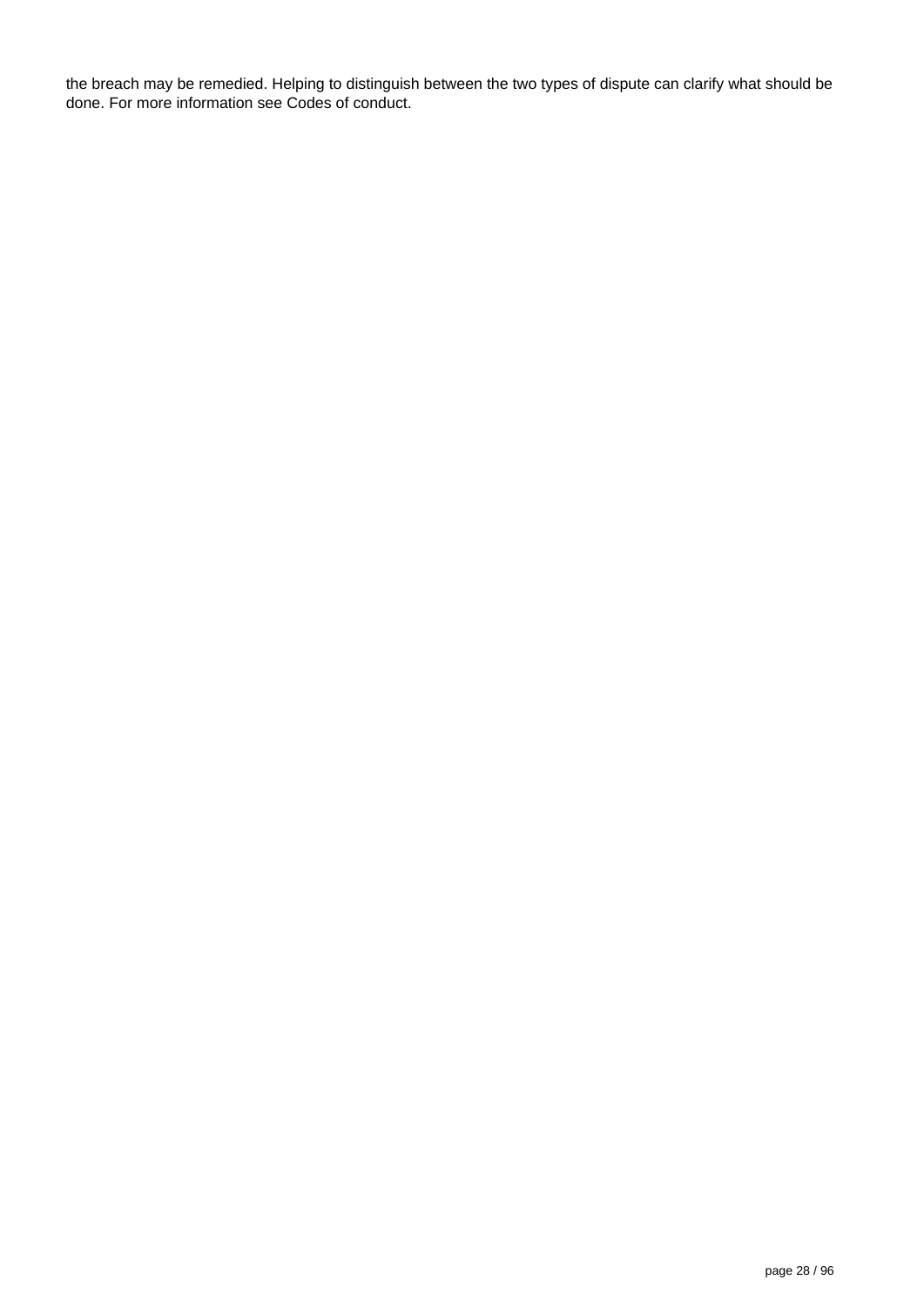the breach may be remedied. Helping to distinguish between the two types of dispute can clarify what should be done. For more information see Codes of conduct.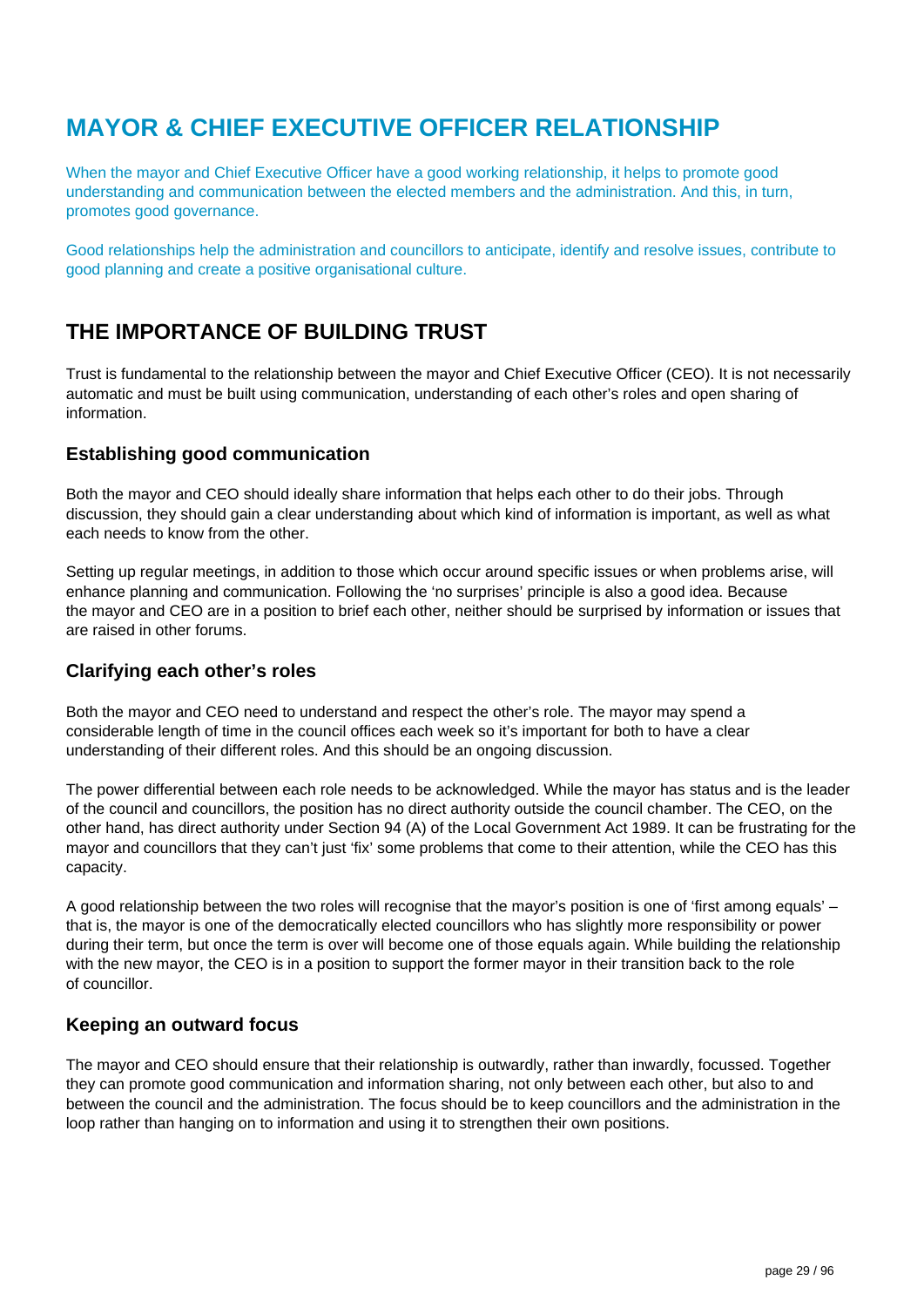# MAYOR & CHIEF EXECUTIVE OFFICER RELATIONSHIP

When the mayor and Chief Executive Officer have a good working relationship, it helps to promote good understanding and communication between the elected members and the administration. And this, in turn, promotes good governance.

Good relationships help the administration and councillors to anticipate, identify and resolve issues, contribute to good planning and create a positive organisational culture.

## THE IMPORTANCE OF BUILDING TRUST

Trust is fundamental to the relationship between the mayor and Chief Executive Officer (CEO). It is not necessarily automatic and must be built using communication, understanding of each other's roles and open sharing of information.

### Establishing good communication

Both the mayor and CEO should ideally share information that helps each other to do their jobs. Through discussion, they should gain a clear understanding about which kind of information is important, as well as what each needs to know from the other.

Setting up regular meetings, in addition to those which occur around specific issues or when problems arise, will enhance planning and communication. Following the 'no surprises' principle is also a good idea. Because the mayor and CEO are in a position to brief each other, neither should be surprised by information or issues that are raised in other forums.

### Clarifying each other's roles

Both the mayor and CEO need to understand and respect the other's role. The mayor may spend a considerable length of time in the council offices each week so it's important for both to have a clear understanding of their different roles. And this should be an ongoing discussion.

The power differential between each role needs to be acknowledged. While the mayor has status and is the leader of the council and councillors, the position has no direct authority outside the council chamber. The CEO, on the other hand, has direct authority under Section 94 (A) of the Local Government Act 1989. It can be frustrating for the mayor and councillors that they can't just 'fix' some problems that come to their attention, while the CEO has this capacity.

A good relationship between the two roles will recognise that the mayor's position is one of 'first among equals' – that is, the mayor is one of the democratically elected councillors who has slightly more responsibility or power during their term, but once the term is over will become one of those equals again. While building the relationship with the new mayor, the CEO is in a position to support the former mayor in their transition back to the role of councillor.

### Keeping an outward focus

The mayor and CEO should ensure that their relationship is outwardly, rather than inwardly, focussed. Together they can promote good communication and information sharing, not only between each other, but also to and between the council and the administration. The focus should be to keep councillors and the administration in the loop rather than hanging on to information and using it to strengthen their own positions.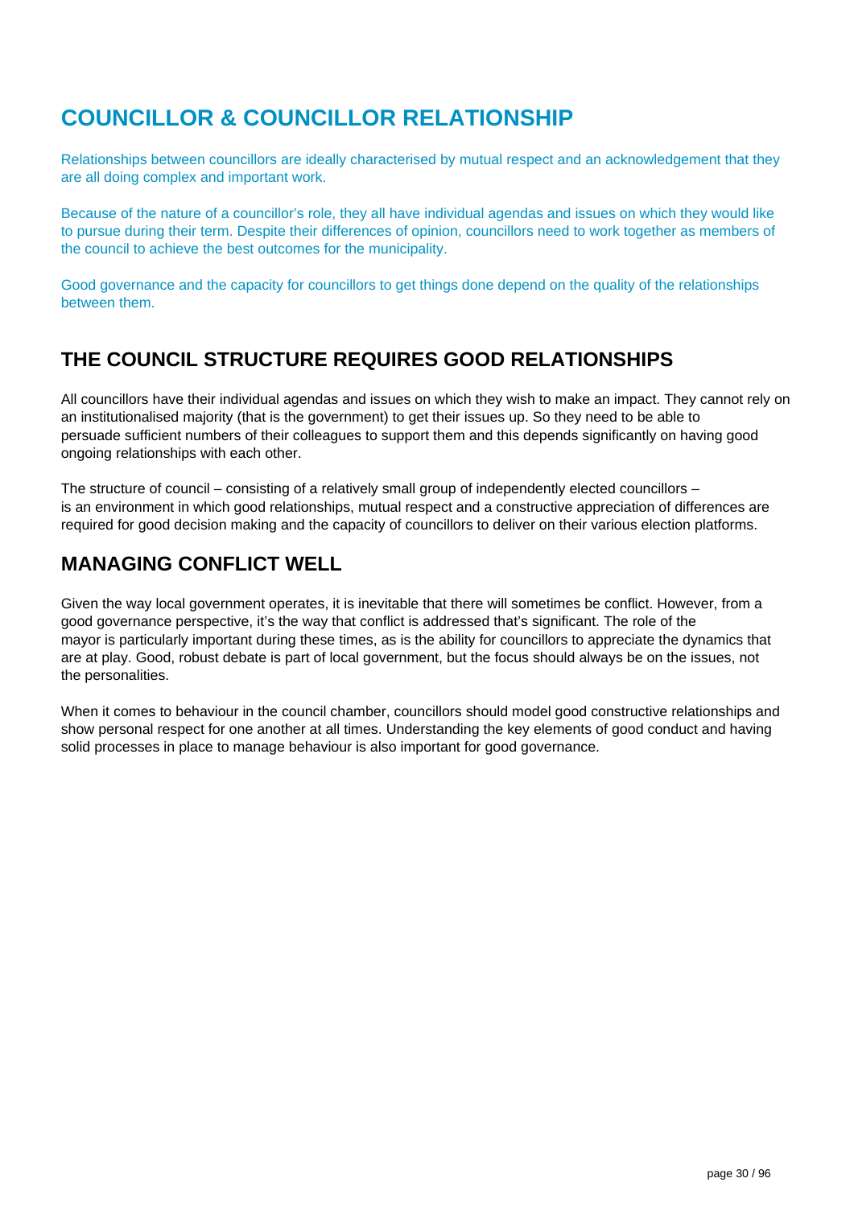# COUNCILLOR & COUNCILLOR RELATIONSHIP

Relationships between councillors are ideally characterised by mutual respect and an acknowledgement that they are all doing complex and important work.

Because of the nature of a councillor's role, they all have individual agendas and issues on which they would like to pursue during their term. Despite their differences of opinion, councillors need to work together as members of the council to achieve the best outcomes for the municipality.

Good governance and the capacity for councillors to get things done depend on the quality of the relationships between them.

## THE COUNCIL STRUCTURE REQUIRES GOOD RELATIONSHIPS

All councillors have their individual agendas and issues on which they wish to make an impact. They cannot rely on an institutionalised majority (that is the government) to get their issues up. So they need to be able to persuade sufficient numbers of their colleagues to support them and this depends significantly on having good ongoing relationships with each other.

The structure of council – consisting of a relatively small group of independently elected councillors – is an environment in which good relationships, mutual respect and a constructive appreciation of differences are required for good decision making and the capacity of councillors to deliver on their various election platforms.

## MANAGING CONFLICT WELL

Given the way local government operates, it is inevitable that there will sometimes be conflict. However, from a good governance perspective, it's the way that conflict is addressed that's significant. The role of the mayor is particularly important during these times, as is the ability for councillors to appreciate the dynamics that are at play. Good, robust debate is part of local government, but the focus should always be on the issues, not the personalities.

When it comes to behaviour in the council chamber, councillors should model good constructive relationships and show personal respect for one another at all times. Understanding the key elements of good conduct and having solid processes in place to manage behaviour is also important for good governance.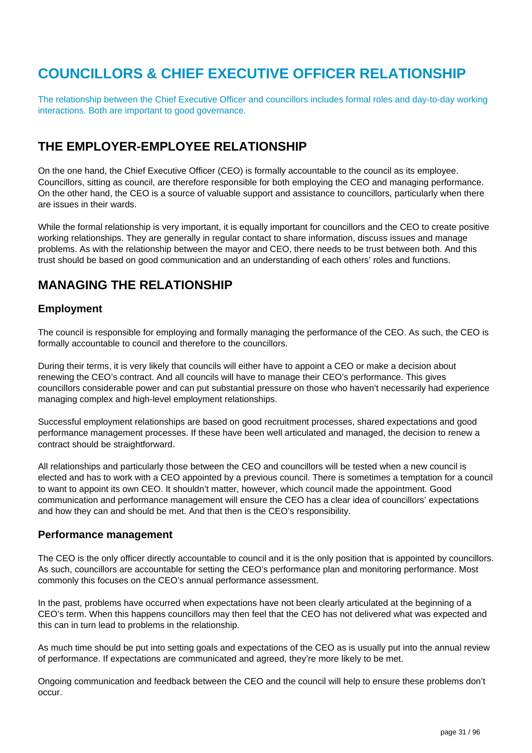# COUNCILLORS & CHIEF EXECUTIVE OFFICER RELATIONSHIP

The relationship between the Chief Executive Officer and councillors includes formal roles and day-to-day working interactions. Both are important to good governance.

## THE EMPLOYER-EMPLOYEE RELATIONSHIP

On the one hand, the Chief Executive Officer (CEO) is formally accountable to the council as its employee. Councillors, sitting as council, are therefore responsible for both employing the CEO and managing performance. On the other hand, the CEO is a source of valuable support and assistance to councillors, particularly when there are issues in their wards.

While the formal relationship is very important, it is equally important for councillors and the CEO to create positive working relationships. They are generally in regular contact to share information, discuss issues and manage problems. As with the relationship between the mayor and CEO, there needs to be trust between both. And this trust should be based on good communication and an understanding of each others' roles and functions.

## MANAGING THE RELATIONSHIP

### Employment

The council is responsible for employing and formally managing the performance of the CEO. As such, the CEO is formally accountable to council and therefore to the councillors.

During their terms, it is very likely that councils will either have to appoint a CEO or make a decision about renewing the CEO's contract. And all councils will have to manage their CEO's performance. This gives councillors considerable power and can put substantial pressure on those who haven't necessarily had experience managing complex and high-level employment relationships.

Successful employment relationships are based on good recruitment processes, shared expectations and good performance management processes. If these have been well articulated and managed, the decision to renew a contract should be straightforward.

All relationships and particularly those between the CEO and councillors will be tested when a new council is elected and has to work with a CEO appointed by a previous council. There is sometimes a temptation for a council to want to appoint its own CEO. It shouldn't matter, however, which council made the appointment. Good communication and performance management will ensure the CEO has a clear idea of councillors' expectations and how they can and should be met. And that then is the CEO's responsibility.

### Performance management

The CEO is the only officer directly accountable to council and it is the only position that is appointed by councillors. As such, councillors are accountable for setting the CEO's performance plan and monitoring performance. Most commonly this focuses on the CEO's annual performance assessment.

In the past, problems have occurred when expectations have not been clearly articulated at the beginning of a CEO's term. When this happens councillors may then feel that the CEO has not delivered what was expected and this can in turn lead to problems in the relationship.

As much time should be put into setting goals and expectations of the CEO as is usually put into the annual review of performance. If expectations are communicated and agreed, they're more likely to be met.

Ongoing communication and feedback between the CEO and the council will help to ensure these problems don't occur.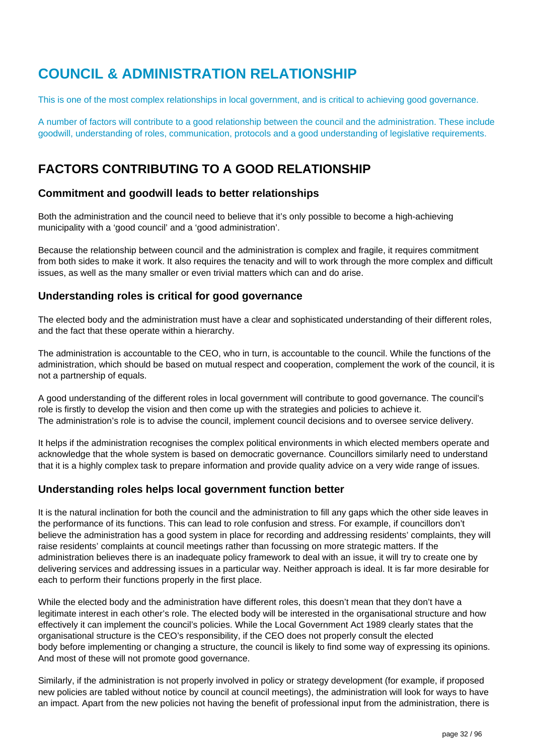# COUNCIL & ADMINISTRATION RELATIONSHIP

This is one of the most complex relationships in local government, and is critical to achieving good governance.

A number of factors will contribute to a good relationship between the council and the administration. These include goodwill, understanding of roles, communication, protocols and a good understanding of legislative requirements.

## FACTORS CONTRIBUTING TO A GOOD RELATIONSHIP

### Commitment and goodwill leads to better relationships

Both the administration and the council need to believe that it's only possible to become a high-achieving municipality with a 'good council' and a 'good administration'.

Because the relationship between council and the administration is complex and fragile, it requires commitment from both sides to make it work. It also requires the tenacity and will to work through the more complex and difficult issues, as well as the many smaller or even trivial matters which can and do arise.

### Understanding roles is critical for good governance

The elected body and the administration must have a clear and sophisticated understanding of their different roles, and the fact that these operate within a hierarchy.

The administration is accountable to the CEO, who in turn, is accountable to the council. While the functions of the administration, which should be based on mutual respect and cooperation, complement the work of the council, it is not a partnership of equals.

A good understanding of the different roles in local government will contribute to good governance. The council's role is firstly to develop the vision and then come up with the strategies and policies to achieve it. The administration's role is to advise the council, implement council decisions and to oversee service delivery.

It helps if the administration recognises the complex political environments in which elected members operate and acknowledge that the whole system is based on democratic governance. Councillors similarly need to understand that it is a highly complex task to prepare information and provide quality advice on a very wide range of issues.

### Understanding roles helps local government function better

It is the natural inclination for both the council and the administration to fill any gaps which the other side leaves in the performance of its functions. This can lead to role confusion and stress. For example, if councillors don't believe the administration has a good system in place for recording and addressing residents' complaints, they will raise residents' complaints at council meetings rather than focussing on more strategic matters. If the administration believes there is an inadequate policy framework to deal with an issue, it will try to create one by delivering services and addressing issues in a particular way. Neither approach is ideal. It is far more desirable for each to perform their functions properly in the first place.

While the elected body and the administration have different roles, this doesn't mean that they don't have a legitimate interest in each other's role. The elected body will be interested in the organisational structure and how effectively it can implement the council's policies. While the Local Government Act 1989 clearly states that the organisational structure is the CEO's responsibility, if the CEO does not properly consult the elected body before implementing or changing a structure, the council is likely to find some way of expressing its opinions. And most of these will not promote good governance.

Similarly, if the administration is not properly involved in policy or strategy development (for example, if proposed new policies are tabled without notice by council at council meetings), the administration will look for ways to have an impact. Apart from the new policies not having the benefit of professional input from the administration, there is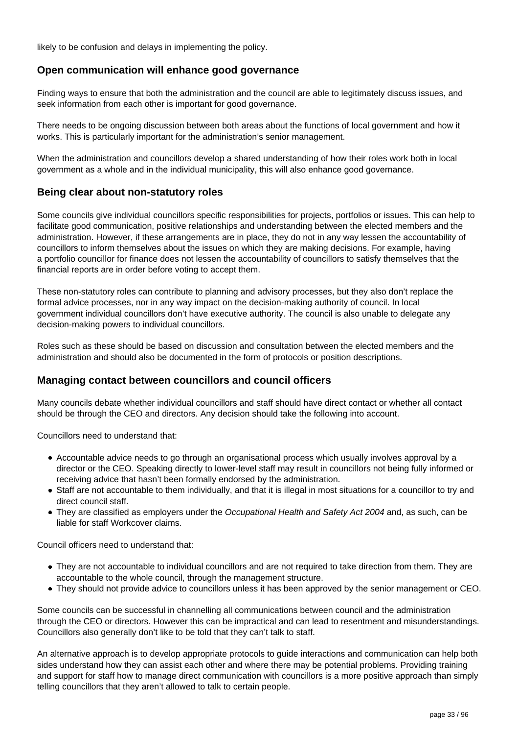likely to be confusion and delays in implementing the policy.

### Open communication will enhance good governance

Finding ways to ensure that both the administration and the council are able to legitimately discuss issues, and seek information from each other is important for good governance.

There needs to be ongoing discussion between both areas about the functions of local government and how it works. This is particularly important for the administration's senior management.

When the administration and councillors develop a shared understanding of how their roles work both in local government as a whole and in the individual municipality, this will also enhance good governance.

### Being clear about non-statutory roles

Some councils give individual councillors specific responsibilities for projects, portfolios or issues. This can help to facilitate good communication, positive relationships and understanding between the elected members and the administration. However, if these arrangements are in place, they do not in any way lessen the accountability of councillors to inform themselves about the issues on which they are making decisions. For example, having a portfolio councillor for finance does not lessen the accountability of councillors to satisfy themselves that the financial reports are in order before voting to accept them.

These non-statutory roles can contribute to planning and advisory processes, but they also don't replace the formal advice processes, nor in any way impact on the decision-making authority of council. In local government individual councillors don't have executive authority. The council is also unable to delegate any decision-making powers to individual councillors.

Roles such as these should be based on discussion and consultation between the elected members and the administration and should also be documented in the form of protocols or position descriptions.

### Managing contact between councillors and council officers

Many councils debate whether individual councillors and staff should have direct contact or whether all contact should be through the CEO and directors. Any decision should take the following into account.

Councillors need to understand that:

- Accountable advice needs to go through an organisational process which usually involves approval by a director or the CEO. Speaking directly to lower-level staff may result in councillors not being fully informed or receiving advice that hasn't been formally endorsed by the administration.
- Staff are not accountable to them individually, and that it is illegal in most situations for a councillor to try and direct council staff.
- They are classified as employers under the *Occupational Health and Safety Act 2004* and, as such, can be liable for staff Workcover claims.

Council officers need to understand that:

- They are not accountable to individual councillors and are not required to take direction from them. They are accountable to the whole council, through the management structure.
- They should not provide advice to councillors unless it has been approved by the senior management or CEO.

Some councils can be successful in channelling all communications between council and the administration through the CEO or directors. However this can be impractical and can lead to resentment and misunderstandings. Councillors also generally don't like to be told that they can't talk to staff.

An alternative approach is to develop appropriate protocols to guide interactions and communication can help both sides understand how they can assist each other and where there may be potential problems. Providing training and support for staff how to manage direct communication with councillors is a more positive approach than simply telling councillors that they aren't allowed to talk to certain people.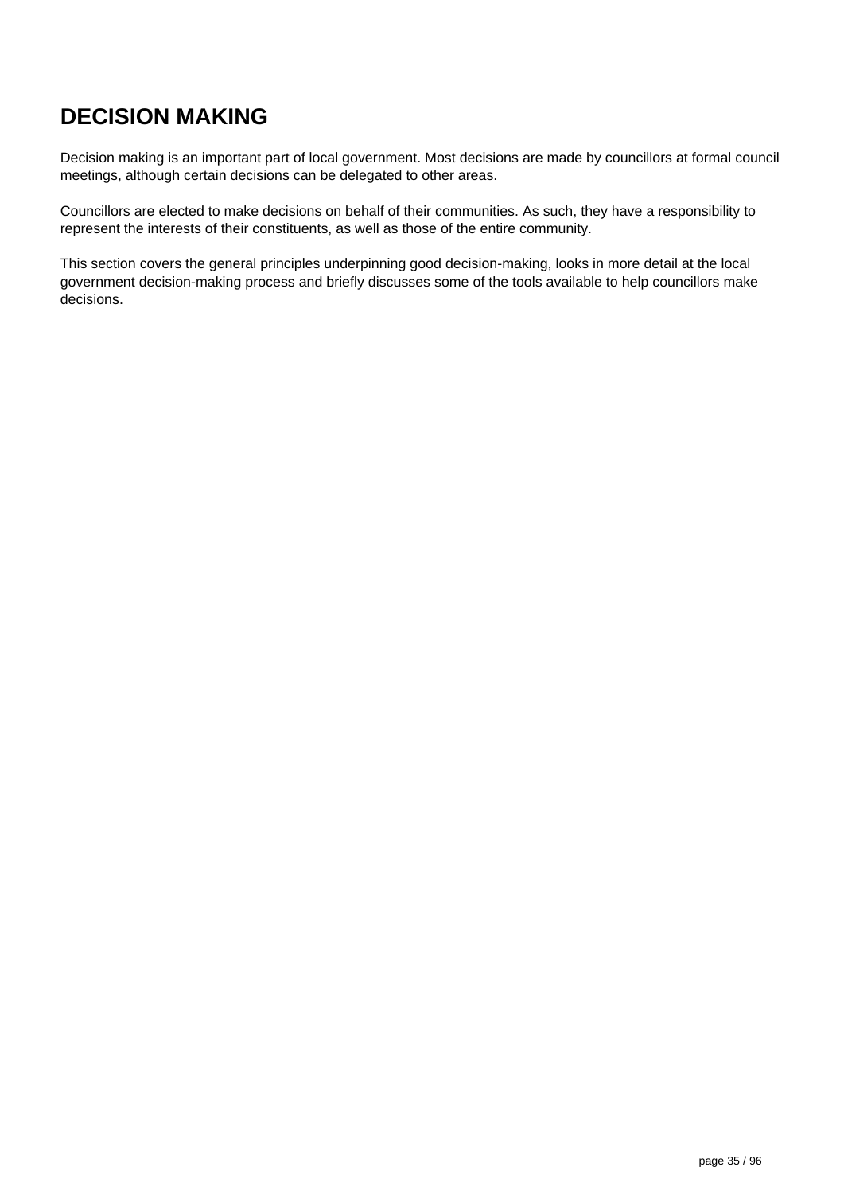# DECISION MAKING

Decision making is an important part of local government. Most decisions are made by councillors at formal council meetings, although certain decisions can be delegated to other areas.

Councillors are elected to make decisions on behalf of their communities. As such, they have a responsibility to represent the interests of their constituents, as well as those of the entire community.

This section covers the general principles underpinning good decision-making, looks in more detail at the local government decision-making process and briefly discusses some of the tools available to help councillors make decisions.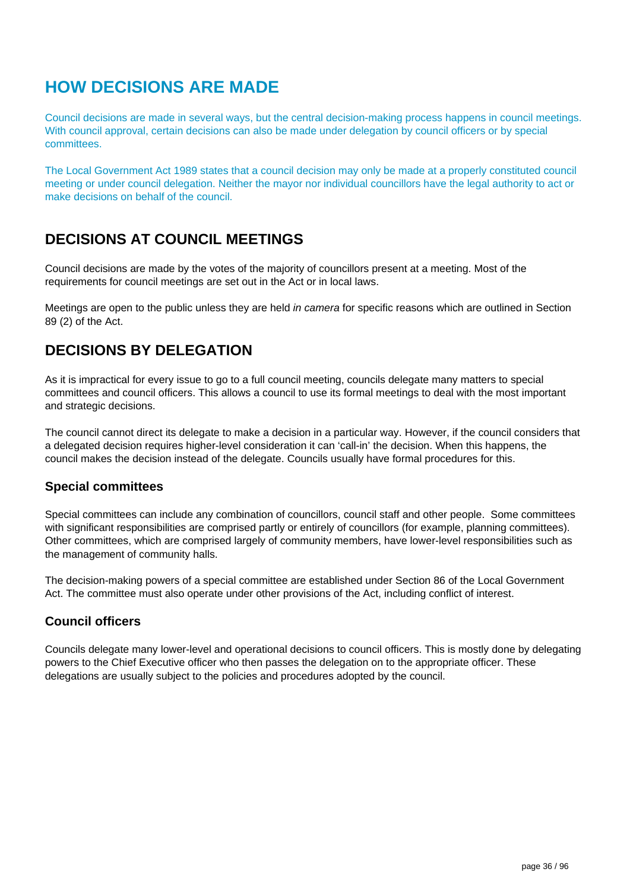# HOW DECISIONS ARE MADE

Council decisions are made in several ways, but the central decision-making process happens in council meetings. With council approval, certain decisions can also be made under delegation by council officers or by special committees.

The Local Government Act 1989 states that a council decision may only be made at a properly constituted council meeting or under council delegation. Neither the mayor nor individual councillors have the legal authority to act or make decisions on behalf of the council.

## DECISIONS AT COUNCIL MEETINGS

Council decisions are made by the votes of the majority of councillors present at a meeting. Most of the requirements for council meetings are set out in the Act or in local laws.

Meetings are open to the public unless they are held *in camera* for specific reasons which are outlined in Section 89 (2) of the Act.

## DECISIONS BY DELEGATION

As it is impractical for every issue to go to a full council meeting, councils delegate many matters to special committees and council officers. This allows a council to use its formal meetings to deal with the most important and strategic decisions.

The council cannot direct its delegate to make a decision in a particular way. However, if the council considers that a delegated decision requires higher-level consideration it can 'call-in' the decision. When this happens, the council makes the decision instead of the delegate. Councils usually have formal procedures for this.

### Special committees

Special committees can include any combination of councillors, council staff and other people. Some committees with significant responsibilities are comprised partly or entirely of councillors (for example, planning committees). Other committees, which are comprised largely of community members, have lower-level responsibilities such as the management of community halls.

The decision-making powers of a special committee are established under Section 86 of the Local Government Act. The committee must also operate under other provisions of the Act, including conflict of interest.

### Council officers

Councils delegate many lower-level and operational decisions to council officers. This is mostly done by delegating powers to the Chief Executive officer who then passes the delegation on to the appropriate officer. These delegations are usually subject to the policies and procedures adopted by the council.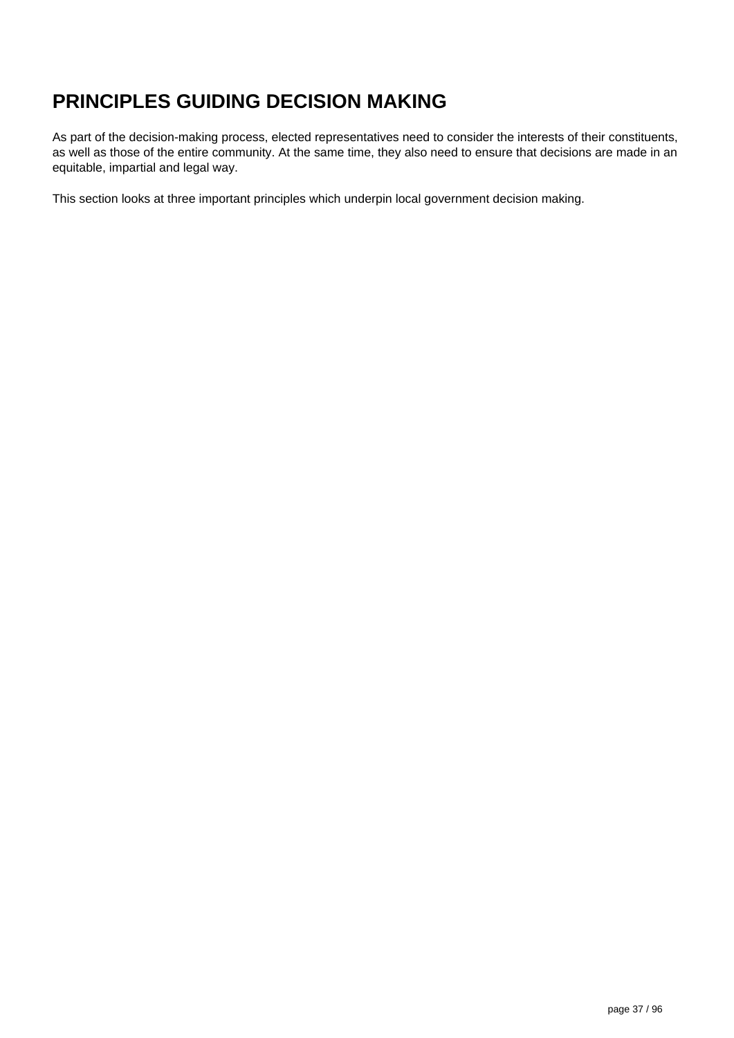# PRINCIPLES GUIDING DECISION MAKING

As part of the decision-making process, elected representatives need to consider the interests of their constituents, as well as those of the entire community. At the same time, they also need to ensure that decisions are made in an equitable, impartial and legal way.

This section looks at three important principles which underpin local government decision making.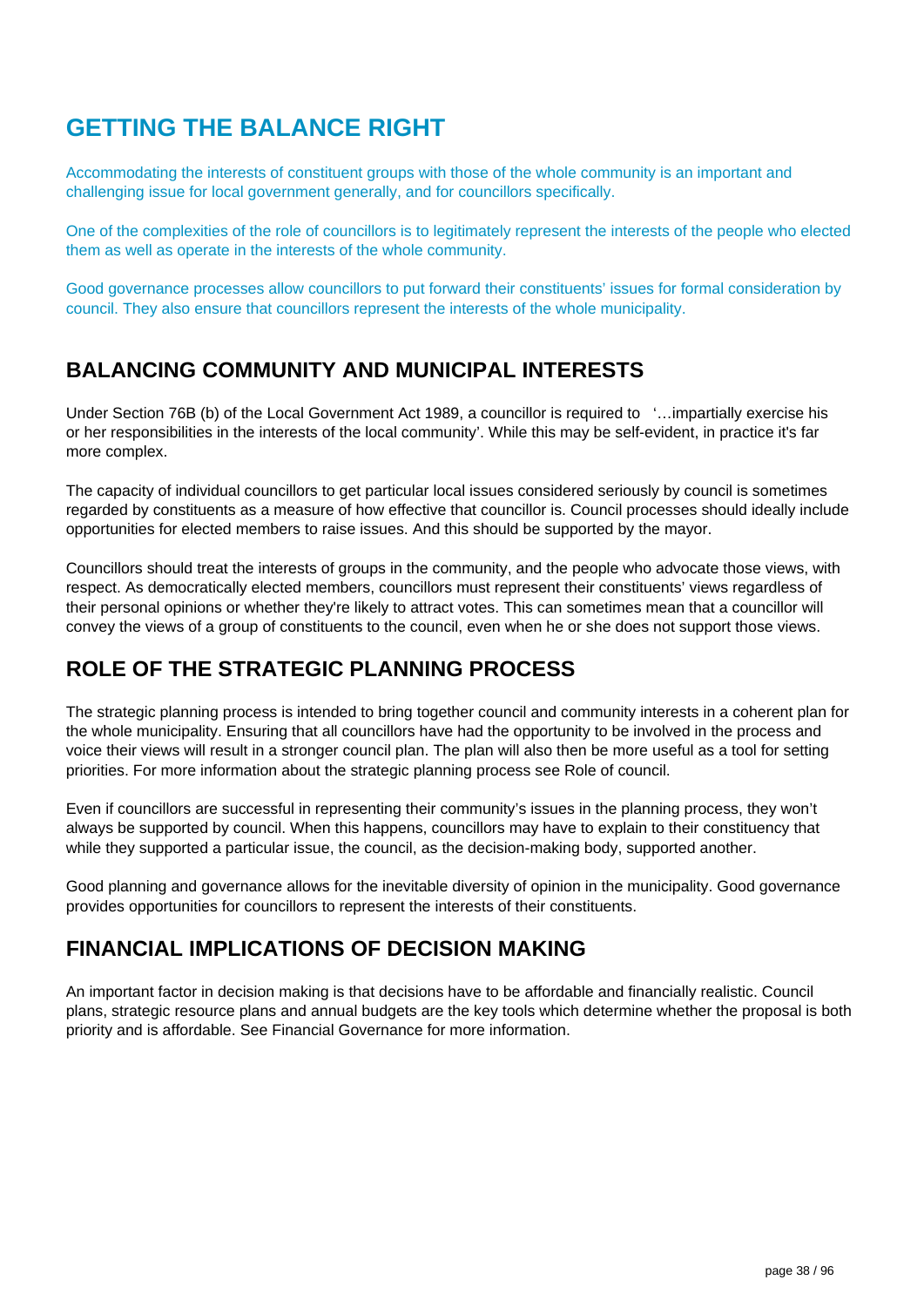# GETTING THE BALANCE RIGHT

Accommodating the interests of constituent groups with those of the whole community is an important and challenging issue for local government generally, and for councillors specifically.

One of the complexities of the role of councillors is to legitimately represent the interests of the people who elected them as well as operate in the interests of the whole community.

Good governance processes allow councillors to put forward their constituents' issues for formal consideration by council. They also ensure that councillors represent the interests of the whole municipality.

## BALANCING COMMUNITY AND MUNICIPAL INTERESTS

Under Section 76B (b) of the Local Government Act 1989, a councillor is required to '…impartially exercise his or her responsibilities in the interests of the local community'. While this may be self-evident, in practice it's far more complex.

The capacity of individual councillors to get particular local issues considered seriously by council is sometimes regarded by constituents as a measure of how effective that councillor is. Council processes should ideally include opportunities for elected members to raise issues. And this should be supported by the mayor.

Councillors should treat the interests of groups in the community, and the people who advocate those views, with respect. As democratically elected members, councillors must represent their constituents' views regardless of their personal opinions or whether they're likely to attract votes. This can sometimes mean that a councillor will convey the views of a group of constituents to the council, even when he or she does not support those views.

## ROLE OF THE STRATEGIC PLANNING PROCESS

The strategic planning process is intended to bring together council and community interests in a coherent plan for the whole municipality. Ensuring that all councillors have had the opportunity to be involved in the process and voice their views will result in a stronger council plan. The plan will also then be more useful as a tool for setting priorities. For more information about the strategic planning process see Role of council.

Even if councillors are successful in representing their community's issues in the planning process, they won't always be supported by council. When this happens, councillors may have to explain to their constituency that while they supported a particular issue, the council, as the decision-making body, supported another.

Good planning and governance allows for the inevitable diversity of opinion in the municipality. Good governance provides opportunities for councillors to represent the interests of their constituents.

## FINANCIAL IMPLICATIONS OF DECISION MAKING

An important factor in decision making is that decisions have to be affordable and financially realistic. Council plans, strategic resource plans and annual budgets are the key tools which determine whether the proposal is both priority and is affordable. See Financial Governance for more information.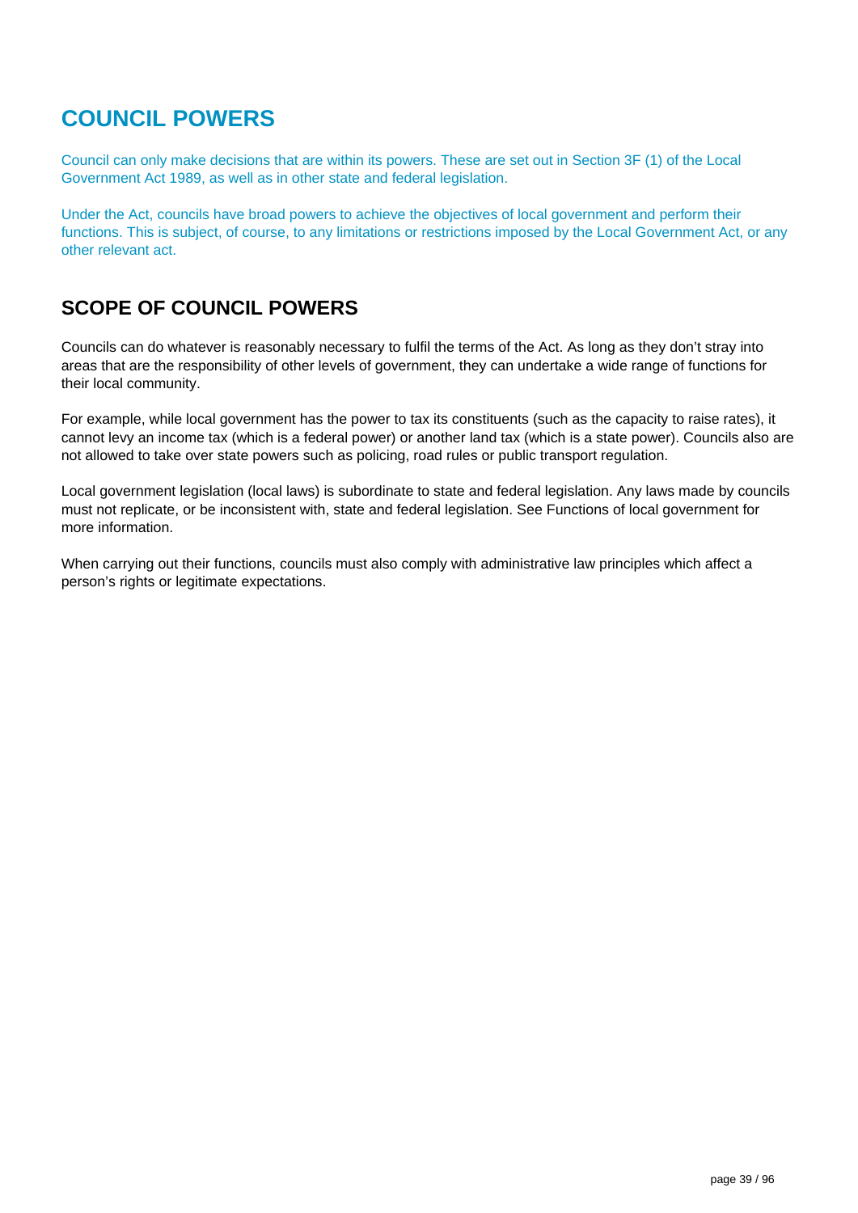# COUNCIL POWERS

Council can only make decisions that are within its powers. These are set out in Section 3F (1) of the Local Government Act 1989, as well as in other state and federal legislation.

Under the Act, councils have broad powers to achieve the objectives of local government and perform their functions. This is subject, of course, to any limitations or restrictions imposed by the Local Government Act, or any other relevant act.

## SCOPE OF COUNCIL POWERS

Councils can do whatever is reasonably necessary to fulfil the terms of the Act. As long as they don't stray into areas that are the responsibility of other levels of government, they can undertake a wide range of functions for their local community.

For example, while local government has the power to tax its constituents (such as the capacity to raise rates), it cannot levy an income tax (which is a federal power) or another land tax (which is a state power). Councils also are not allowed to take over state powers such as policing, road rules or public transport regulation.

Local government legislation (local laws) is subordinate to state and federal legislation. Any laws made by councils must not replicate, or be inconsistent with, state and federal legislation. See Functions of local government for more information.

When carrying out their functions, councils must also comply with administrative law principles which affect a person's rights or legitimate expectations.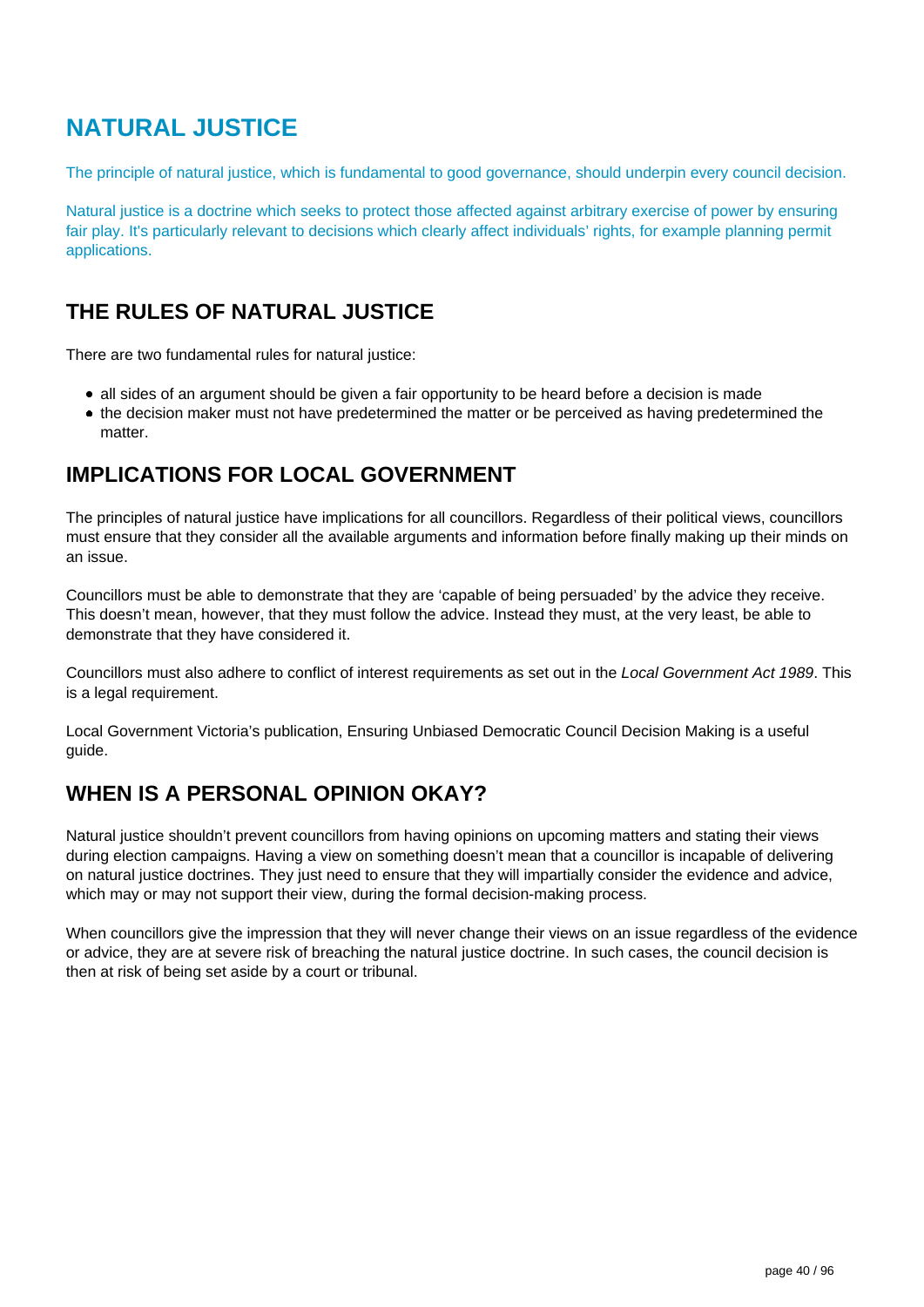# NATURAL JUSTICE

The principle of natural justice, which is fundamental to good governance, should underpin every council decision.

Natural justice is a doctrine which seeks to protect those affected against arbitrary exercise of power by ensuring fair play. It's particularly relevant to decisions which clearly affect individuals' rights, for example planning permit applications.

## THE RULES OF NATURAL JUSTICE

There are two fundamental rules for natural justice:

- all sides of an argument should be given a fair opportunity to be heard before a decision is made
- the decision maker must not have predetermined the matter or be perceived as having predetermined the matter.

## IMPLICATIONS FOR LOCAL GOVERNMENT

The principles of natural justice have implications for all councillors. Regardless of their political views, councillors must ensure that they consider all the available arguments and information before finally making up their minds on an issue.

Councillors must be able to demonstrate that they are 'capable of being persuaded' by the advice they receive. This doesn't mean, however, that they must follow the advice. Instead they must, at the very least, be able to demonstrate that they have considered it.

Councillors must also adhere to conflict of interest requirements as set out in the *Local Government Act 1989*. This is a legal requirement.

Local Government Victoria's publication, Ensuring Unbiased Democratic Council Decision Making is a useful guide.

## WHEN IS A PERSONAL OPINION OKAY?

Natural justice shouldn't prevent councillors from having opinions on upcoming matters and stating their views during election campaigns. Having a view on something doesn't mean that a councillor is incapable of delivering on natural justice doctrines. They just need to ensure that they will impartially consider the evidence and advice, which may or may not support their view, during the formal decision-making process.

When councillors give the impression that they will never change their views on an issue regardless of the evidence or advice, they are at severe risk of breaching the natural justice doctrine. In such cases, the council decision is then at risk of being set aside by a court or tribunal.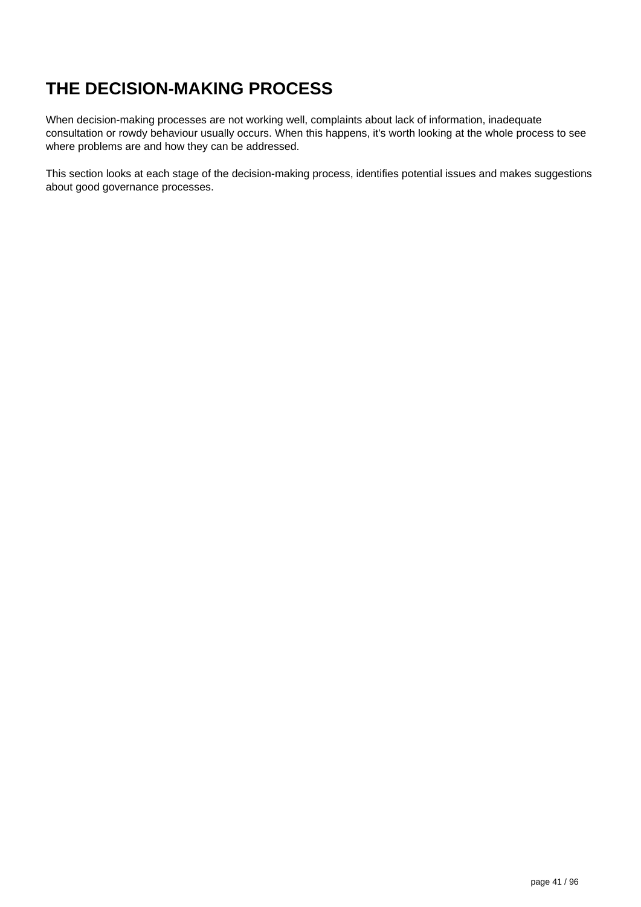# THE DECISION-MAKING PROCESS

When decision-making processes are not working well, complaints about lack of information, inadequate consultation or rowdy behaviour usually occurs. When this happens, it's worth looking at the whole process to see where problems are and how they can be addressed.

This section looks at each stage of the decision-making process, identifies potential issues and makes suggestions about good governance processes.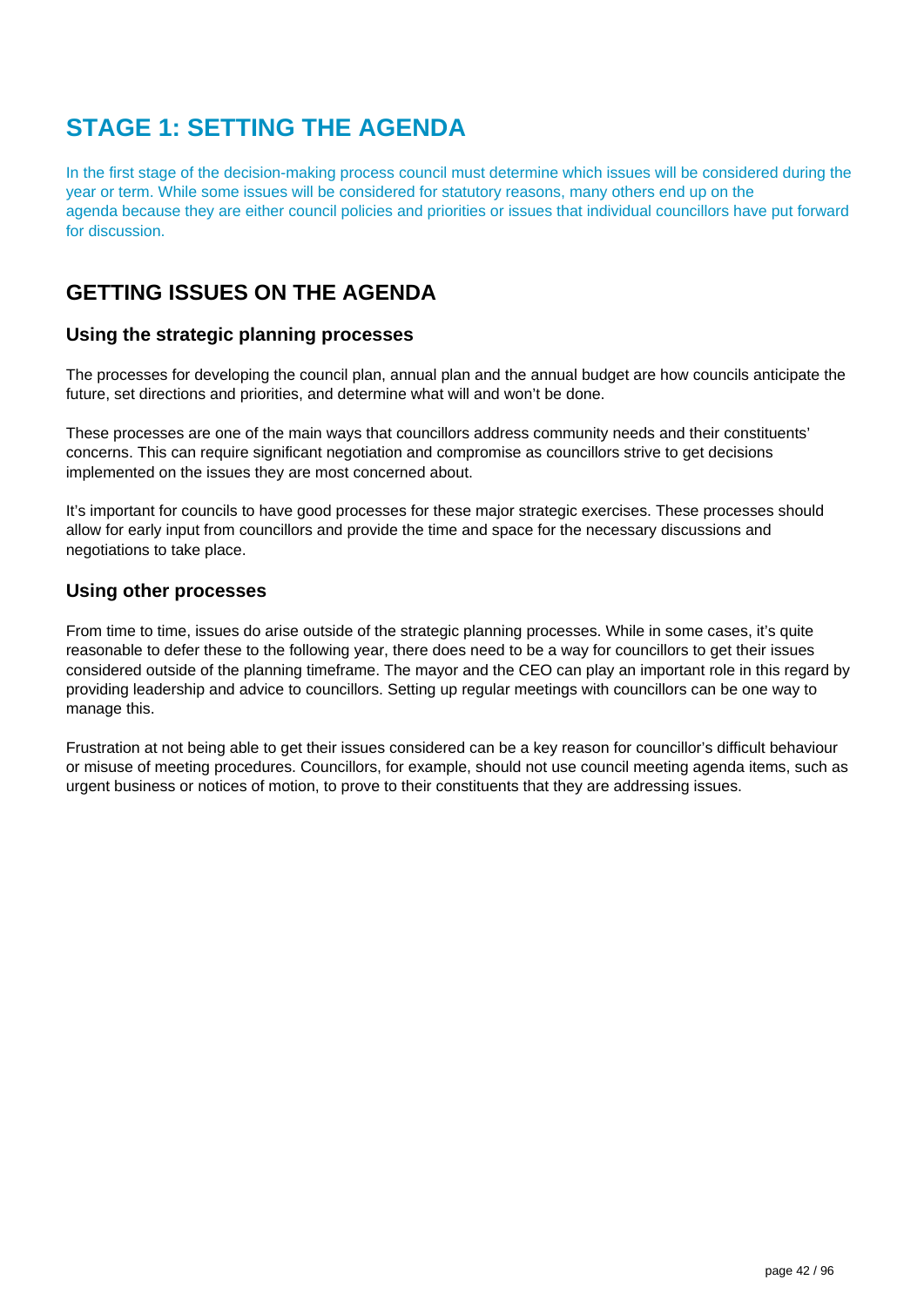# STAGE 1: SETTING THE AGENDA

In the first stage of the decision-making process council must determine which issues will be considered during the year or term. While some issues will be considered for statutory reasons, many others end up on the agenda because they are either council policies and priorities or issues that individual councillors have put forward for discussion.

## GETTING ISSUES ON THE AGENDA

### Using the strategic planning processes

The processes for developing the council plan, annual plan and the annual budget are how councils anticipate the future, set directions and priorities, and determine what will and won't be done.

These processes are one of the main ways that councillors address community needs and their constituents' concerns. This can require significant negotiation and compromise as councillors strive to get decisions implemented on the issues they are most concerned about.

It's important for councils to have good processes for these major strategic exercises. These processes should allow for early input from councillors and provide the time and space for the necessary discussions and negotiations to take place.

### Using other processes

From time to time, issues do arise outside of the strategic planning processes. While in some cases, it's quite reasonable to defer these to the following year, there does need to be a way for councillors to get their issues considered outside of the planning timeframe. The mayor and the CEO can play an important role in this regard by providing leadership and advice to councillors. Setting up regular meetings with councillors can be one way to manage this.

Frustration at not being able to get their issues considered can be a key reason for councillor's difficult behaviour or misuse of meeting procedures. Councillors, for example, should not use council meeting agenda items, such as urgent business or notices of motion, to prove to their constituents that they are addressing issues.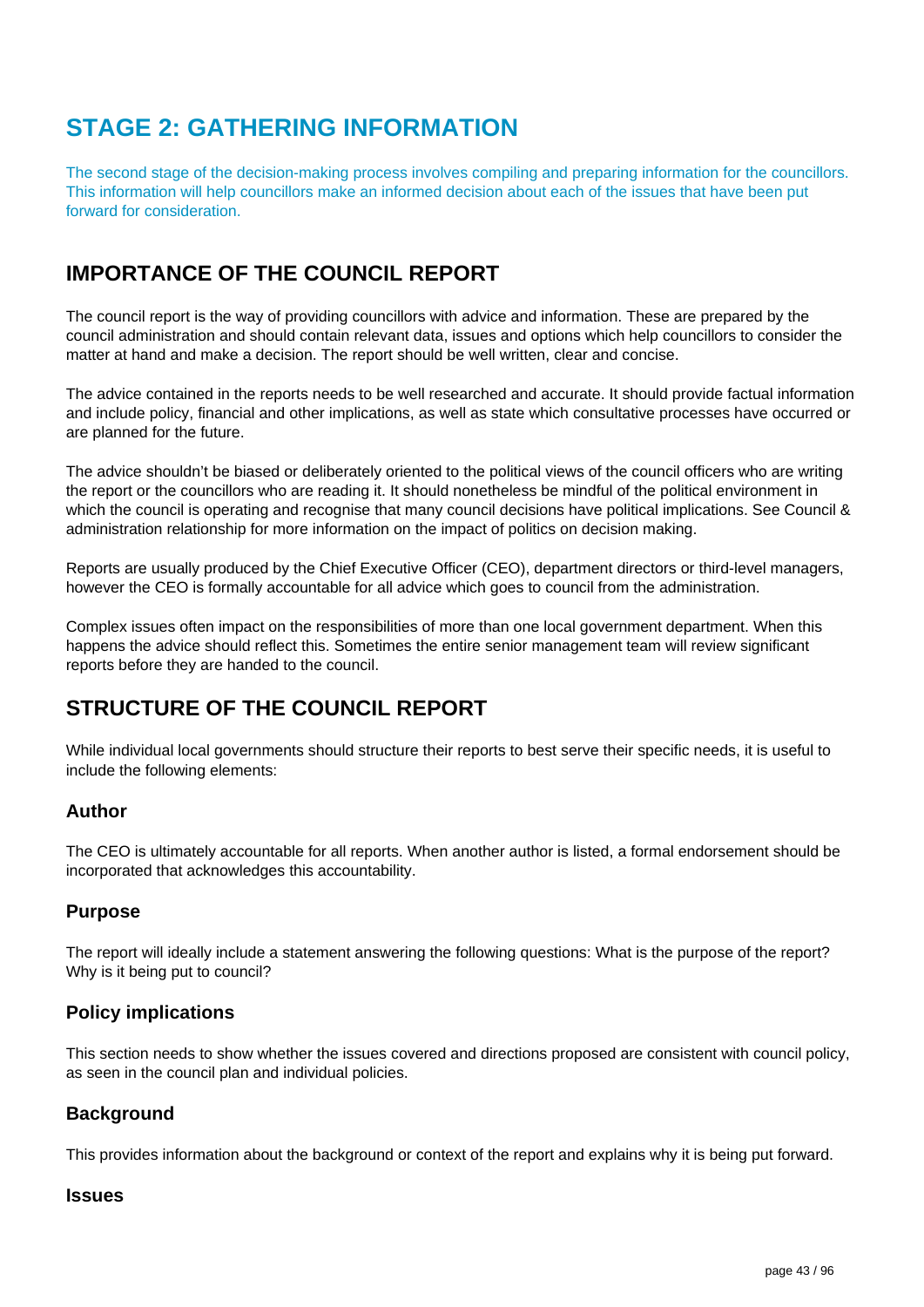# STAGE 2: GATHERING INFORMATION

The second stage of the decision-making process involves compiling and preparing information for the councillors. This information will help councillors make an informed decision about each of the issues that have been put forward for consideration.

## IMPORTANCE OF THE COUNCIL REPORT

The council report is the way of providing councillors with advice and information. These are prepared by the council administration and should contain relevant data, issues and options which help councillors to consider the matter at hand and make a decision. The report should be well written, clear and concise.

The advice contained in the reports needs to be well researched and accurate. It should provide factual information and include policy, financial and other implications, as well as state which consultative processes have occurred or are planned for the future.

The advice shouldn't be biased or deliberately oriented to the political views of the council officers who are writing the report or the councillors who are reading it. It should nonetheless be mindful of the political environment in which the council is operating and recognise that many council decisions have political implications. See Council & administration relationship for more information on the impact of politics on decision making.

Reports are usually produced by the Chief Executive Officer (CEO), department directors or third-level managers, however the CEO is formally accountable for all advice which goes to council from the administration.

Complex issues often impact on the responsibilities of more than one local government department. When this happens the advice should reflect this. Sometimes the entire senior management team will review significant reports before they are handed to the council.

## STRUCTURE OF THE COUNCIL REPORT

While individual local governments should structure their reports to best serve their specific needs, it is useful to include the following elements:

### Author

The CEO is ultimately accountable for all reports. When another author is listed, a formal endorsement should be incorporated that acknowledges this accountability.

### Purpose

The report will ideally include a statement answering the following questions: What is the purpose of the report? Why is it being put to council?

### Policy implications

This section needs to show whether the issues covered and directions proposed are consistent with council policy, as seen in the council plan and individual policies.

### Background

This provides information about the background or context of the report and explains why it is being put forward.

### Issues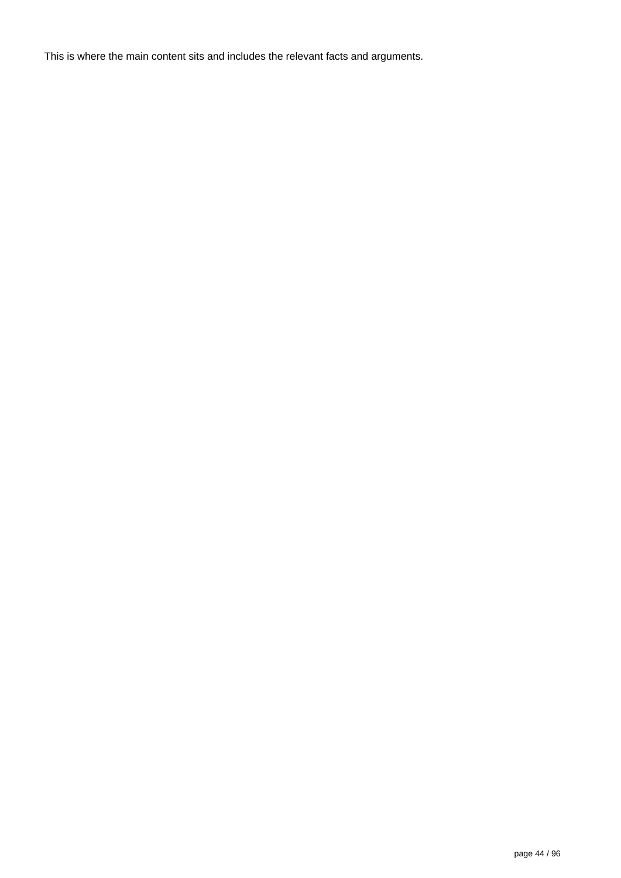This is where the main content sits and includes the relevant facts and arguments.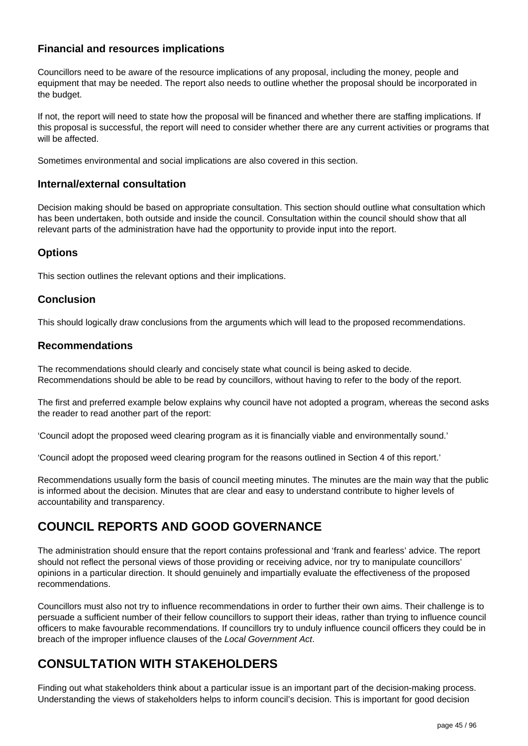### Financial and resources implications

Councillors need to be aware of the resource implications of any proposal, including the money, people and equipment that may be needed. The report also needs to outline whether the proposal should be incorporated in the budget.

If not, the report will need to state how the proposal will be financed and whether there are staffing implications. If this proposal is successful, the report will need to consider whether there are any current activities or programs that will be affected.

Sometimes environmental and social implications are also covered in this section.

### Internal/external consultation

Decision making should be based on appropriate consultation. This section should outline what consultation which has been undertaken, both outside and inside the council. Consultation within the council should show that all relevant parts of the administration have had the opportunity to provide input into the report.

### Options

This section outlines the relevant options and their implications.

### Conclusion

This should logically draw conclusions from the arguments which will lead to the proposed recommendations.

### Recommendations

The recommendations should clearly and concisely state what council is being asked to decide. Recommendations should be able to be read by councillors, without having to refer to the body of the report.

The first and preferred example below explains why council have not adopted a program, whereas the second asks the reader to read another part of the report:

'Council adopt the proposed weed clearing program as it is financially viable and environmentally sound.'

'Council adopt the proposed weed clearing program for the reasons outlined in Section 4 of this report.'

Recommendations usually form the basis of council meeting minutes. The minutes are the main way that the public is informed about the decision. Minutes that are clear and easy to understand contribute to higher levels of accountability and transparency.

## COUNCIL REPORTS AND GOOD GOVERNANCE

The administration should ensure that the report contains professional and 'frank and fearless' advice. The report should not reflect the personal views of those providing or receiving advice, nor try to manipulate councillors' opinions in a particular direction. It should genuinely and impartially evaluate the effectiveness of the proposed recommendations.

Councillors must also not try to influence recommendations in order to further their own aims. Their challenge is to persuade a sufficient number of their fellow councillors to support their ideas, rather than trying to influence council officers to make favourable recommendations. If councillors try to unduly influence council officers they could be in breach of the improper influence clauses of the *Local Government Act*.

## CONSULTATION WITH STAKEHOLDERS

Finding out what stakeholders think about a particular issue is an important part of the decision-making process. Understanding the views of stakeholders helps to inform council's decision. This is important for good decision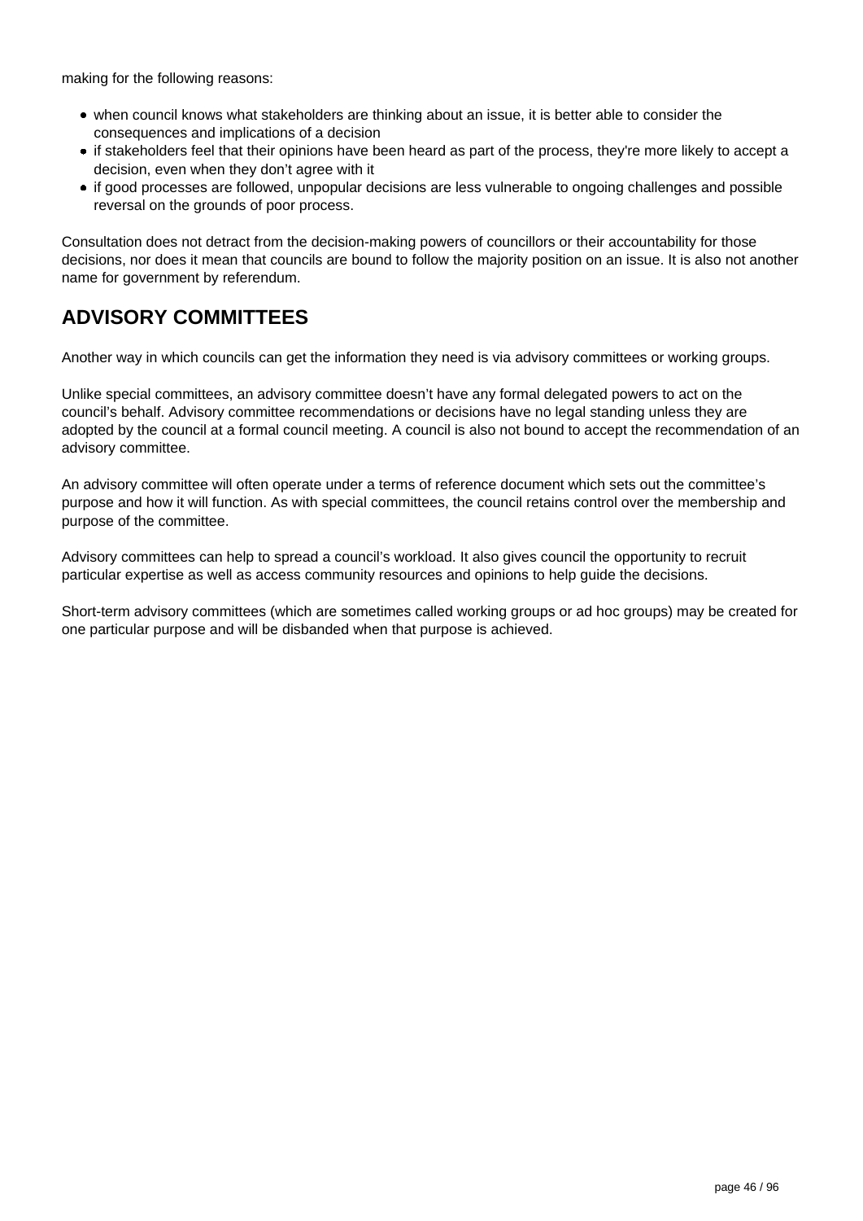making for the following reasons:

- when council knows what stakeholders are thinking about an issue, it is better able to consider the consequences and implications of a decision
- if stakeholders feel that their opinions have been heard as part of the process, they're more likely to accept a decision, even when they don't agree with it
- if good processes are followed, unpopular decisions are less vulnerable to ongoing challenges and possible reversal on the grounds of poor process.

Consultation does not detract from the decision-making powers of councillors or their accountability for those decisions, nor does it mean that councils are bound to follow the majority position on an issue. It is also not another name for government by referendum.

## ADVISORY COMMITTEES

Another way in which councils can get the information they need is via advisory committees or working groups.

Unlike special committees, an advisory committee doesn't have any formal delegated powers to act on the council's behalf. Advisory committee recommendations or decisions have no legal standing unless they are adopted by the council at a formal council meeting. A council is also not bound to accept the recommendation of an advisory committee.

An advisory committee will often operate under a terms of reference document which sets out the committee's purpose and how it will function. As with special committees, the council retains control over the membership and purpose of the committee.

Advisory committees can help to spread a council's workload. It also gives council the opportunity to recruit particular expertise as well as access community resources and opinions to help guide the decisions.

Short-term advisory committees (which are sometimes called working groups or ad hoc groups) may be created for one particular purpose and will be disbanded when that purpose is achieved.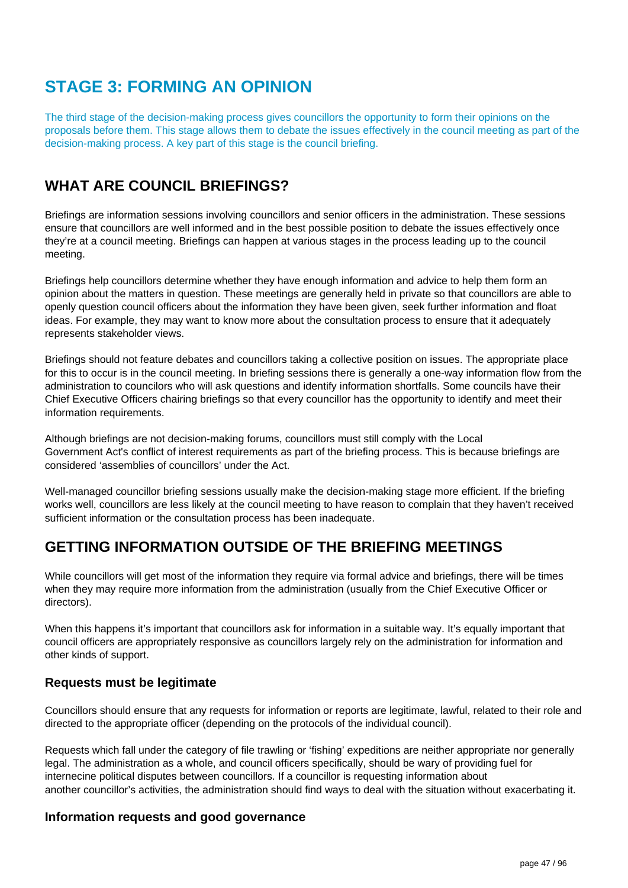# STAGE 3: FORMING AN OPINION

The third stage of the decision-making process gives councillors the opportunity to form their opinions on the proposals before them. This stage allows them to debate the issues effectively in the council meeting as part of the decision-making process. A key part of this stage is the council briefing.

## WHAT ARE COUNCIL BRIEFINGS?

Briefings are information sessions involving councillors and senior officers in the administration. These sessions ensure that councillors are well informed and in the best possible position to debate the issues effectively once they're at a council meeting. Briefings can happen at various stages in the process leading up to the council meeting.

Briefings help councillors determine whether they have enough information and advice to help them form an opinion about the matters in question. These meetings are generally held in private so that councillors are able to openly question council officers about the information they have been given, seek further information and float ideas. For example, they may want to know more about the consultation process to ensure that it adequately represents stakeholder views.

Briefings should not feature debates and councillors taking a collective position on issues. The appropriate place for this to occur is in the council meeting. In briefing sessions there is generally a one-way information flow from the administration to councilors who will ask questions and identify information shortfalls. Some councils have their Chief Executive Officers chairing briefings so that every councillor has the opportunity to identify and meet their information requirements.

Although briefings are not decision-making forums, councillors must still comply with the Local Government Act's conflict of interest requirements as part of the briefing process. This is because briefings are considered 'assemblies of councillors' under the Act.

Well-managed councillor briefing sessions usually make the decision-making stage more efficient. If the briefing works well, councillors are less likely at the council meeting to have reason to complain that they haven't received sufficient information or the consultation process has been inadequate.

## GETTING INFORMATION OUTSIDE OF THE BRIEFING MEETINGS

While councillors will get most of the information they require via formal advice and briefings, there will be times when they may require more information from the administration (usually from the Chief Executive Officer or directors).

When this happens it's important that councillors ask for information in a suitable way. It's equally important that council officers are appropriately responsive as councillors largely rely on the administration for information and other kinds of support.

### Requests must be legitimate

Councillors should ensure that any requests for information or reports are legitimate, lawful, related to their role and directed to the appropriate officer (depending on the protocols of the individual council).

Requests which fall under the category of file trawling or 'fishing' expeditions are neither appropriate nor generally legal. The administration as a whole, and council officers specifically, should be wary of providing fuel for internecine political disputes between councillors. If a councillor is requesting information about another councillor's activities, the administration should find ways to deal with the situation without exacerbating it.

### Information requests and good governance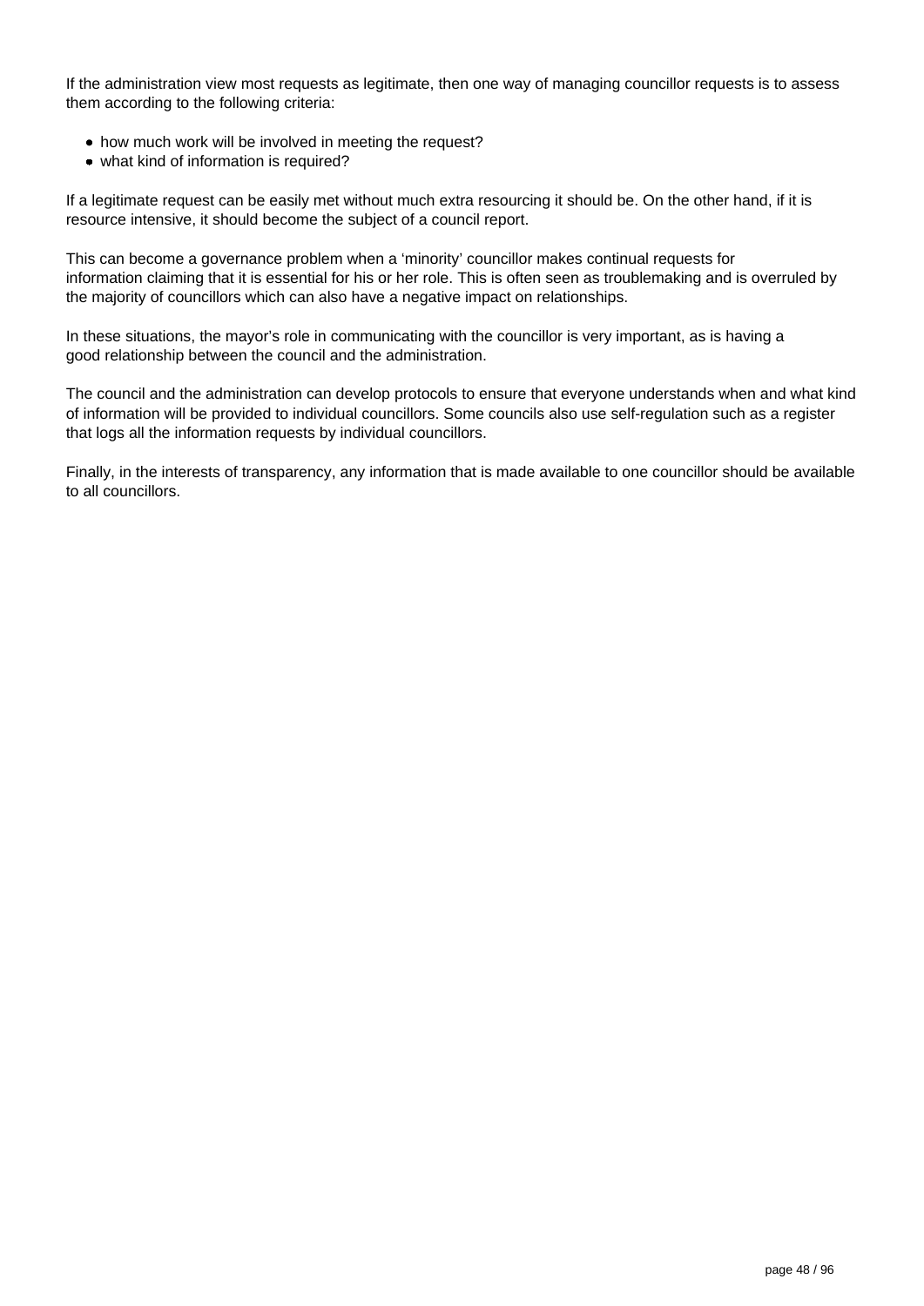If the administration view most requests as legitimate, then one way of managing councillor requests is to assess them according to the following criteria:

- how much work will be involved in meeting the request?
- what kind of information is required?

If a legitimate request can be easily met without much extra resourcing it should be. On the other hand, if it is resource intensive, it should become the subject of a council report.

This can become a governance problem when a 'minority' councillor makes continual requests for information claiming that it is essential for his or her role. This is often seen as troublemaking and is overruled by the majority of councillors which can also have a negative impact on relationships.

In these situations, the mayor's role in communicating with the councillor is very important, as is having a good relationship between the council and the administration.

The council and the administration can develop protocols to ensure that everyone understands when and what kind of information will be provided to individual councillors. Some councils also use self-regulation such as a register that logs all the information requests by individual councillors.

Finally, in the interests of transparency, any information that is made available to one councillor should be available to all councillors.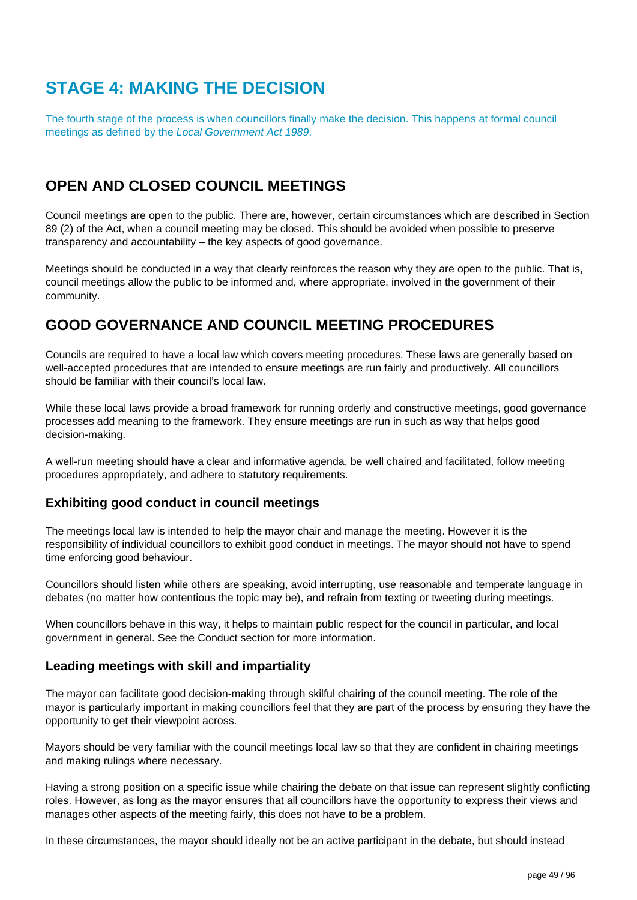# STAGE 4: MAKING THE DECISION

The fourth stage of the process is when councillors finally make the decision. This happens at formal council meetings as defined by the *Local Government Act 1989*.

## OPEN AND CLOSED COUNCIL MEETINGS

Council meetings are open to the public. There are, however, certain circumstances which are described in Section 89 (2) of the Act, when a council meeting may be closed. This should be avoided when possible to preserve transparency and accountability – the key aspects of good governance.

Meetings should be conducted in a way that clearly reinforces the reason why they are open to the public. That is, council meetings allow the public to be informed and, where appropriate, involved in the government of their community.

## GOOD GOVERNANCE AND COUNCIL MEETING PROCEDURES

Councils are required to have a local law which covers meeting procedures. These laws are generally based on well-accepted procedures that are intended to ensure meetings are run fairly and productively. All councillors should be familiar with their council's local law.

While these local laws provide a broad framework for running orderly and constructive meetings, good governance processes add meaning to the framework. They ensure meetings are run in such as way that helps good decision-making.

A well-run meeting should have a clear and informative agenda, be well chaired and facilitated, follow meeting procedures appropriately, and adhere to statutory requirements.

### Exhibiting good conduct in council meetings

The meetings local law is intended to help the mayor chair and manage the meeting. However it is the responsibility of individual councillors to exhibit good conduct in meetings. The mayor should not have to spend time enforcing good behaviour.

Councillors should listen while others are speaking, avoid interrupting, use reasonable and temperate language in debates (no matter how contentious the topic may be), and refrain from texting or tweeting during meetings.

When councillors behave in this way, it helps to maintain public respect for the council in particular, and local government in general. See the Conduct section for more information.

### Leading meetings with skill and impartiality

The mayor can facilitate good decision-making through skilful chairing of the council meeting. The role of the mayor is particularly important in making councillors feel that they are part of the process by ensuring they have the opportunity to get their viewpoint across.

Mayors should be very familiar with the council meetings local law so that they are confident in chairing meetings and making rulings where necessary.

Having a strong position on a specific issue while chairing the debate on that issue can represent slightly conflicting roles. However, as long as the mayor ensures that all councillors have the opportunity to express their views and manages other aspects of the meeting fairly, this does not have to be a problem.

In these circumstances, the mayor should ideally not be an active participant in the debate, but should instead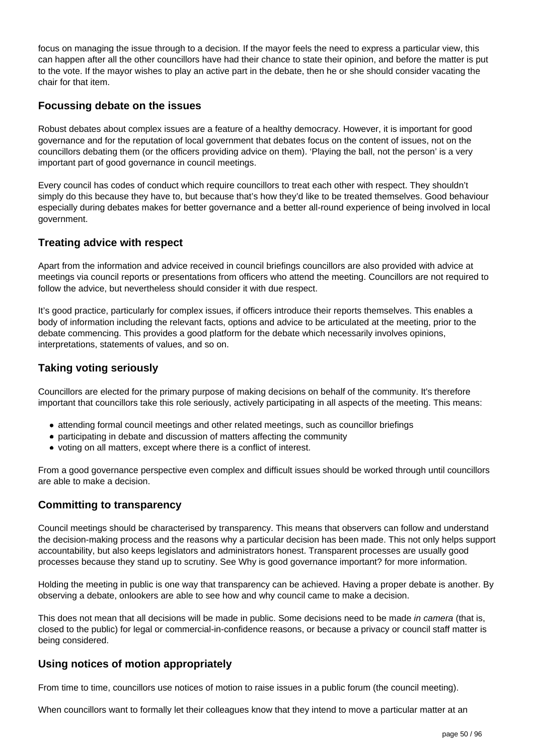focus on managing the issue through to a decision. If the mayor feels the need to express a particular view, this can happen after all the other councillors have had their chance to state their opinion, and before the matter is put to the vote. If the mayor wishes to play an active part in the debate, then he or she should consider vacating the chair for that item.

### Focussing debate on the issues

Robust debates about complex issues are a feature of a healthy democracy. However, it is important for good governance and for the reputation of local government that debates focus on the content of issues, not on the councillors debating them (or the officers providing advice on them). 'Playing the ball, not the person' is a very important part of good governance in council meetings.

Every council has codes of conduct which require councillors to treat each other with respect. They shouldn't simply do this because they have to, but because that's how they'd like to be treated themselves. Good behaviour especially during debates makes for better governance and a better all-round experience of being involved in local government.

### Treating advice with respect

Apart from the information and advice received in council briefings councillors are also provided with advice at meetings via council reports or presentations from officers who attend the meeting. Councillors are not required to follow the advice, but nevertheless should consider it with due respect.

It's good practice, particularly for complex issues, if officers introduce their reports themselves. This enables a body of information including the relevant facts, options and advice to be articulated at the meeting, prior to the debate commencing. This provides a good platform for the debate which necessarily involves opinions, interpretations, statements of values, and so on.

### Taking voting seriously

Councillors are elected for the primary purpose of making decisions on behalf of the community. It's therefore important that councillors take this role seriously, actively participating in all aspects of the meeting. This means:

- attending formal council meetings and other related meetings, such as councillor briefings
- participating in debate and discussion of matters affecting the community
- voting on all matters, except where there is a conflict of interest.

From a good governance perspective even complex and difficult issues should be worked through until councillors are able to make a decision.

### Committing to transparency

Council meetings should be characterised by transparency. This means that observers can follow and understand the decision-making process and the reasons why a particular decision has been made. This not only helps support accountability, but also keeps legislators and administrators honest. Transparent processes are usually good processes because they stand up to scrutiny. See Why is good governance important? for more information.

Holding the meeting in public is one way that transparency can be achieved. Having a proper debate is another. By observing a debate, onlookers are able to see how and why council came to make a decision.

This does not mean that all decisions will be made in public. Some decisions need to be made *in camera* (that is, closed to the public) for legal or commercial-in-confidence reasons, or because a privacy or council staff matter is being considered.

### Using notices of motion appropriately

From time to time, councillors use notices of motion to raise issues in a public forum (the council meeting).

When councillors want to formally let their colleagues know that they intend to move a particular matter at an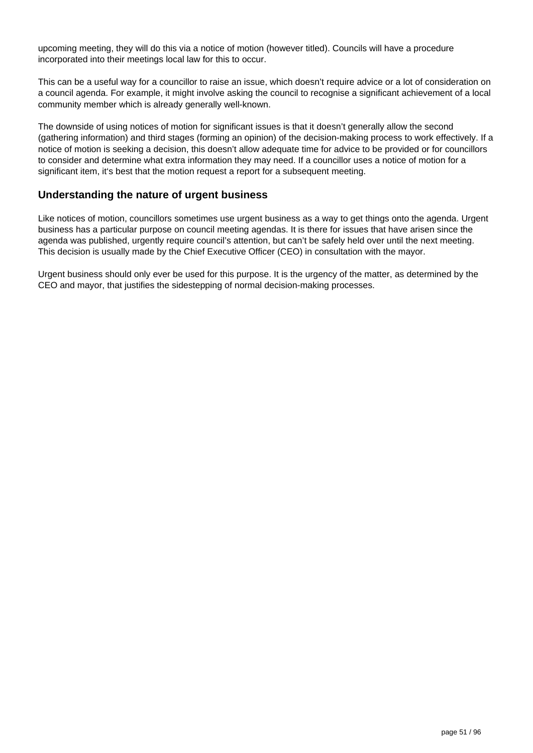upcoming meeting, they will do this via a notice of motion (however titled). Councils will have a procedure incorporated into their meetings local law for this to occur.

This can be a useful way for a councillor to raise an issue, which doesn't require advice or a lot of consideration on a council agenda. For example, it might involve asking the council to recognise a significant achievement of a local community member which is already generally well-known.

The downside of using notices of motion for significant issues is that it doesn't generally allow the second (gathering information) and third stages (forming an opinion) of the decision-making process to work effectively. If a notice of motion is seeking a decision, this doesn't allow adequate time for advice to be provided or for councillors to consider and determine what extra information they may need. If a councillor uses a notice of motion for a significant item, it's best that the motion request a report for a subsequent meeting.

## Understanding the nature of urgent business

Like notices of motion, councillors sometimes use urgent business as a way to get things onto the agenda. Urgent business has a particular purpose on council meeting agendas. It is there for issues that have arisen since the agenda was published, urgently require council's attention, but can't be safely held over until the next meeting. This decision is usually made by the Chief Executive Officer (CEO) in consultation with the mayor.

Urgent business should only ever be used for this purpose. It is the urgency of the matter, as determined by the CEO and mayor, that justifies the sidestepping of normal decision-making processes.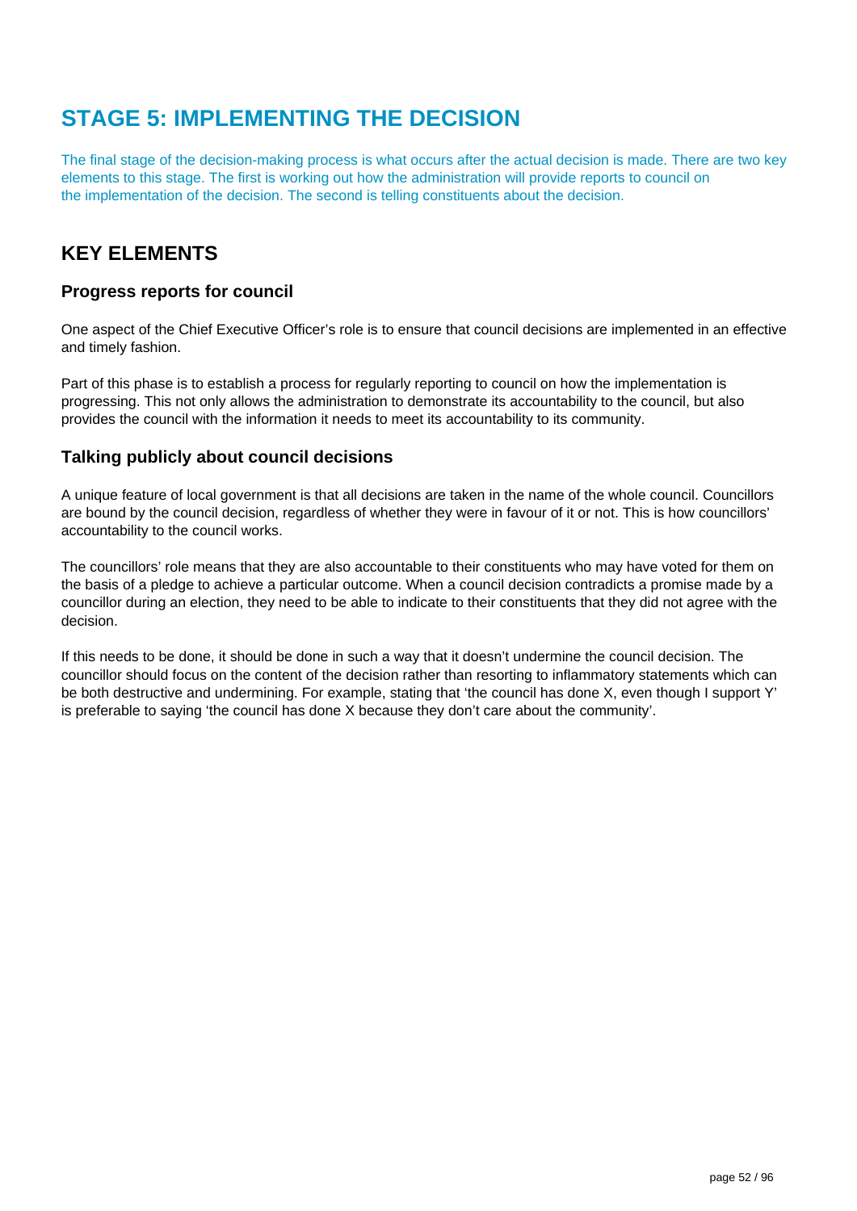# STAGE 5: IMPLEMENTING THE DECISION

The final stage of the decision-making process is what occurs after the actual decision is made. There are two key elements to this stage. The first is working out how the administration will provide reports to council on the implementation of the decision. The second is telling constituents about the decision.

## KEY ELEMENTS

### Progress reports for council

One aspect of the Chief Executive Officer's role is to ensure that council decisions are implemented in an effective and timely fashion.

Part of this phase is to establish a process for regularly reporting to council on how the implementation is progressing. This not only allows the administration to demonstrate its accountability to the council, but also provides the council with the information it needs to meet its accountability to its community.

### Talking publicly about council decisions

A unique feature of local government is that all decisions are taken in the name of the whole council. Councillors are bound by the council decision, regardless of whether they were in favour of it or not. This is how councillors' accountability to the council works.

The councillors' role means that they are also accountable to their constituents who may have voted for them on the basis of a pledge to achieve a particular outcome. When a council decision contradicts a promise made by a councillor during an election, they need to be able to indicate to their constituents that they did not agree with the decision.

If this needs to be done, it should be done in such a way that it doesn't undermine the council decision. The councillor should focus on the content of the decision rather than resorting to inflammatory statements which can be both destructive and undermining. For example, stating that 'the council has done X, even though I support Y' is preferable to saying 'the council has done X because they don't care about the community'.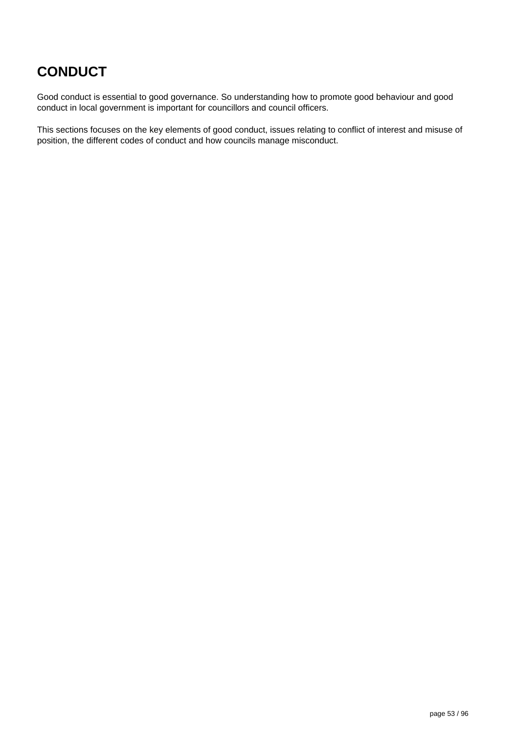# CONDUCT

Good conduct is essential to good governance. So understanding how to promote good behaviour and good conduct in local government is important for councillors and council officers.

This sections focuses on the key elements of good conduct, issues relating to conflict of interest and misuse of position, the different codes of conduct and how councils manage misconduct.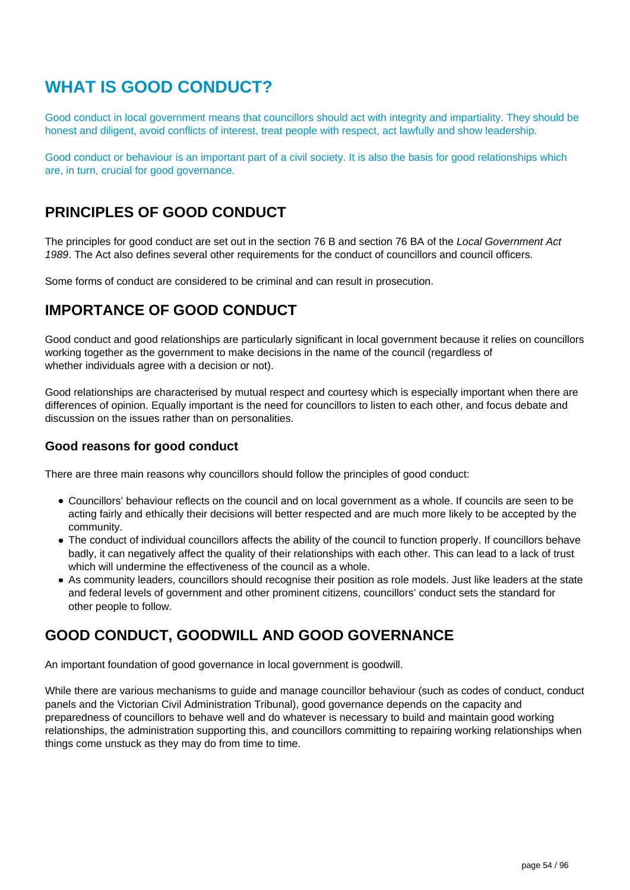# WHAT IS GOOD CONDUCT?

Good conduct in local government means that councillors should act with integrity and impartiality. They should be honest and diligent, avoid conflicts of interest, treat people with respect, act lawfully and show leadership.

Good conduct or behaviour is an important part of a civil society. It is also the basis for good relationships which are, in turn, crucial for good governance.

## PRINCIPLES OF GOOD CONDUCT

The principles for good conduct are set out in the section 76 B and section 76 BA of the *Local Government Act 1989*. The Act also defines several other requirements for the conduct of councillors and council officers.

Some forms of conduct are considered to be criminal and can result in prosecution.

## IMPORTANCE OF GOOD CONDUCT

Good conduct and good relationships are particularly significant in local government because it relies on councillors working together as the government to make decisions in the name of the council (regardless of whether individuals agree with a decision or not).

Good relationships are characterised by mutual respect and courtesy which is especially important when there are differences of opinion. Equally important is the need for councillors to listen to each other, and focus debate and discussion on the issues rather than on personalities.

### Good reasons for good conduct

There are three main reasons why councillors should follow the principles of good conduct:

- Councillors' behaviour reflects on the council and on local government as a whole. If councils are seen to be acting fairly and ethically their decisions will better respected and are much more likely to be accepted by the community.
- The conduct of individual councillors affects the ability of the council to function properly. If councillors behave badly, it can negatively affect the quality of their relationships with each other. This can lead to a lack of trust which will undermine the effectiveness of the council as a whole.
- As community leaders, councillors should recognise their position as role models. Just like leaders at the state and federal levels of government and other prominent citizens, councillors' conduct sets the standard for other people to follow.

## GOOD CONDUCT, GOODWILL AND GOOD GOVERNANCE

An important foundation of good governance in local government is goodwill.

While there are various mechanisms to guide and manage councillor behaviour (such as codes of conduct, conduct panels and the Victorian Civil Administration Tribunal), good governance depends on the capacity and preparedness of councillors to behave well and do whatever is necessary to build and maintain good working relationships, the administration supporting this, and councillors committing to repairing working relationships when things come unstuck as they may do from time to time.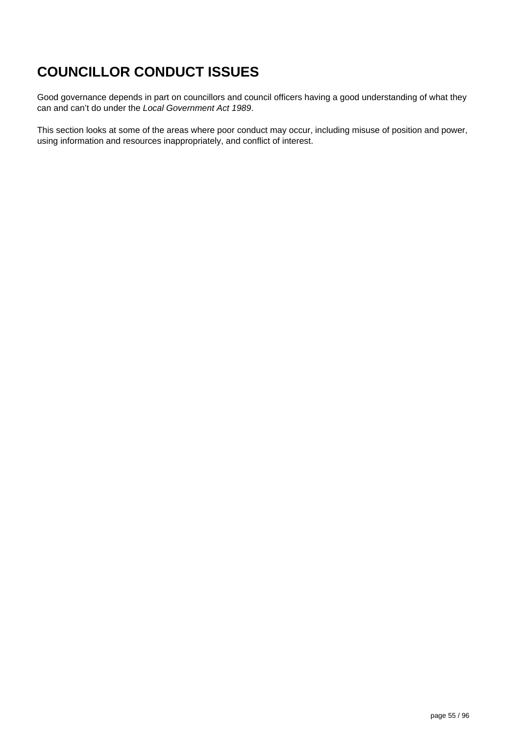# COUNCILLOR CONDUCT ISSUES

Good governance depends in part on councillors and council officers having a good understanding of what they can and can't do under the *Local Government Act 1989*.

This section looks at some of the areas where poor conduct may occur, including misuse of position and power, using information and resources inappropriately, and conflict of interest.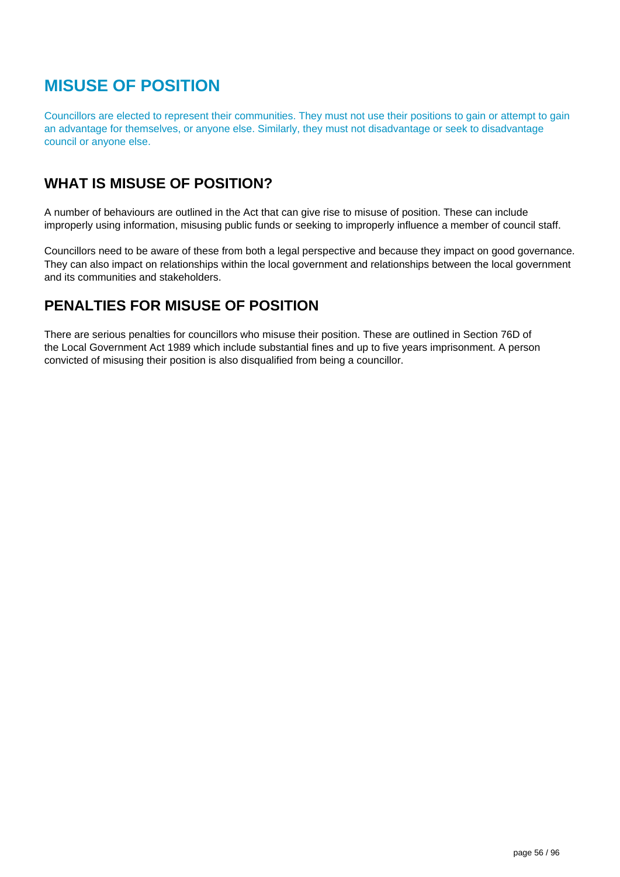# MISUSE OF POSITION

Councillors are elected to represent their communities. They must not use their positions to gain or attempt to gain an advantage for themselves, or anyone else. Similarly, they must not disadvantage or seek to disadvantage council or anyone else.

## WHAT IS MISUSE OF POSITION?

A number of behaviours are outlined in the Act that can give rise to misuse of position. These can include improperly using information, misusing public funds or seeking to improperly influence a member of council staff.

Councillors need to be aware of these from both a legal perspective and because they impact on good governance. They can also impact on relationships within the local government and relationships between the local government and its communities and stakeholders.

## PENALTIES FOR MISUSE OF POSITION

There are serious penalties for councillors who misuse their position. These are outlined in Section 76D of the Local Government Act 1989 which include substantial fines and up to five years imprisonment. A person convicted of misusing their position is also disqualified from being a councillor.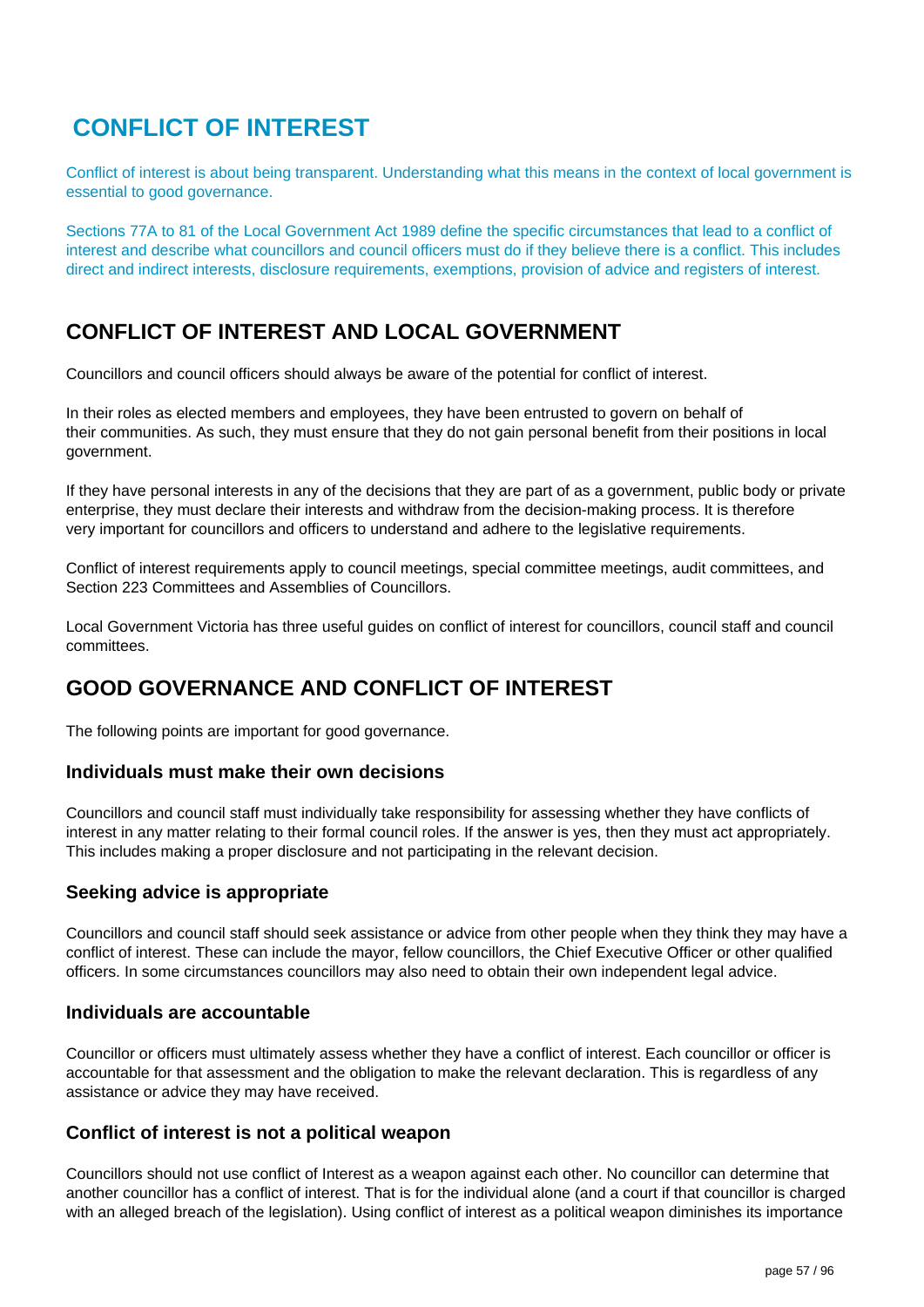# CONFLICT OF INTEREST

Conflict of interest is about being transparent. Understanding what this means in the context of local government is essential to good governance.

Sections 77A to 81 of the Local Government Act 1989 define the specific circumstances that lead to a conflict of interest and describe what councillors and council officers must do if they believe there is a conflict. This includes direct and indirect interests, disclosure requirements, exemptions, provision of advice and registers of interest.

## CONFLICT OF INTEREST AND LOCAL GOVERNMENT

Councillors and council officers should always be aware of the potential for conflict of interest.

In their roles as elected members and employees, they have been entrusted to govern on behalf of their communities. As such, they must ensure that they do not gain personal benefit from their positions in local government.

If they have personal interests in any of the decisions that they are part of as a government, public body or private enterprise, they must declare their interests and withdraw from the decision-making process. It is therefore very important for councillors and officers to understand and adhere to the legislative requirements.

Conflict of interest requirements apply to council meetings, special committee meetings, audit committees, and Section 223 Committees and Assemblies of Councillors.

Local Government Victoria has three useful guides on conflict of interest for councillors, council staff and council committees.

## GOOD GOVERNANCE AND CONFLICT OF INTEREST

The following points are important for good governance.

### Individuals must make their own decisions

Councillors and council staff must individually take responsibility for assessing whether they have conflicts of interest in any matter relating to their formal council roles. If the answer is yes, then they must act appropriately. This includes making a proper disclosure and not participating in the relevant decision.

### Seeking advice is appropriate

Councillors and council staff should seek assistance or advice from other people when they think they may have a conflict of interest. These can include the mayor, fellow councillors, the Chief Executive Officer or other qualified officers. In some circumstances councillors may also need to obtain their own independent legal advice.

### Individuals are accountable

Councillor or officers must ultimately assess whether they have a conflict of interest. Each councillor or officer is accountable for that assessment and the obligation to make the relevant declaration. This is regardless of any assistance or advice they may have received.

### Conflict of interest is not a political weapon

Councillors should not use conflict of Interest as a weapon against each other. No councillor can determine that another councillor has a conflict of interest. That is for the individual alone (and a court if that councillor is charged with an alleged breach of the legislation). Using conflict of interest as a political weapon diminishes its importance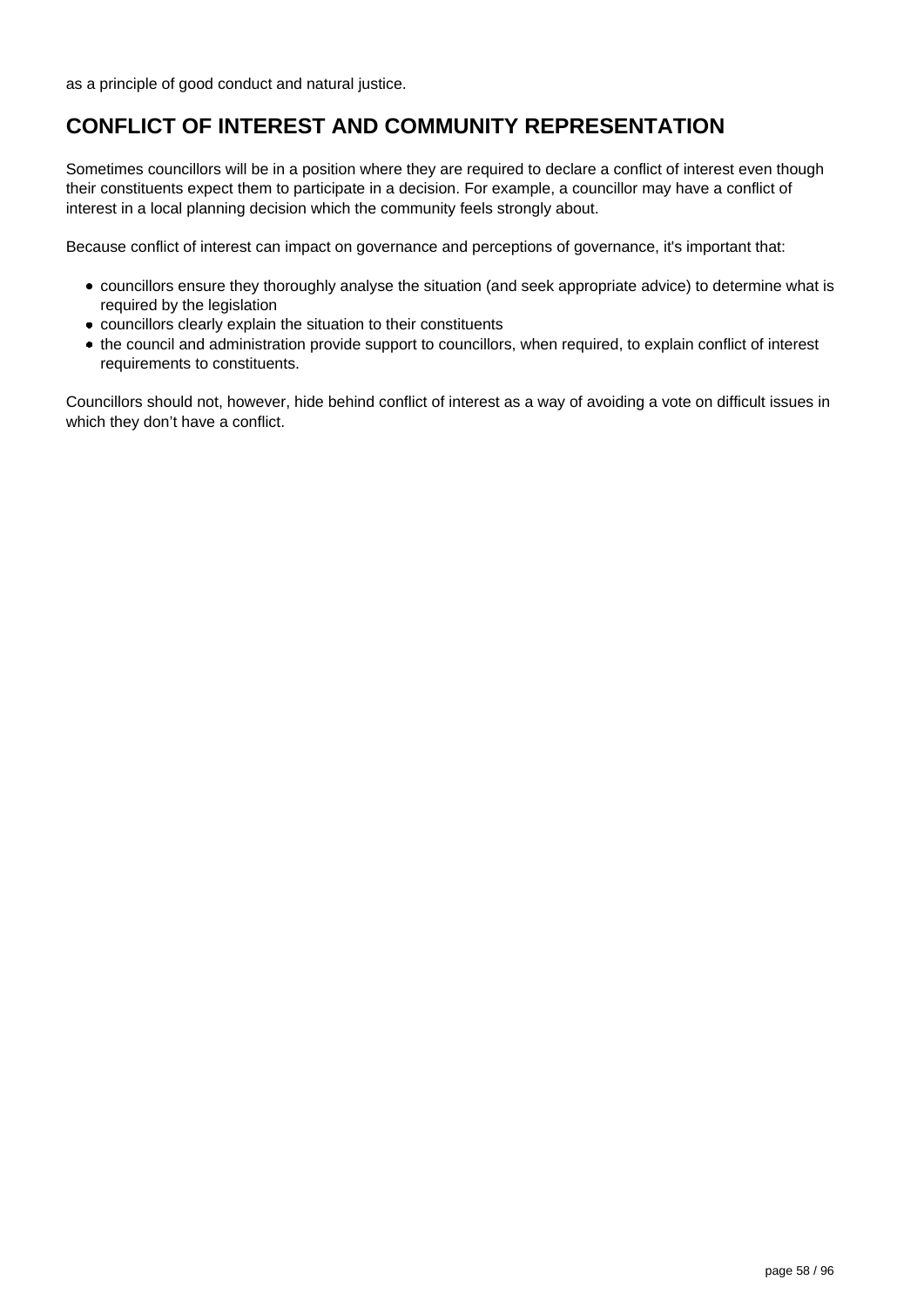as a principle of good conduct and natural justice.

## CONFLICT OF INTEREST AND COMMUNITY REPRESENTATION

Sometimes councillors will be in a position where they are required to declare a conflict of interest even though their constituents expect them to participate in a decision. For example, a councillor may have a conflict of interest in a local planning decision which the community feels strongly about.

Because conflict of interest can impact on governance and perceptions of governance, it's important that:

- councillors ensure they thoroughly analyse the situation (and seek appropriate advice) to determine what is required by the legislation
- councillors clearly explain the situation to their constituents
- the council and administration provide support to councillors, when required, to explain conflict of interest requirements to constituents.

Councillors should not, however, hide behind conflict of interest as a way of avoiding a vote on difficult issues in which they don't have a conflict.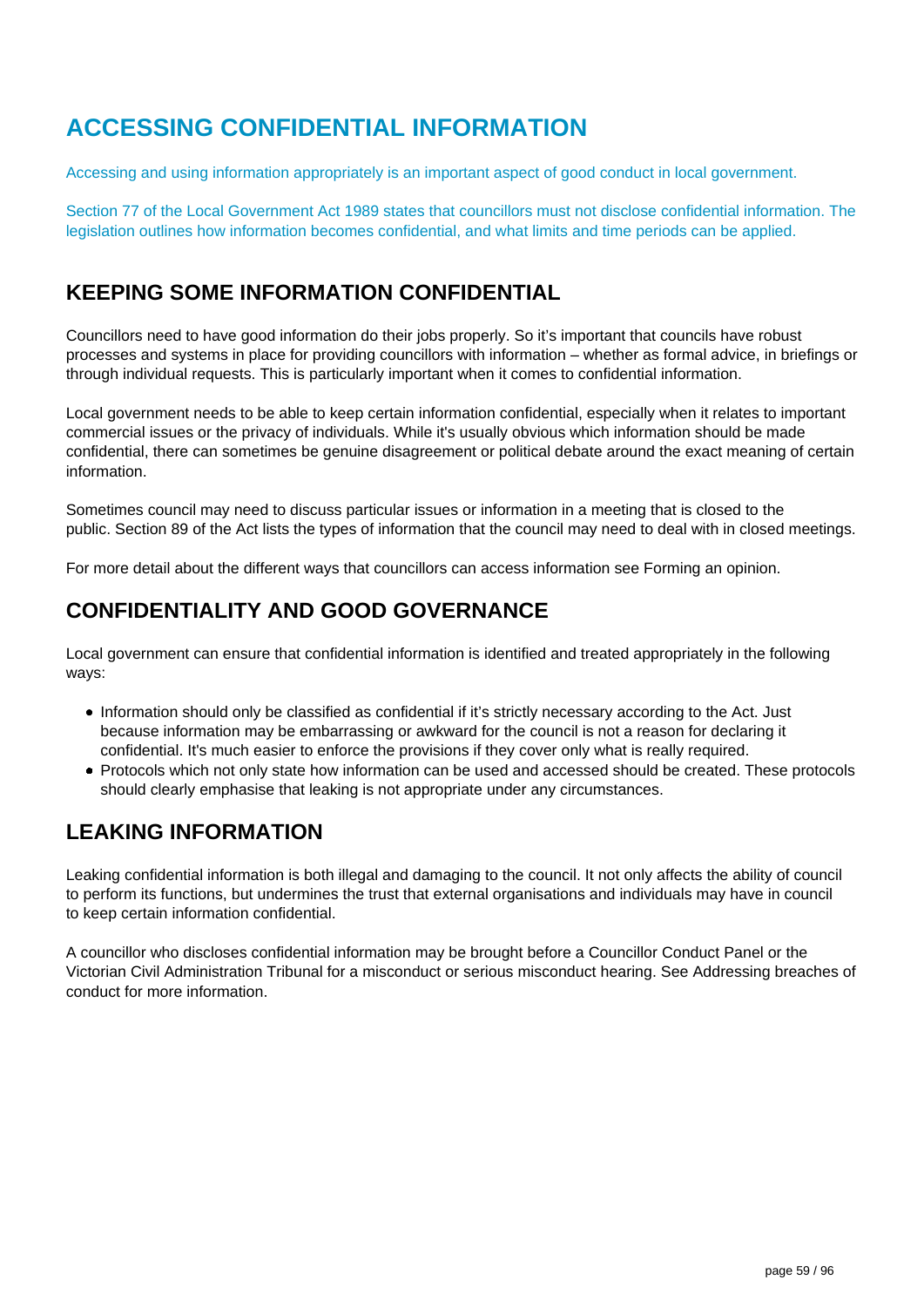# ACCESSING CONFIDENTIAL INFORMATION

Accessing and using information appropriately is an important aspect of good conduct in local government.

Section 77 of the Local Government Act 1989 states that councillors must not disclose confidential information. The legislation outlines how information becomes confidential, and what limits and time periods can be applied.

## KEEPING SOME INFORMATION CONFIDENTIAL

Councillors need to have good information do their jobs properly. So it's important that councils have robust processes and systems in place for providing councillors with information – whether as formal advice, in briefings or through individual requests. This is particularly important when it comes to confidential information.

Local government needs to be able to keep certain information confidential, especially when it relates to important commercial issues or the privacy of individuals. While it's usually obvious which information should be made confidential, there can sometimes be genuine disagreement or political debate around the exact meaning of certain information.

Sometimes council may need to discuss particular issues or information in a meeting that is closed to the public. Section 89 of the Act lists the types of information that the council may need to deal with in closed meetings.

For more detail about the different ways that councillors can access information see Forming an opinion.

## CONFIDENTIALITY AND GOOD GOVERNANCE

Local government can ensure that confidential information is identified and treated appropriately in the following ways:

- Information should only be classified as confidential if it's strictly necessary according to the Act. Just because information may be embarrassing or awkward for the council is not a reason for declaring it confidential. It's much easier to enforce the provisions if they cover only what is really required.
- Protocols which not only state how information can be used and accessed should be created. These protocols should clearly emphasise that leaking is not appropriate under any circumstances.

## LEAKING INFORMATION

Leaking confidential information is both illegal and damaging to the council. It not only affects the ability of council to perform its functions, but undermines the trust that external organisations and individuals may have in council to keep certain information confidential.

A councillor who discloses confidential information may be brought before a Councillor Conduct Panel or the Victorian Civil Administration Tribunal for a misconduct or serious misconduct hearing. See Addressing breaches of conduct for more information.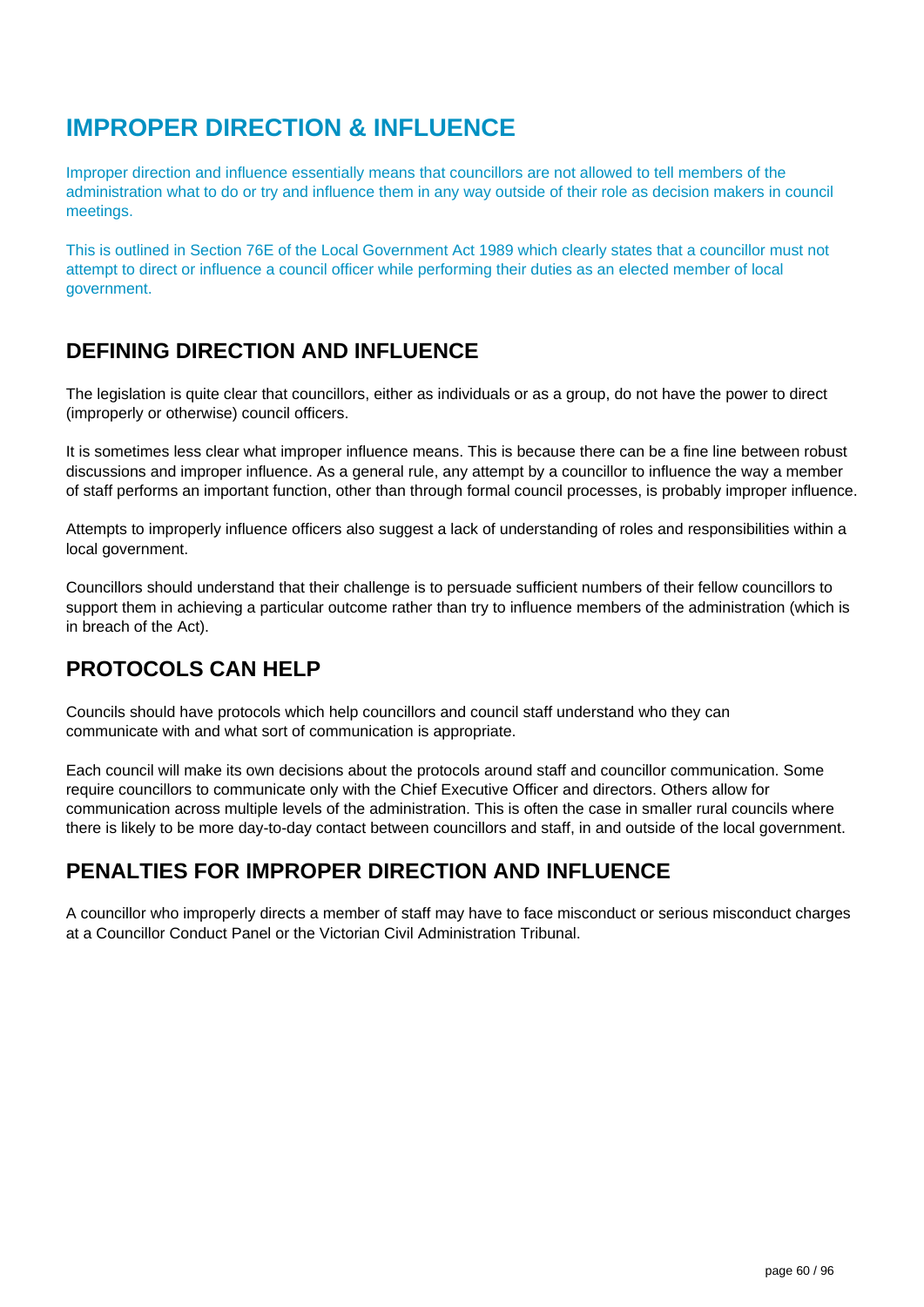# IMPROPER DIRECTION & INFLUENCE

Improper direction and influence essentially means that councillors are not allowed to tell members of the administration what to do or try and influence them in any way outside of their role as decision makers in council meetings.

This is outlined in Section 76E of the Local Government Act 1989 which clearly states that a councillor must not attempt to direct or influence a council officer while performing their duties as an elected member of local government.

## DEFINING DIRECTION AND INFLUENCE

The legislation is quite clear that councillors, either as individuals or as a group, do not have the power to direct (improperly or otherwise) council officers.

It is sometimes less clear what improper influence means. This is because there can be a fine line between robust discussions and improper influence. As a general rule, any attempt by a councillor to influence the way a member of staff performs an important function, other than through formal council processes, is probably improper influence.

Attempts to improperly influence officers also suggest a lack of understanding of roles and responsibilities within a local government.

Councillors should understand that their challenge is to persuade sufficient numbers of their fellow councillors to support them in achieving a particular outcome rather than try to influence members of the administration (which is in breach of the Act).

## PROTOCOLS CAN HELP

Councils should have protocols which help councillors and council staff understand who they can communicate with and what sort of communication is appropriate.

Each council will make its own decisions about the protocols around staff and councillor communication. Some require councillors to communicate only with the Chief Executive Officer and directors. Others allow for communication across multiple levels of the administration. This is often the case in smaller rural councils where there is likely to be more day-to-day contact between councillors and staff, in and outside of the local government.

## PENALTIES FOR IMPROPER DIRECTION AND INFLUENCE

A councillor who improperly directs a member of staff may have to face misconduct or serious misconduct charges at a Councillor Conduct Panel or the Victorian Civil Administration Tribunal.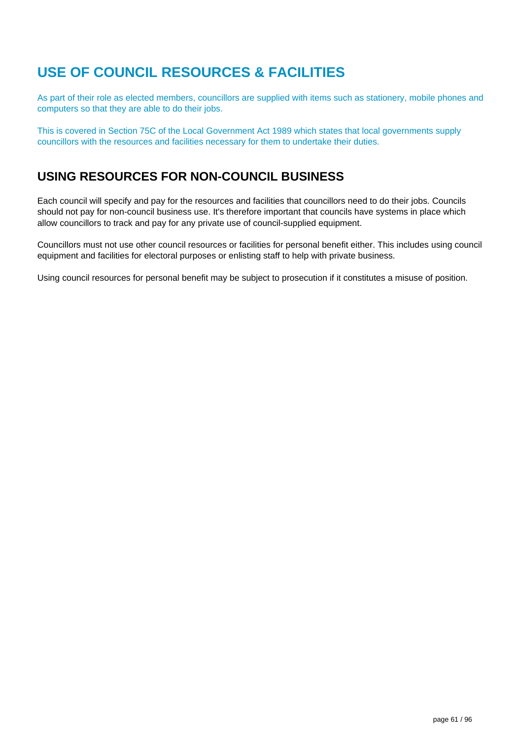# USE OF COUNCIL RESOURCES & FACILITIES

As part of their role as elected members, councillors are supplied with items such as stationery, mobile phones and computers so that they are able to do their jobs.

This is covered in Section 75C of the Local Government Act 1989 which states that local governments supply councillors with the resources and facilities necessary for them to undertake their duties.

## USING RESOURCES FOR NON-COUNCIL BUSINESS

Each council will specify and pay for the resources and facilities that councillors need to do their jobs. Councils should not pay for non-council business use. It's therefore important that councils have systems in place which allow councillors to track and pay for any private use of council-supplied equipment.

Councillors must not use other council resources or facilities for personal benefit either. This includes using council equipment and facilities for electoral purposes or enlisting staff to help with private business.

Using council resources for personal benefit may be subject to prosecution if it constitutes a misuse of position.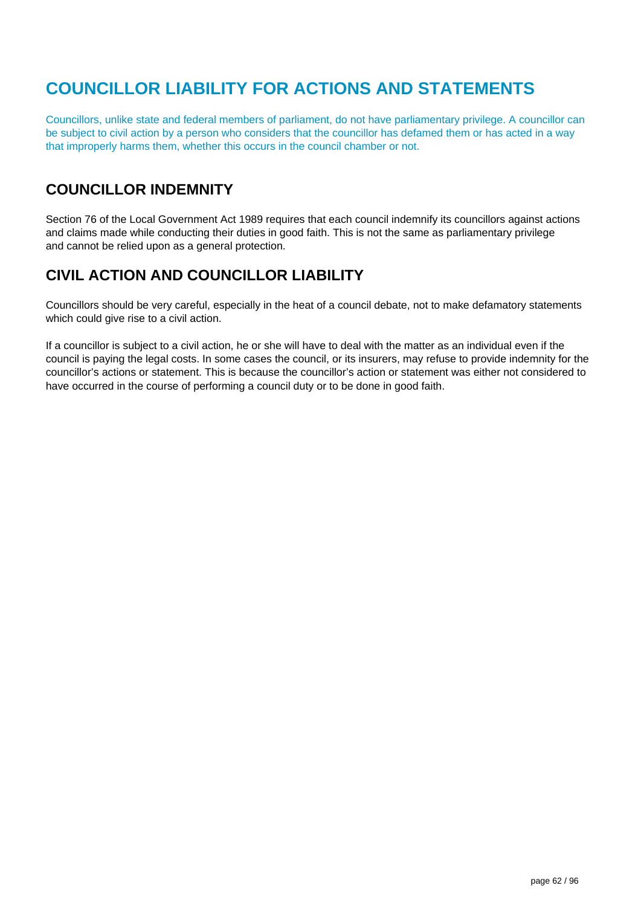# COUNCILLOR LIABILITY FOR ACTIONS AND STATEMENTS

Councillors, unlike state and federal members of parliament, do not have parliamentary privilege. A councillor can be subject to civil action by a person who considers that the councillor has defamed them or has acted in a way that improperly harms them, whether this occurs in the council chamber or not.

## COUNCILLOR INDEMNITY

Section 76 of the Local Government Act 1989 requires that each council indemnify its councillors against actions and claims made while conducting their duties in good faith. This is not the same as parliamentary privilege and cannot be relied upon as a general protection.

## CIVIL ACTION AND COUNCILLOR LIABILITY

Councillors should be very careful, especially in the heat of a council debate, not to make defamatory statements which could give rise to a civil action.

If a councillor is subject to a civil action, he or she will have to deal with the matter as an individual even if the council is paying the legal costs. In some cases the council, or its insurers, may refuse to provide indemnity for the councillor's actions or statement. This is because the councillor's action or statement was either not considered to have occurred in the course of performing a council duty or to be done in good faith.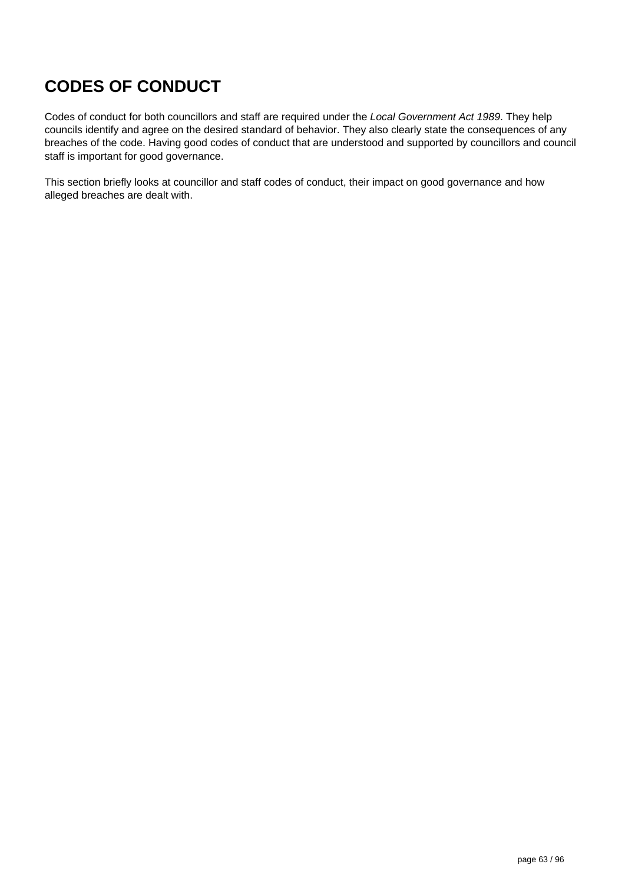# CODES OF CONDUCT

Codes of conduct for both councillors and staff are required under the *Local Government Act 1989*. They help councils identify and agree on the desired standard of behavior. They also clearly state the consequences of any breaches of the code. Having good codes of conduct that are understood and supported by councillors and council staff is important for good governance.

This section briefly looks at councillor and staff codes of conduct, their impact on good governance and how alleged breaches are dealt with.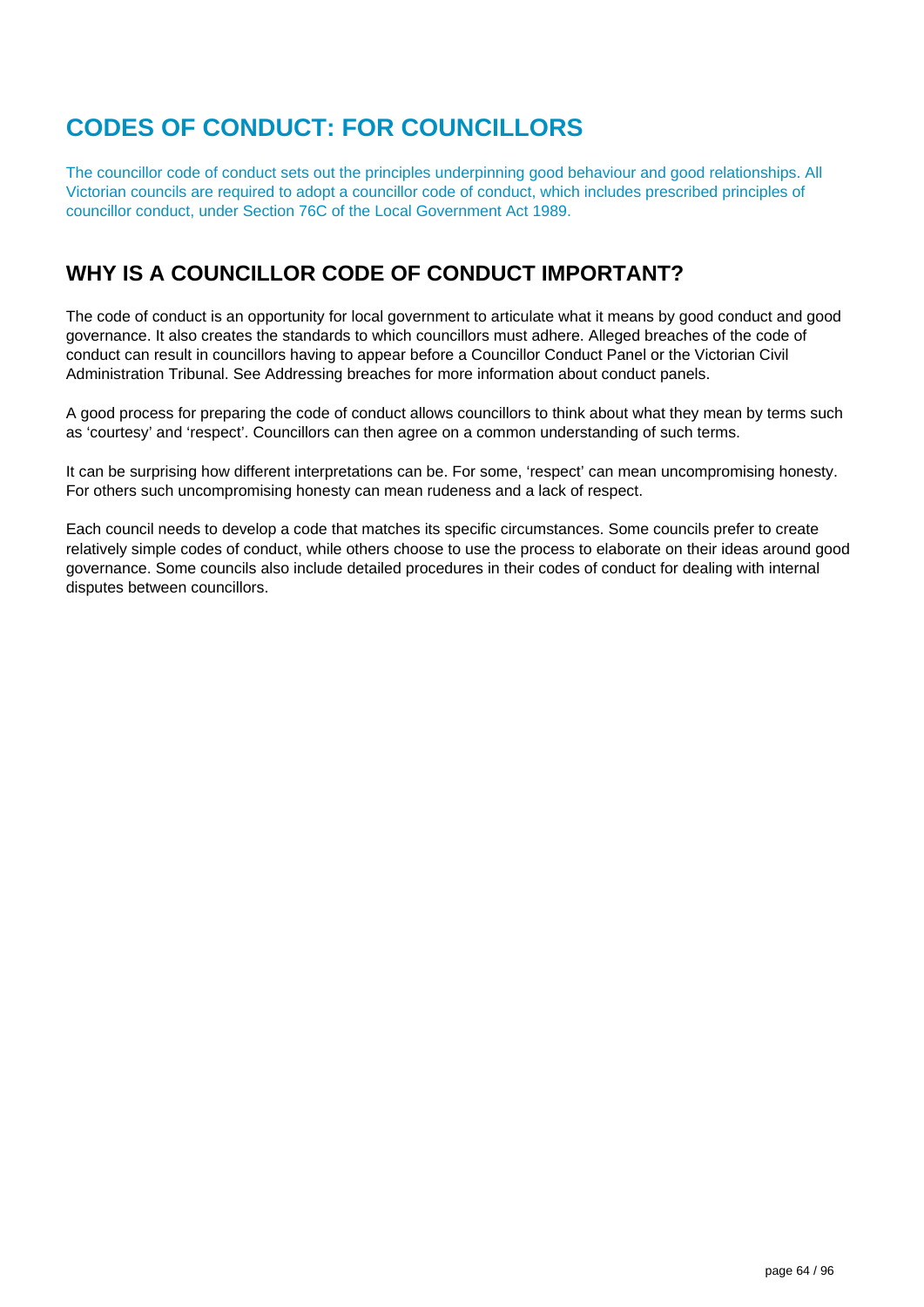# CODES OF CONDUCT: FOR COUNCILLORS

The councillor code of conduct sets out the principles underpinning good behaviour and good relationships. All Victorian councils are required to adopt a councillor code of conduct, which includes prescribed principles of councillor conduct, under Section 76C of the Local Government Act 1989.

## WHY IS A COUNCILLOR CODE OF CONDUCT IMPORTANT?

The code of conduct is an opportunity for local government to articulate what it means by good conduct and good governance. It also creates the standards to which councillors must adhere. Alleged breaches of the code of conduct can result in councillors having to appear before a Councillor Conduct Panel or the Victorian Civil Administration Tribunal. See Addressing breaches for more information about conduct panels.

A good process for preparing the code of conduct allows councillors to think about what they mean by terms such as 'courtesy' and 'respect'. Councillors can then agree on a common understanding of such terms.

It can be surprising how different interpretations can be. For some, 'respect' can mean uncompromising honesty. For others such uncompromising honesty can mean rudeness and a lack of respect.

Each council needs to develop a code that matches its specific circumstances. Some councils prefer to create relatively simple codes of conduct, while others choose to use the process to elaborate on their ideas around good governance. Some councils also include detailed procedures in their codes of conduct for dealing with internal disputes between councillors.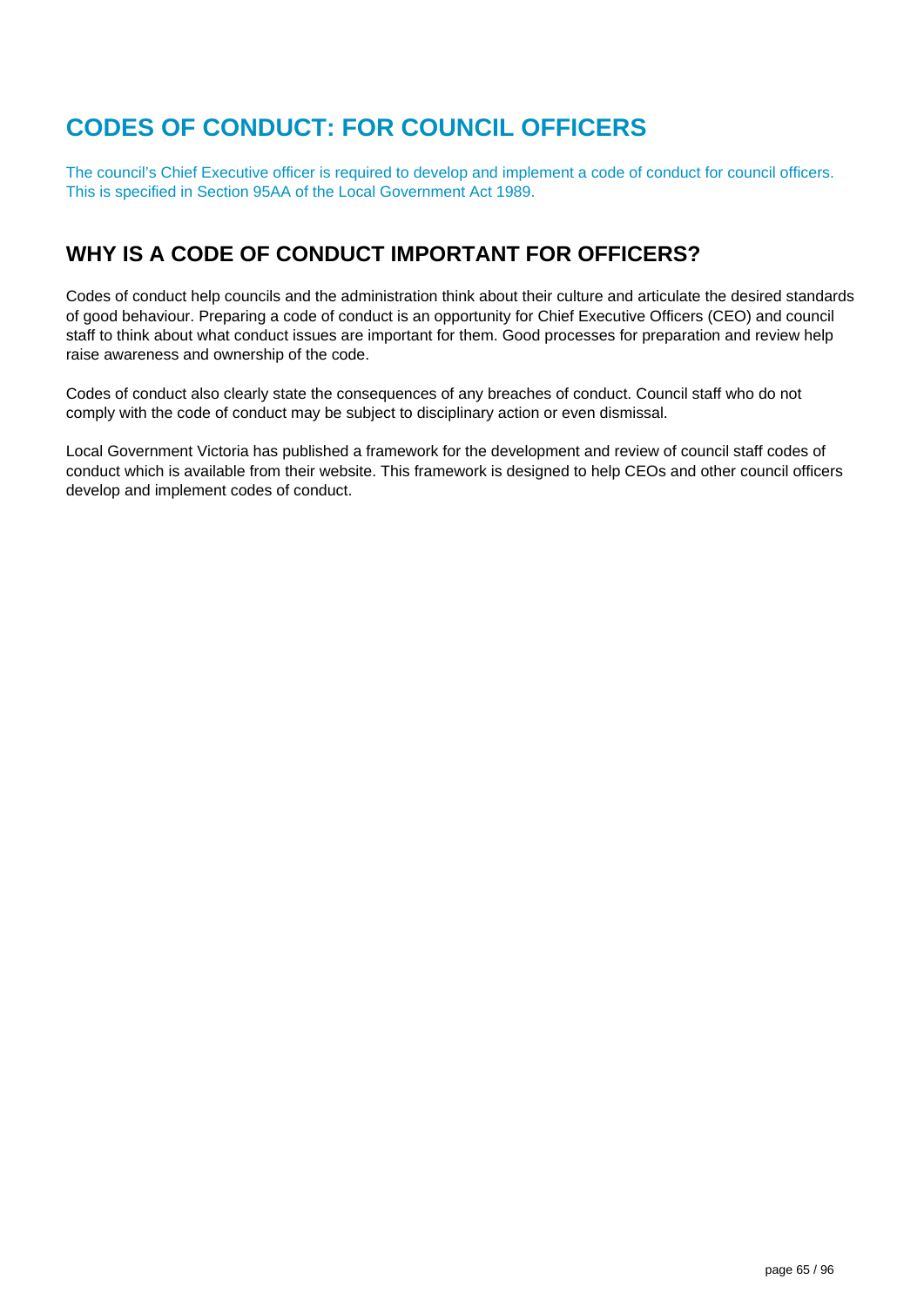# CODES OF CONDUCT: FOR COUNCIL OFFICERS

The council's Chief Executive officer is required to develop and implement a code of conduct for council officers. This is specified in Section 95AA of the Local Government Act 1989.

## WHY IS A CODE OF CONDUCT IMPORTANT FOR OFFICERS?

Codes of conduct help councils and the administration think about their culture and articulate the desired standards of good behaviour. Preparing a code of conduct is an opportunity for Chief Executive Officers (CEO) and council staff to think about what conduct issues are important for them. Good processes for preparation and review help raise awareness and ownership of the code.

Codes of conduct also clearly state the consequences of any breaches of conduct. Council staff who do not comply with the code of conduct may be subject to disciplinary action or even dismissal.

Local Government Victoria has published a framework for the development and review of council staff codes of conduct which is available from their website. This framework is designed to help CEOs and other council officers develop and implement codes of conduct.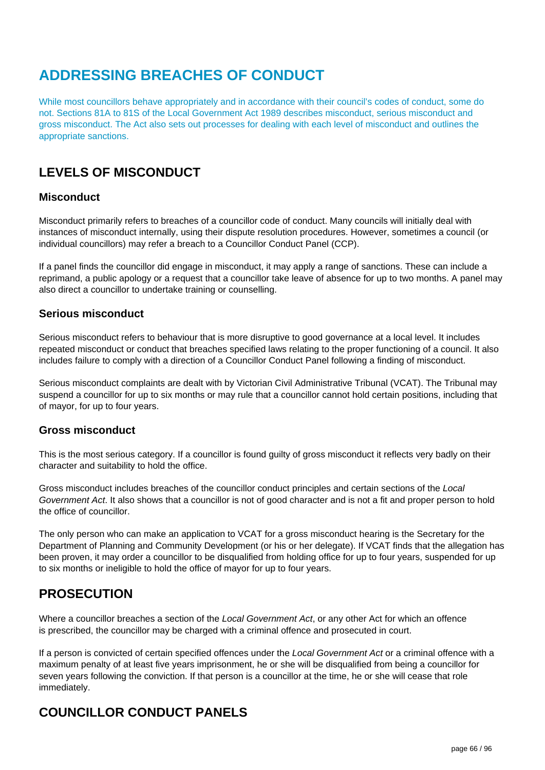# ADDRESSING BREACHES OF CONDUCT

While most councillors behave appropriately and in accordance with their council's codes of conduct, some do not. Sections 81A to 81S of the Local Government Act 1989 describes misconduct, serious misconduct and gross misconduct. The Act also sets out processes for dealing with each level of misconduct and outlines the appropriate sanctions.

## LEVELS OF MISCONDUCT

### Misconduct

Misconduct primarily refers to breaches of a councillor code of conduct. Many councils will initially deal with instances of misconduct internally, using their dispute resolution procedures. However, sometimes a council (or individual councillors) may refer a breach to a Councillor Conduct Panel (CCP).

If a panel finds the councillor did engage in misconduct, it may apply a range of sanctions. These can include a reprimand, a public apology or a request that a councillor take leave of absence for up to two months. A panel may also direct a councillor to undertake training or counselling.

### Serious misconduct

Serious misconduct refers to behaviour that is more disruptive to good governance at a local level. It includes repeated misconduct or conduct that breaches specified laws relating to the proper functioning of a council. It also includes failure to comply with a direction of a Councillor Conduct Panel following a finding of misconduct.

Serious misconduct complaints are dealt with by Victorian Civil Administrative Tribunal (VCAT). The Tribunal may suspend a councillor for up to six months or may rule that a councillor cannot hold certain positions, including that of mayor, for up to four years.

### Gross misconduct

This is the most serious category. If a councillor is found guilty of gross misconduct it reflects very badly on their character and suitability to hold the office.

Gross misconduct includes breaches of the councillor conduct principles and certain sections of the *Local Government Act*. It also shows that a councillor is not of good character and is not a fit and proper person to hold the office of councillor.

The only person who can make an application to VCAT for a gross misconduct hearing is the Secretary for the Department of Planning and Community Development (or his or her delegate). If VCAT finds that the allegation has been proven, it may order a councillor to be disqualified from holding office for up to four years, suspended for up to six months or ineligible to hold the office of mayor for up to four years.

## PROSECUTION

Where a councillor breaches a section of the *Local Government Act*, or any other Act for which an offence is prescribed, the councillor may be charged with a criminal offence and prosecuted in court.

If a person is convicted of certain specified offences under the *Local Government Act* or a criminal offence with a maximum penalty of at least five years imprisonment, he or she will be disqualified from being a councillor for seven years following the conviction. If that person is a councillor at the time, he or she will cease that role immediately.

## COUNCILLOR CONDUCT PANELS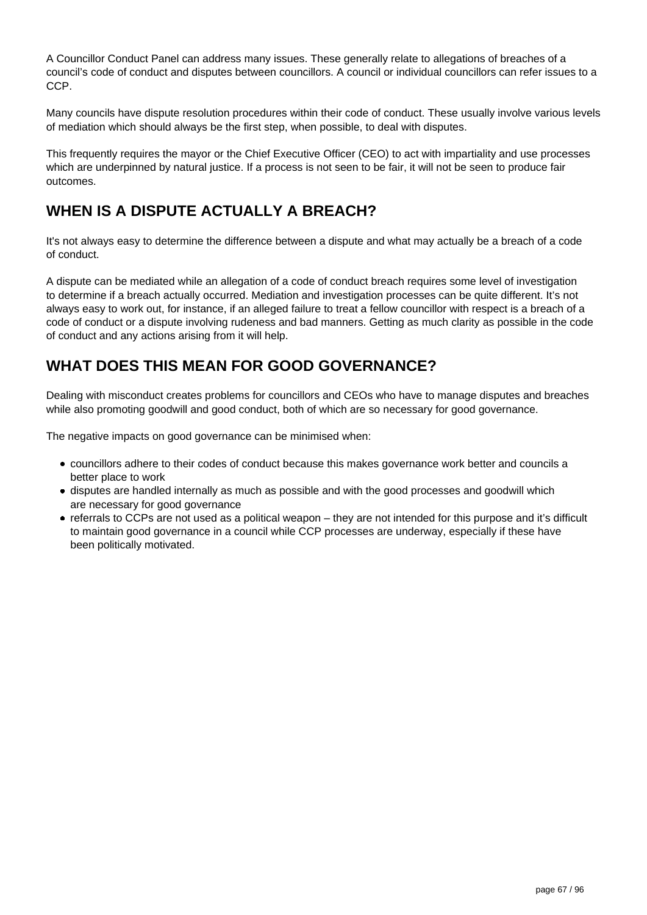A Councillor Conduct Panel can address many issues. These generally relate to allegations of breaches of a council's code of conduct and disputes between councillors. A council or individual councillors can refer issues to a CCP.

Many councils have dispute resolution procedures within their code of conduct. These usually involve various levels of mediation which should always be the first step, when possible, to deal with disputes.

This frequently requires the mayor or the Chief Executive Officer (CEO) to act with impartiality and use processes which are underpinned by natural justice. If a process is not seen to be fair, it will not be seen to produce fair outcomes.

## WHEN IS A DISPUTE ACTUALLY A BREACH?

It's not always easy to determine the difference between a dispute and what may actually be a breach of a code of conduct.

A dispute can be mediated while an allegation of a code of conduct breach requires some level of investigation to determine if a breach actually occurred. Mediation and investigation processes can be quite different. It's not always easy to work out, for instance, if an alleged failure to treat a fellow councillor with respect is a breach of a code of conduct or a dispute involving rudeness and bad manners. Getting as much clarity as possible in the code of conduct and any actions arising from it will help.

## WHAT DOES THIS MEAN FOR GOOD GOVERNANCE?

Dealing with misconduct creates problems for councillors and CEOs who have to manage disputes and breaches while also promoting goodwill and good conduct, both of which are so necessary for good governance.

The negative impacts on good governance can be minimised when:

- councillors adhere to their codes of conduct because this makes governance work better and councils a better place to work
- disputes are handled internally as much as possible and with the good processes and goodwill which are necessary for good governance
- referrals to CCPs are not used as a political weapon – they are not intended for this purpose and it's difficult to maintain good governance in a council while CCP processes are underway, especially if these have been politically motivated.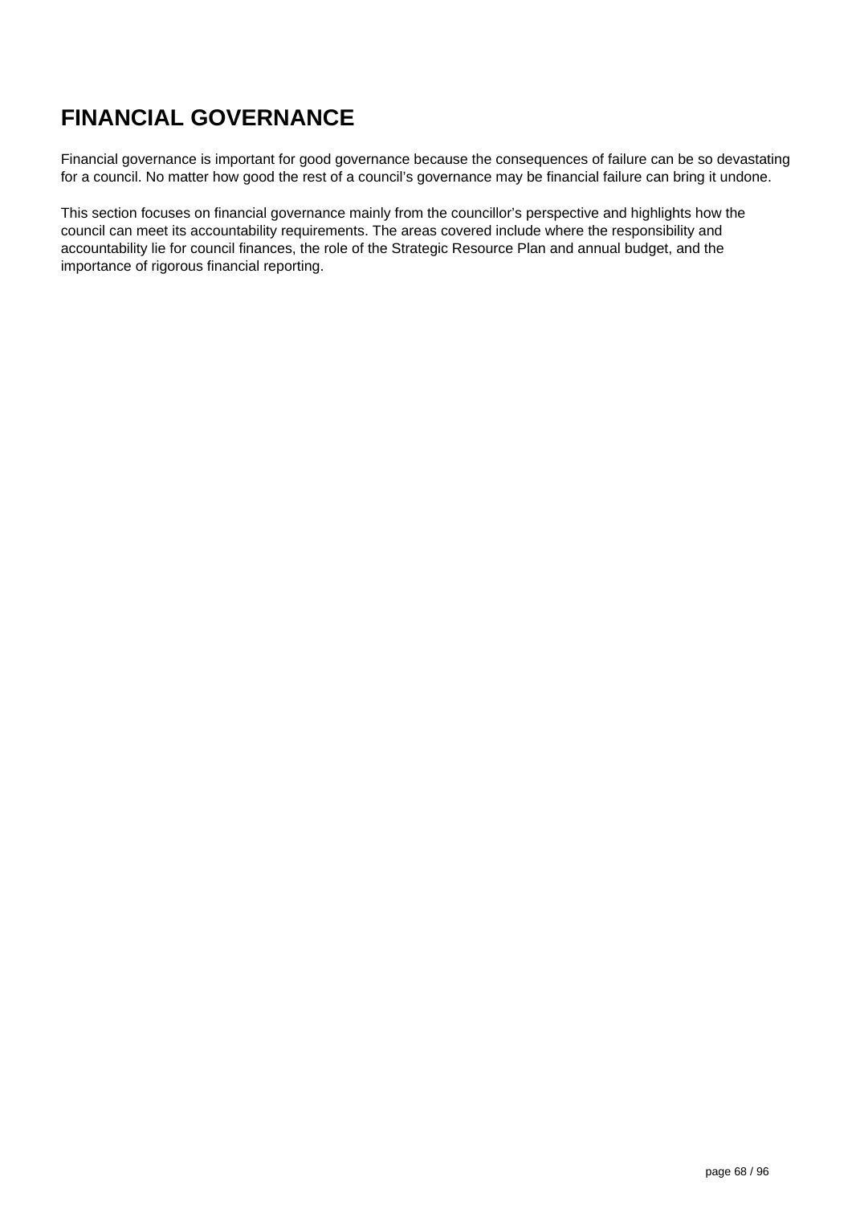# FINANCIAL GOVERNANCE

Financial governance is important for good governance because the consequences of failure can be so devastating for a council. No matter how good the rest of a council's governance may be financial failure can bring it undone.

This section focuses on financial governance mainly from the councillor's perspective and highlights how the council can meet its accountability requirements. The areas covered include where the responsibility and accountability lie for council finances, the role of the Strategic Resource Plan and annual budget, and the importance of rigorous financial reporting.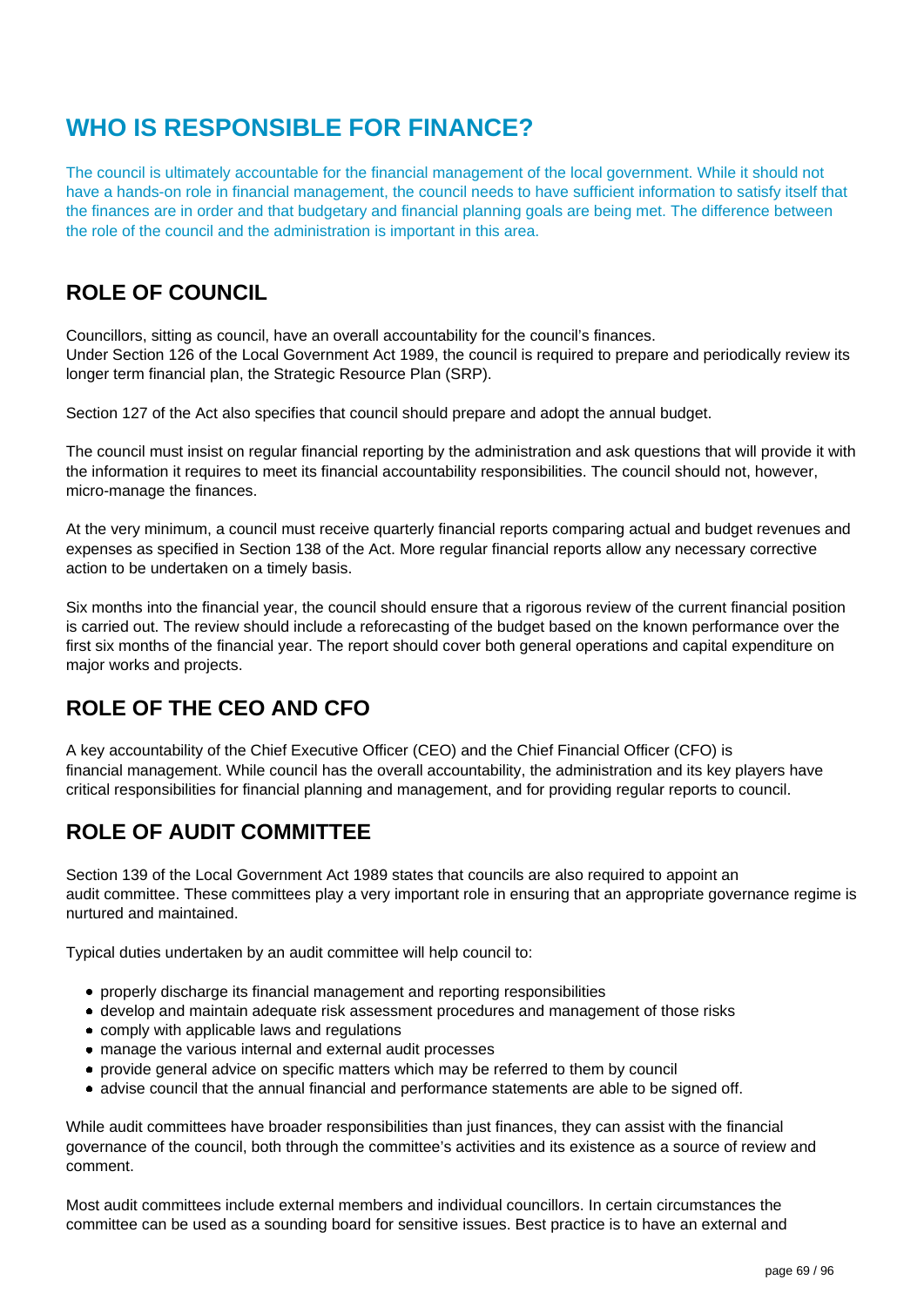# WHO IS RESPONSIBLE FOR FINANCE?

The council is ultimately accountable for the financial management of the local government. While it should not have a hands-on role in financial management, the council needs to have sufficient information to satisfy itself that the finances are in order and that budgetary and financial planning goals are being met. The difference between the role of the council and the administration is important in this area.

## ROLE OF COUNCIL

Councillors, sitting as council, have an overall accountability for the council's finances.
Under Section 126 of the Local Government Act 1989, the council is required to prepare and periodically review its longer term financial plan, the Strategic Resource Plan (SRP).

Section 127 of the Act also specifies that council should prepare and adopt the annual budget.

The council must insist on regular financial reporting by the administration and ask questions that will provide it with the information it requires to meet its financial accountability responsibilities. The council should not, however, micro-manage the finances.

At the very minimum, a council must receive quarterly financial reports comparing actual and budget revenues and expenses as specified in Section 138 of the Act. More regular financial reports allow any necessary corrective action to be undertaken on a timely basis.

Six months into the financial year, the council should ensure that a rigorous review of the current financial position is carried out. The review should include a reforecasting of the budget based on the known performance over the first six months of the financial year. The report should cover both general operations and capital expenditure on major works and projects.

## ROLE OF THE CEO AND CFO

A key accountability of the Chief Executive Officer (CEO) and the Chief Financial Officer (CFO) is financial management. While council has the overall accountability, the administration and its key players have critical responsibilities for financial planning and management, and for providing regular reports to council.

## ROLE OF AUDIT COMMITTEE

Section 139 of the Local Government Act 1989 states that councils are also required to appoint an audit committee. These committees play a very important role in ensuring that an appropriate governance regime is nurtured and maintained.

Typical duties undertaken by an audit committee will help council to:

- properly discharge its financial management and reporting responsibilities
- develop and maintain adequate risk assessment procedures and management of those risks
- comply with applicable laws and regulations
- manage the various internal and external audit processes
- provide general advice on specific matters which may be referred to them by council
- advise council that the annual financial and performance statements are able to be signed off.

While audit committees have broader responsibilities than just finances, they can assist with the financial governance of the council, both through the committee's activities and its existence as a source of review and comment.

Most audit committees include external members and individual councillors. In certain circumstances the committee can be used as a sounding board for sensitive issues. Best practice is to have an external and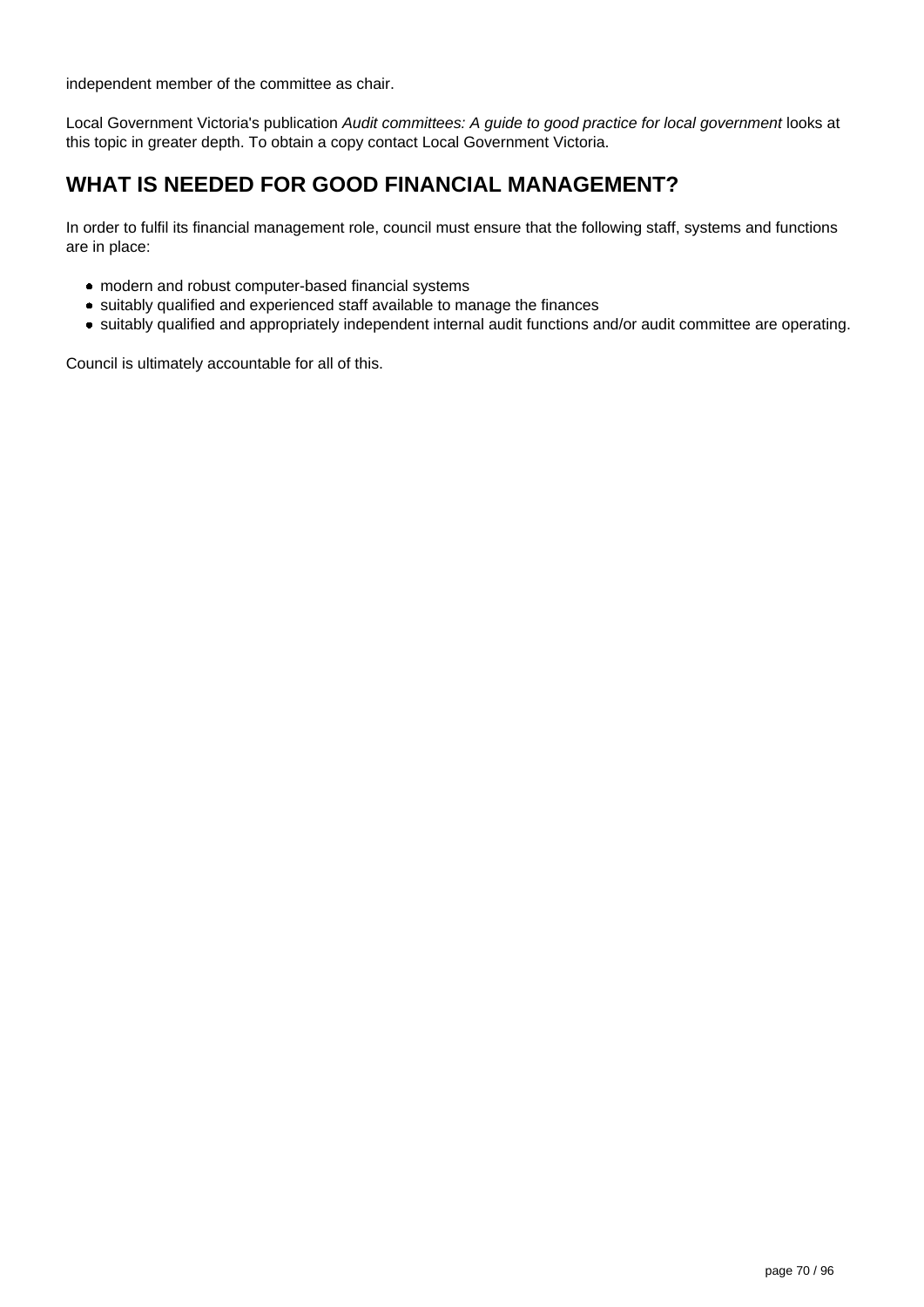independent member of the committee as chair.

Local Government Victoria's publication *Audit committees: A guide to good practice for local government* looks at this topic in greater depth. To obtain a copy contact Local Government Victoria.

## WHAT IS NEEDED FOR GOOD FINANCIAL MANAGEMENT?

In order to fulfil its financial management role, council must ensure that the following staff, systems and functions are in place:

- modern and robust computer-based financial systems
- suitably qualified and experienced staff available to manage the finances
- suitably qualified and appropriately independent internal audit functions and/or audit committee are operating.

Council is ultimately accountable for all of this.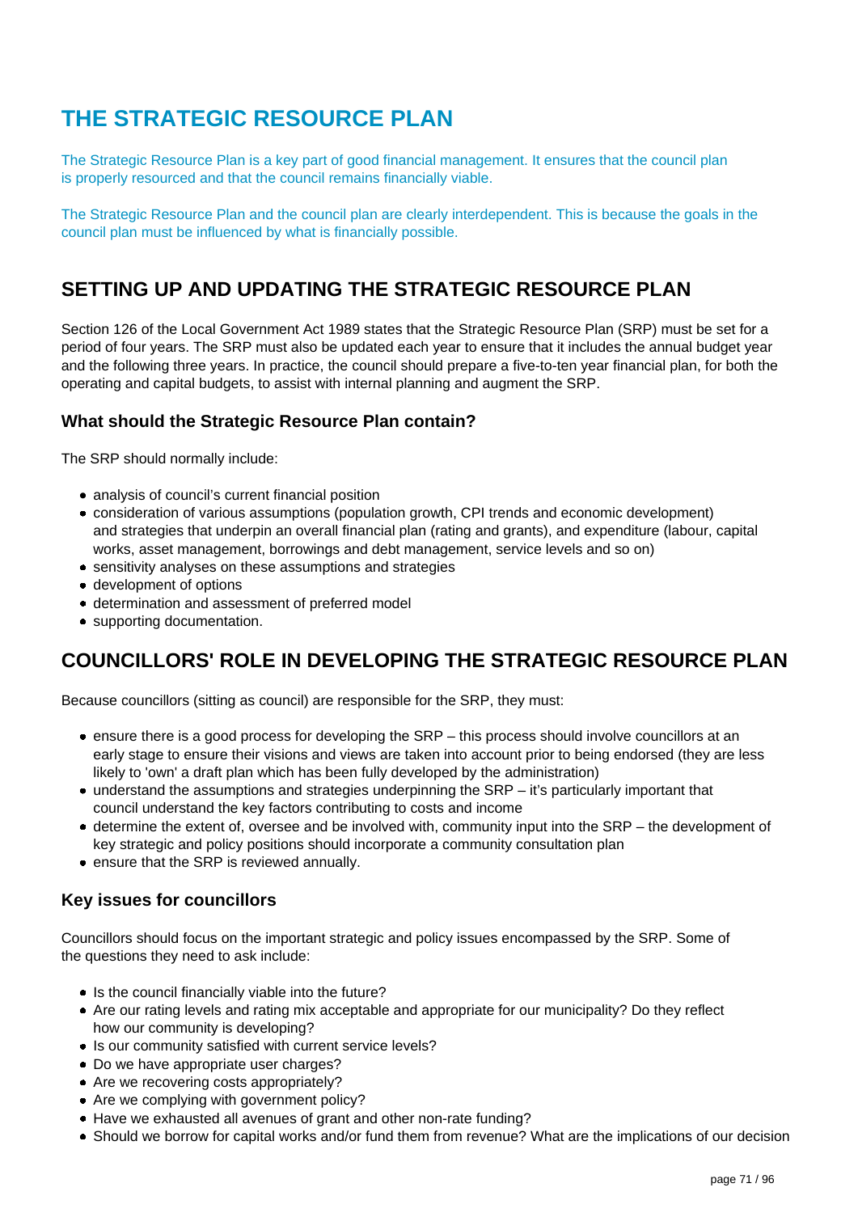# THE STRATEGIC RESOURCE PLAN

The Strategic Resource Plan is a key part of good financial management. It ensures that the council plan is properly resourced and that the council remains financially viable.

The Strategic Resource Plan and the council plan are clearly interdependent. This is because the goals in the council plan must be influenced by what is financially possible.

## SETTING UP AND UPDATING THE STRATEGIC RESOURCE PLAN

Section 126 of the Local Government Act 1989 states that the Strategic Resource Plan (SRP) must be set for a period of four years. The SRP must also be updated each year to ensure that it includes the annual budget year and the following three years. In practice, the council should prepare a five-to-ten year financial plan, for both the operating and capital budgets, to assist with internal planning and augment the SRP.

### What should the Strategic Resource Plan contain?

The SRP should normally include:

- analysis of council's current financial position
- consideration of various assumptions (population growth, CPI trends and economic development) and strategies that underpin an overall financial plan (rating and grants), and expenditure (labour, capital works, asset management, borrowings and debt management, service levels and so on)
- sensitivity analyses on these assumptions and strategies
- development of options
- determination and assessment of preferred model
- supporting documentation.

## COUNCILLORS' ROLE IN DEVELOPING THE STRATEGIC RESOURCE PLAN

Because councillors (sitting as council) are responsible for the SRP, they must:

- ensure there is a good process for developing the SRP – this process should involve councillors at an early stage to ensure their visions and views are taken into account prior to being endorsed (they are less likely to 'own' a draft plan which has been fully developed by the administration)
- understand the assumptions and strategies underpinning the SRP – it's particularly important that council understand the key factors contributing to costs and income
- determine the extent of, oversee and be involved with, community input into the SRP – the development of key strategic and policy positions should incorporate a community consultation plan
- ensure that the SRP is reviewed annually.

### Key issues for councillors

Councillors should focus on the important strategic and policy issues encompassed by the SRP. Some of the questions they need to ask include:

- Is the council financially viable into the future?
- Are our rating levels and rating mix acceptable and appropriate for our municipality? Do they reflect how our community is developing?
- Is our community satisfied with current service levels?
- Do we have appropriate user charges?
- Are we recovering costs appropriately?
- Are we complying with government policy?
- Have we exhausted all avenues of grant and other non-rate funding?
- Should we borrow for capital works and/or fund them from revenue? What are the implications of our decision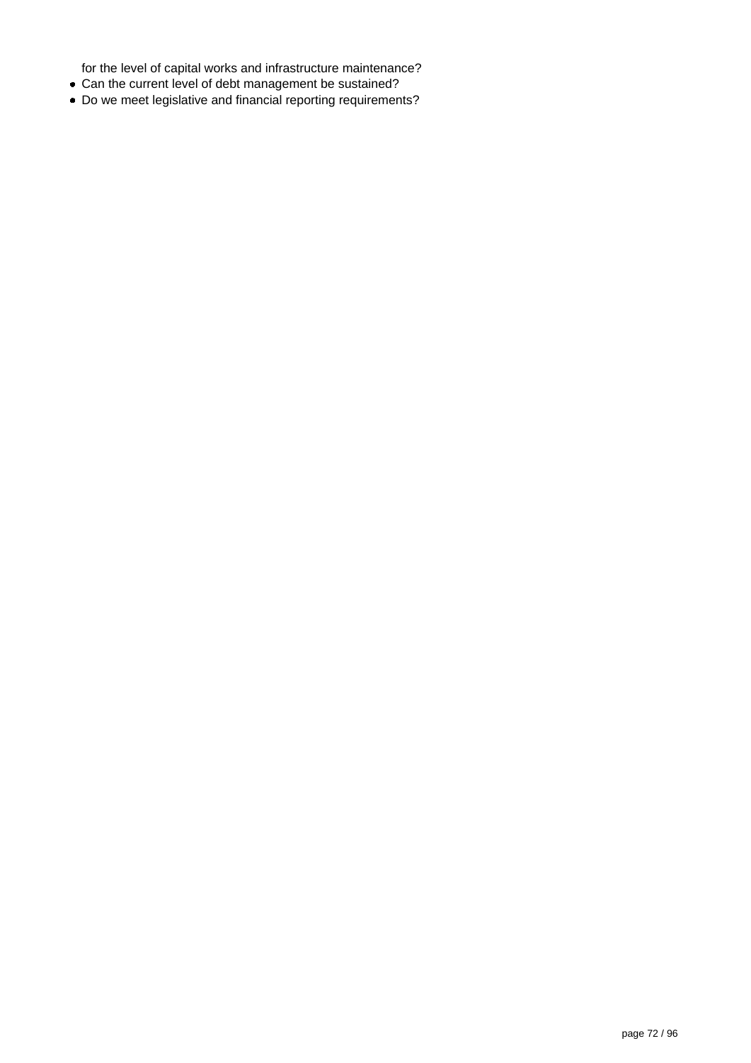for the level of capital works and infrastructure maintenance?

- Can the current level of debt management be sustained?
- Do we meet legislative and financial reporting requirements?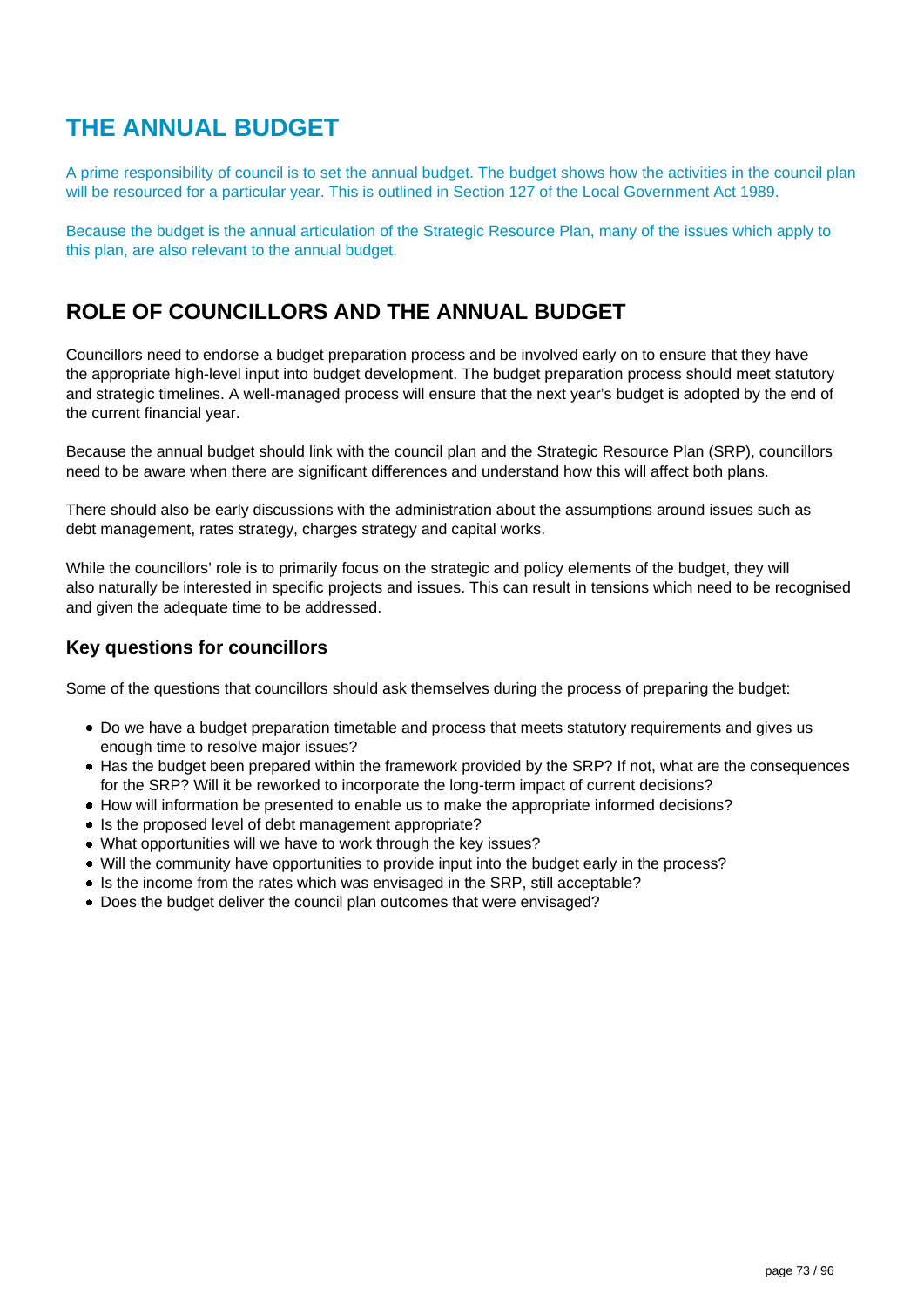# THE ANNUAL BUDGET

A prime responsibility of council is to set the annual budget. The budget shows how the activities in the council plan will be resourced for a particular year. This is outlined in Section 127 of the Local Government Act 1989.

Because the budget is the annual articulation of the Strategic Resource Plan, many of the issues which apply to this plan, are also relevant to the annual budget.

## ROLE OF COUNCILLORS AND THE ANNUAL BUDGET

Councillors need to endorse a budget preparation process and be involved early on to ensure that they have the appropriate high-level input into budget development. The budget preparation process should meet statutory and strategic timelines. A well-managed process will ensure that the next year's budget is adopted by the end of the current financial year.

Because the annual budget should link with the council plan and the Strategic Resource Plan (SRP), councillors need to be aware when there are significant differences and understand how this will affect both plans.

There should also be early discussions with the administration about the assumptions around issues such as debt management, rates strategy, charges strategy and capital works.

While the councillors' role is to primarily focus on the strategic and policy elements of the budget, they will also naturally be interested in specific projects and issues. This can result in tensions which need to be recognised and given the adequate time to be addressed.

### Key questions for councillors

Some of the questions that councillors should ask themselves during the process of preparing the budget:

- Do we have a budget preparation timetable and process that meets statutory requirements and gives us enough time to resolve major issues?
- Has the budget been prepared within the framework provided by the SRP? If not, what are the consequences for the SRP? Will it be reworked to incorporate the long-term impact of current decisions?
- How will information be presented to enable us to make the appropriate informed decisions?
- Is the proposed level of debt management appropriate?
- What opportunities will we have to work through the key issues?
- Will the community have opportunities to provide input into the budget early in the process?
- Is the income from the rates which was envisaged in the SRP, still acceptable?
- Does the budget deliver the council plan outcomes that were envisaged?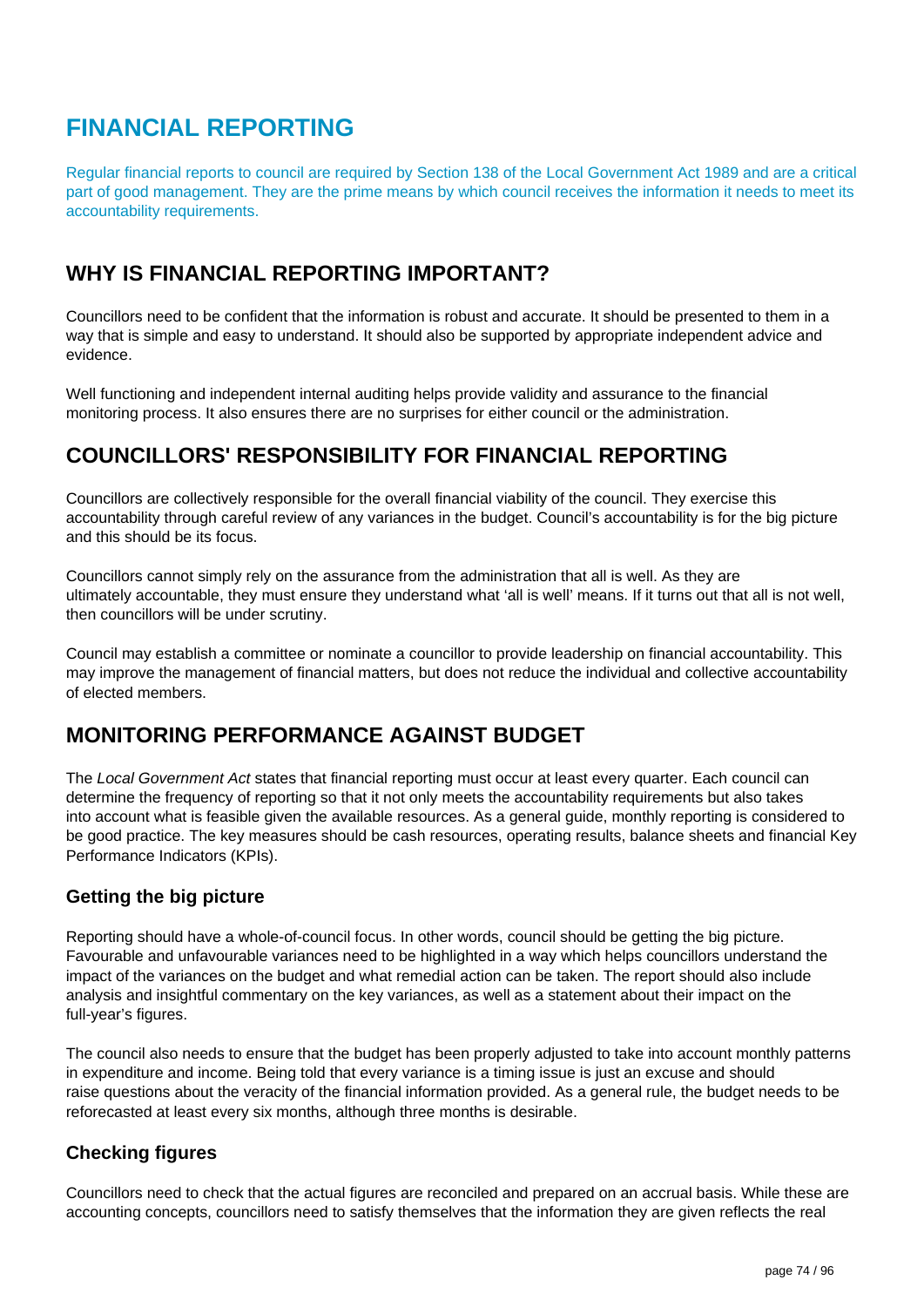# FINANCIAL REPORTING

Regular financial reports to council are required by Section 138 of the Local Government Act 1989 and are a critical part of good management. They are the prime means by which council receives the information it needs to meet its accountability requirements.

## WHY IS FINANCIAL REPORTING IMPORTANT?

Councillors need to be confident that the information is robust and accurate. It should be presented to them in a way that is simple and easy to understand. It should also be supported by appropriate independent advice and evidence.

Well functioning and independent internal auditing helps provide validity and assurance to the financial monitoring process. It also ensures there are no surprises for either council or the administration.

## COUNCILLORS' RESPONSIBILITY FOR FINANCIAL REPORTING

Councillors are collectively responsible for the overall financial viability of the council. They exercise this accountability through careful review of any variances in the budget. Council's accountability is for the big picture and this should be its focus.

Councillors cannot simply rely on the assurance from the administration that all is well. As they are ultimately accountable, they must ensure they understand what 'all is well' means. If it turns out that all is not well, then councillors will be under scrutiny.

Council may establish a committee or nominate a councillor to provide leadership on financial accountability. This may improve the management of financial matters, but does not reduce the individual and collective accountability of elected members.

## MONITORING PERFORMANCE AGAINST BUDGET

The *Local Government Act* states that financial reporting must occur at least every quarter. Each council can determine the frequency of reporting so that it not only meets the accountability requirements but also takes into account what is feasible given the available resources. As a general guide, monthly reporting is considered to be good practice. The key measures should be cash resources, operating results, balance sheets and financial Key Performance Indicators (KPIs).

### Getting the big picture

Reporting should have a whole-of-council focus. In other words, council should be getting the big picture. Favourable and unfavourable variances need to be highlighted in a way which helps councillors understand the impact of the variances on the budget and what remedial action can be taken. The report should also include analysis and insightful commentary on the key variances, as well as a statement about their impact on the full-year's figures.

The council also needs to ensure that the budget has been properly adjusted to take into account monthly patterns in expenditure and income. Being told that every variance is a timing issue is just an excuse and should raise questions about the veracity of the financial information provided. As a general rule, the budget needs to be reforecasted at least every six months, although three months is desirable.

### Checking figures

Councillors need to check that the actual figures are reconciled and prepared on an accrual basis. While these are accounting concepts, councillors need to satisfy themselves that the information they are given reflects the real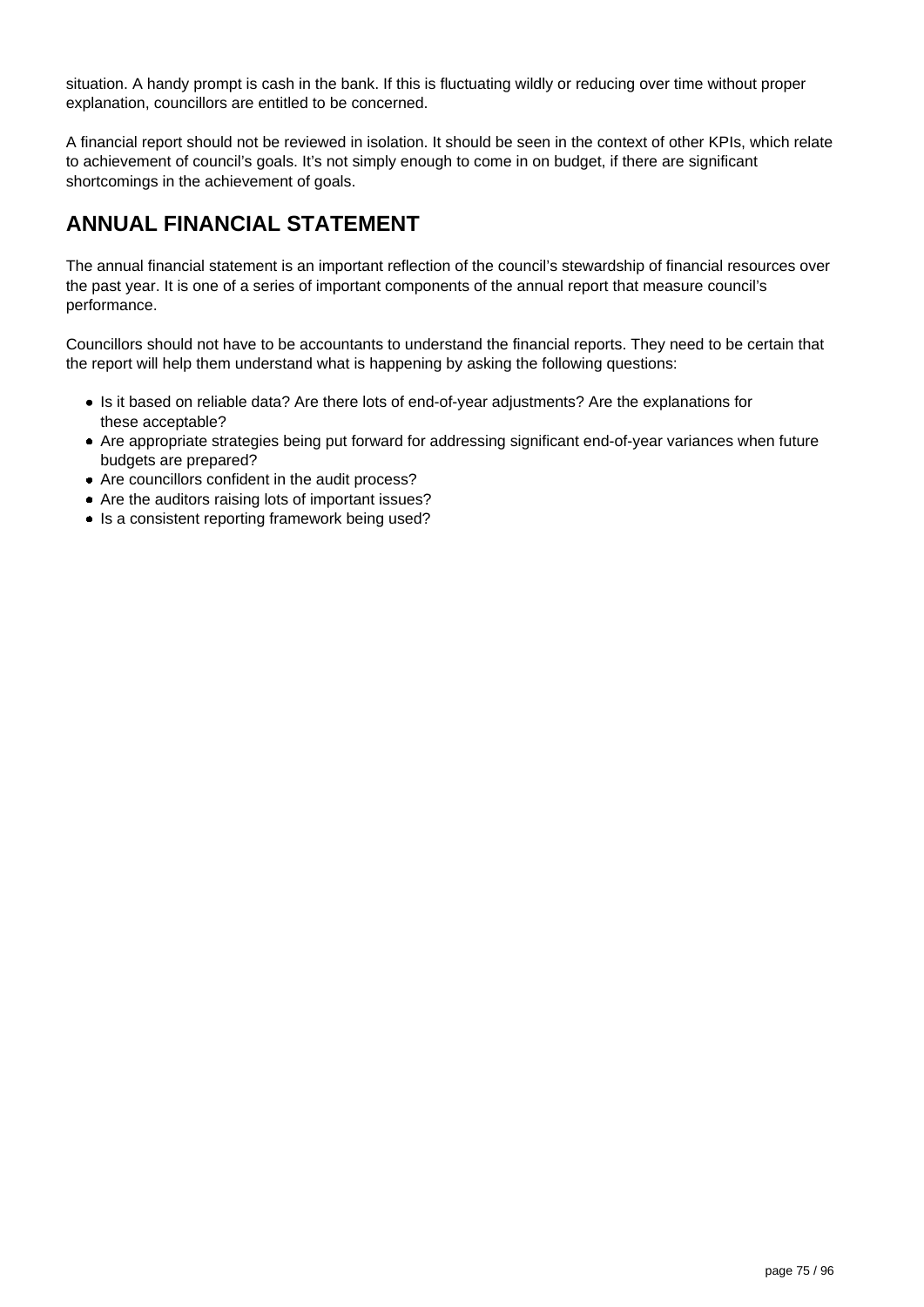situation. A handy prompt is cash in the bank. If this is fluctuating wildly or reducing over time without proper explanation, councillors are entitled to be concerned.

A financial report should not be reviewed in isolation. It should be seen in the context of other KPIs, which relate to achievement of council's goals. It's not simply enough to come in on budget, if there are significant shortcomings in the achievement of goals.

## ANNUAL FINANCIAL STATEMENT

The annual financial statement is an important reflection of the council's stewardship of financial resources over the past year. It is one of a series of important components of the annual report that measure council's performance.

Councillors should not have to be accountants to understand the financial reports. They need to be certain that the report will help them understand what is happening by asking the following questions:

- Is it based on reliable data? Are there lots of end-of-year adjustments? Are the explanations for these acceptable?
- Are appropriate strategies being put forward for addressing significant end-of-year variances when future budgets are prepared?
- Are councillors confident in the audit process?
- Are the auditors raising lots of important issues?
- Is a consistent reporting framework being used?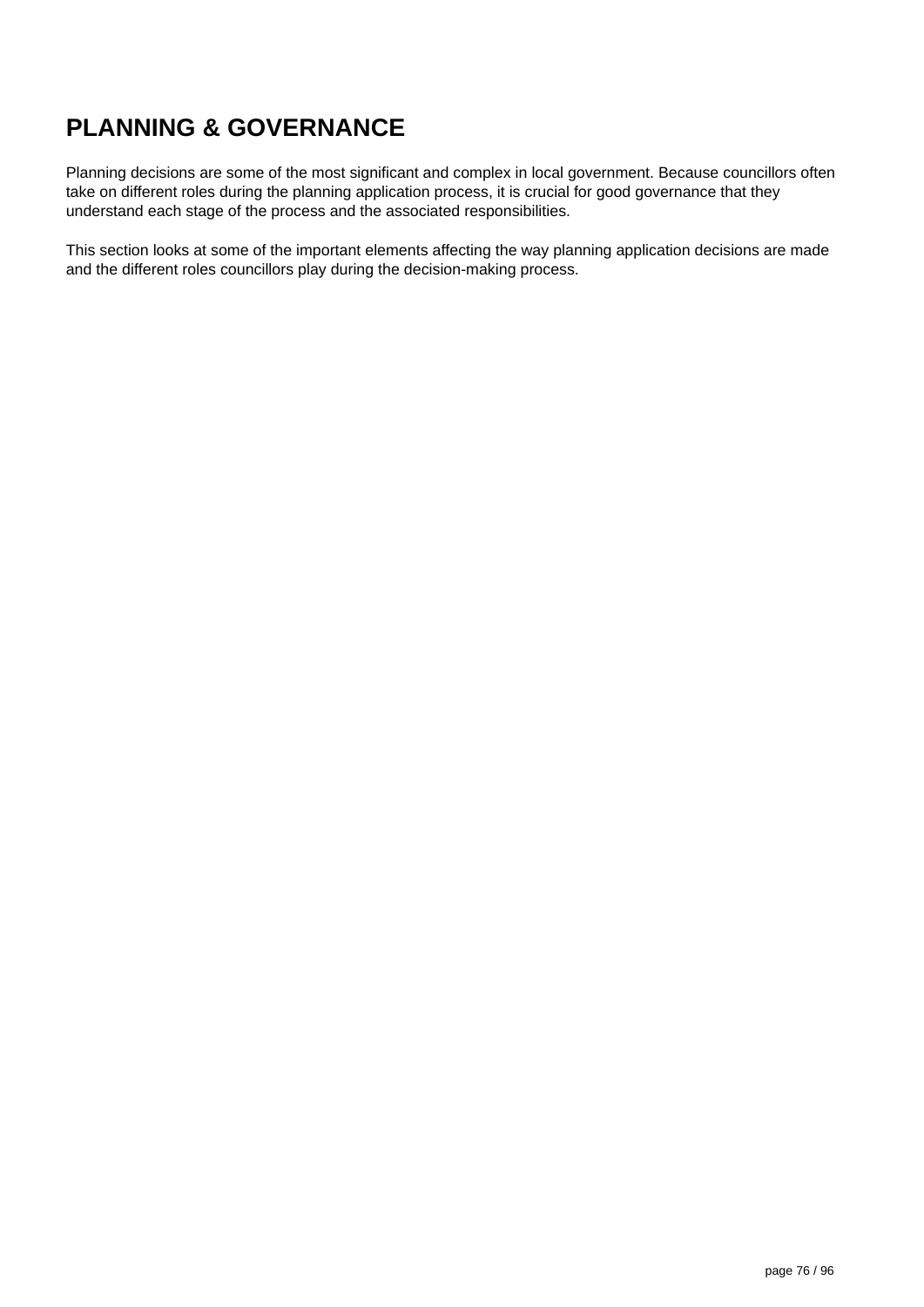# PLANNING & GOVERNANCE

Planning decisions are some of the most significant and complex in local government. Because councillors often take on different roles during the planning application process, it is crucial for good governance that they understand each stage of the process and the associated responsibilities.

This section looks at some of the important elements affecting the way planning application decisions are made and the different roles councillors play during the decision-making process.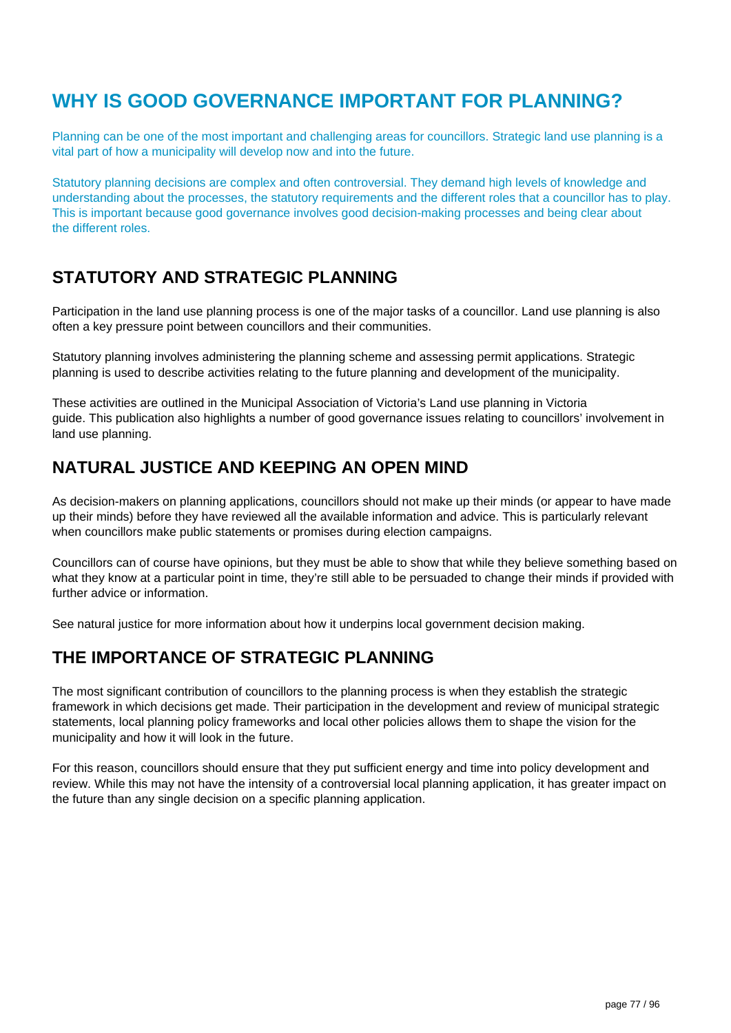# WHY IS GOOD GOVERNANCE IMPORTANT FOR PLANNING?

Planning can be one of the most important and challenging areas for councillors. Strategic land use planning is a vital part of how a municipality will develop now and into the future.

Statutory planning decisions are complex and often controversial. They demand high levels of knowledge and understanding about the processes, the statutory requirements and the different roles that a councillor has to play. This is important because good governance involves good decision-making processes and being clear about the different roles.

## STATUTORY AND STRATEGIC PLANNING

Participation in the land use planning process is one of the major tasks of a councillor. Land use planning is also often a key pressure point between councillors and their communities.

Statutory planning involves administering the planning scheme and assessing permit applications. Strategic planning is used to describe activities relating to the future planning and development of the municipality.

These activities are outlined in the Municipal Association of Victoria's Land use planning in Victoria guide. This publication also highlights a number of good governance issues relating to councillors' involvement in land use planning.

## NATURAL JUSTICE AND KEEPING AN OPEN MIND

As decision-makers on planning applications, councillors should not make up their minds (or appear to have made up their minds) before they have reviewed all the available information and advice. This is particularly relevant when councillors make public statements or promises during election campaigns.

Councillors can of course have opinions, but they must be able to show that while they believe something based on what they know at a particular point in time, they're still able to be persuaded to change their minds if provided with further advice or information.

See natural justice for more information about how it underpins local government decision making.

## THE IMPORTANCE OF STRATEGIC PLANNING

The most significant contribution of councillors to the planning process is when they establish the strategic framework in which decisions get made. Their participation in the development and review of municipal strategic statements, local planning policy frameworks and local other policies allows them to shape the vision for the municipality and how it will look in the future.

For this reason, councillors should ensure that they put sufficient energy and time into policy development and review. While this may not have the intensity of a controversial local planning application, it has greater impact on the future than any single decision on a specific planning application.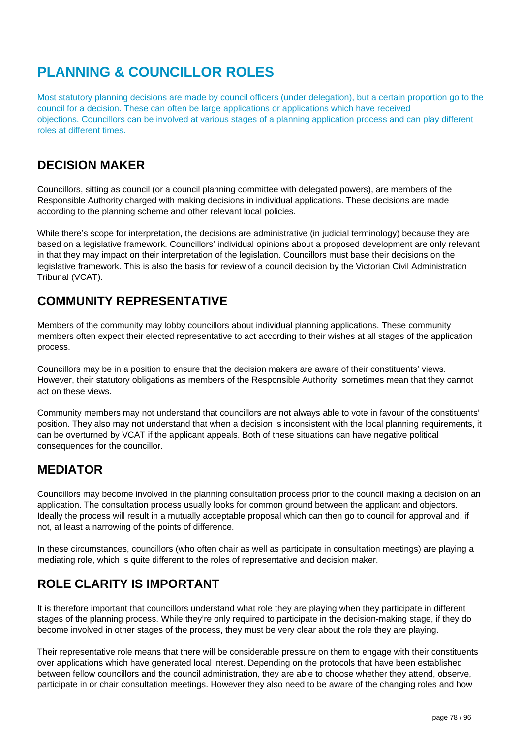# PLANNING & COUNCILLOR ROLES

Most statutory planning decisions are made by council officers (under delegation), but a certain proportion go to the council for a decision. These can often be large applications or applications which have received objections. Councillors can be involved at various stages of a planning application process and can play different roles at different times.

## DECISION MAKER

Councillors, sitting as council (or a council planning committee with delegated powers), are members of the Responsible Authority charged with making decisions in individual applications. These decisions are made according to the planning scheme and other relevant local policies.

While there's scope for interpretation, the decisions are administrative (in judicial terminology) because they are based on a legislative framework. Councillors' individual opinions about a proposed development are only relevant in that they may impact on their interpretation of the legislation. Councillors must base their decisions on the legislative framework. This is also the basis for review of a council decision by the Victorian Civil Administration Tribunal (VCAT).

## COMMUNITY REPRESENTATIVE

Members of the community may lobby councillors about individual planning applications. These community members often expect their elected representative to act according to their wishes at all stages of the application process.

Councillors may be in a position to ensure that the decision makers are aware of their constituents' views. However, their statutory obligations as members of the Responsible Authority, sometimes mean that they cannot act on these views.

Community members may not understand that councillors are not always able to vote in favour of the constituents' position. They also may not understand that when a decision is inconsistent with the local planning requirements, it can be overturned by VCAT if the applicant appeals. Both of these situations can have negative political consequences for the councillor.

## MEDIATOR

Councillors may become involved in the planning consultation process prior to the council making a decision on an application. The consultation process usually looks for common ground between the applicant and objectors. Ideally the process will result in a mutually acceptable proposal which can then go to council for approval and, if not, at least a narrowing of the points of difference.

In these circumstances, councillors (who often chair as well as participate in consultation meetings) are playing a mediating role, which is quite different to the roles of representative and decision maker.

## ROLE CLARITY IS IMPORTANT

It is therefore important that councillors understand what role they are playing when they participate in different stages of the planning process. While they're only required to participate in the decision-making stage, if they do become involved in other stages of the process, they must be very clear about the role they are playing.

Their representative role means that there will be considerable pressure on them to engage with their constituents over applications which have generated local interest. Depending on the protocols that have been established between fellow councillors and the council administration, they are able to choose whether they attend, observe, participate in or chair consultation meetings. However they also need to be aware of the changing roles and how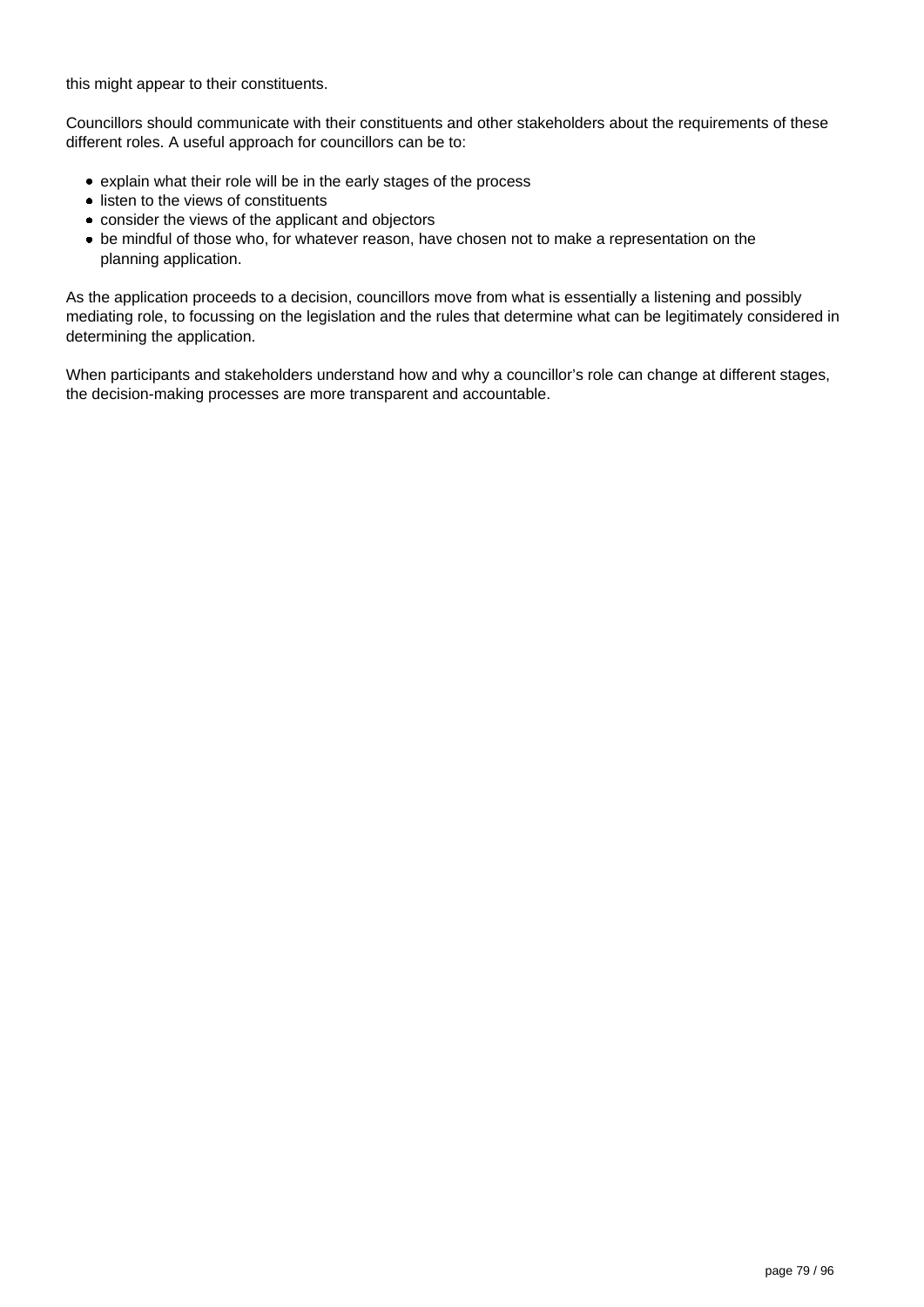this might appear to their constituents.

Councillors should communicate with their constituents and other stakeholders about the requirements of these different roles. A useful approach for councillors can be to:

- explain what their role will be in the early stages of the process
- listen to the views of constituents
- consider the views of the applicant and objectors
- be mindful of those who, for whatever reason, have chosen not to make a representation on the planning application.

As the application proceeds to a decision, councillors move from what is essentially a listening and possibly mediating role, to focussing on the legislation and the rules that determine what can be legitimately considered in determining the application.

When participants and stakeholders understand how and why a councillor's role can change at different stages, the decision-making processes are more transparent and accountable.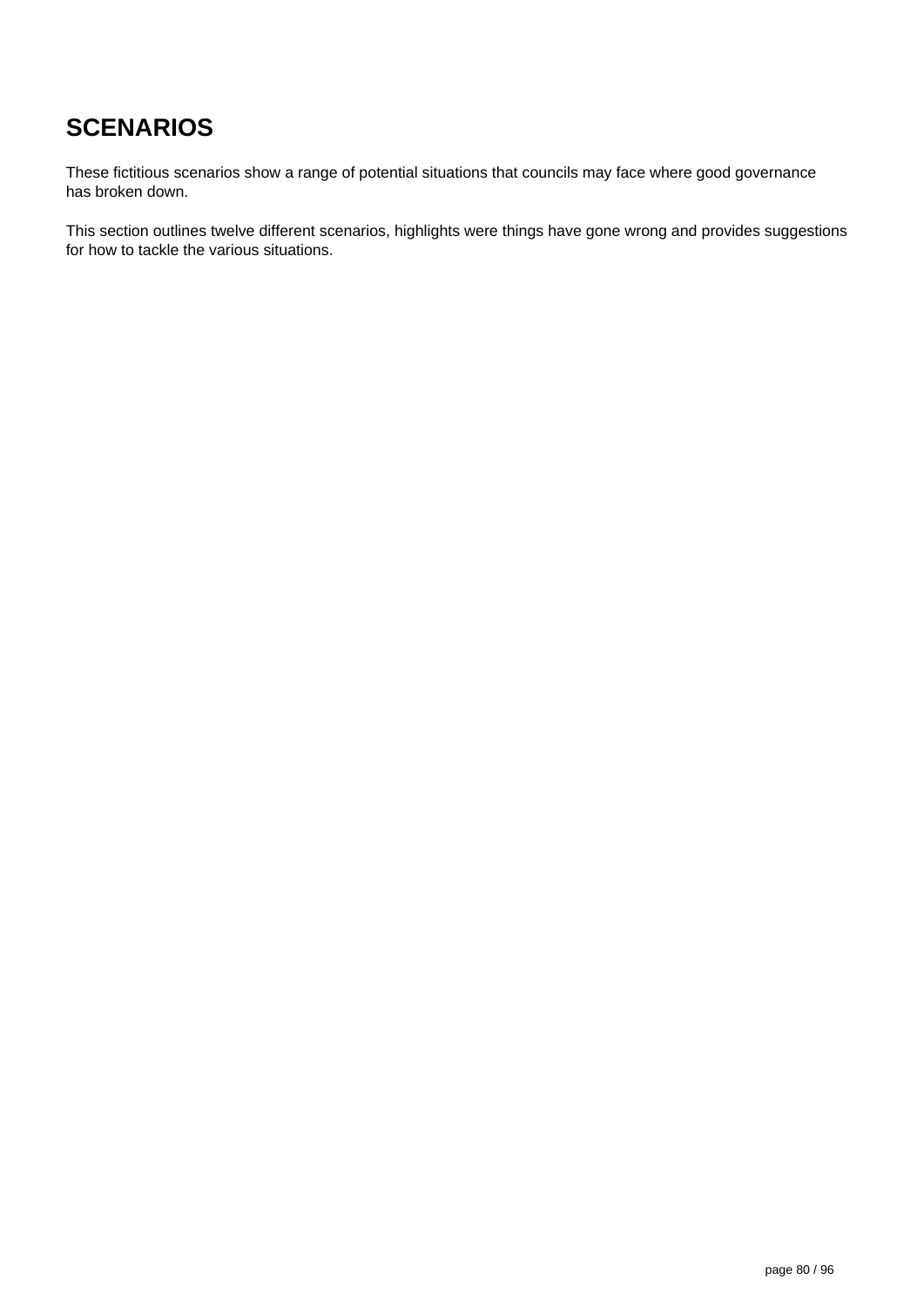# SCENARIOS

These fictitious scenarios show a range of potential situations that councils may face where good governance has broken down.

This section outlines twelve different scenarios, highlights were things have gone wrong and provides suggestions for how to tackle the various situations.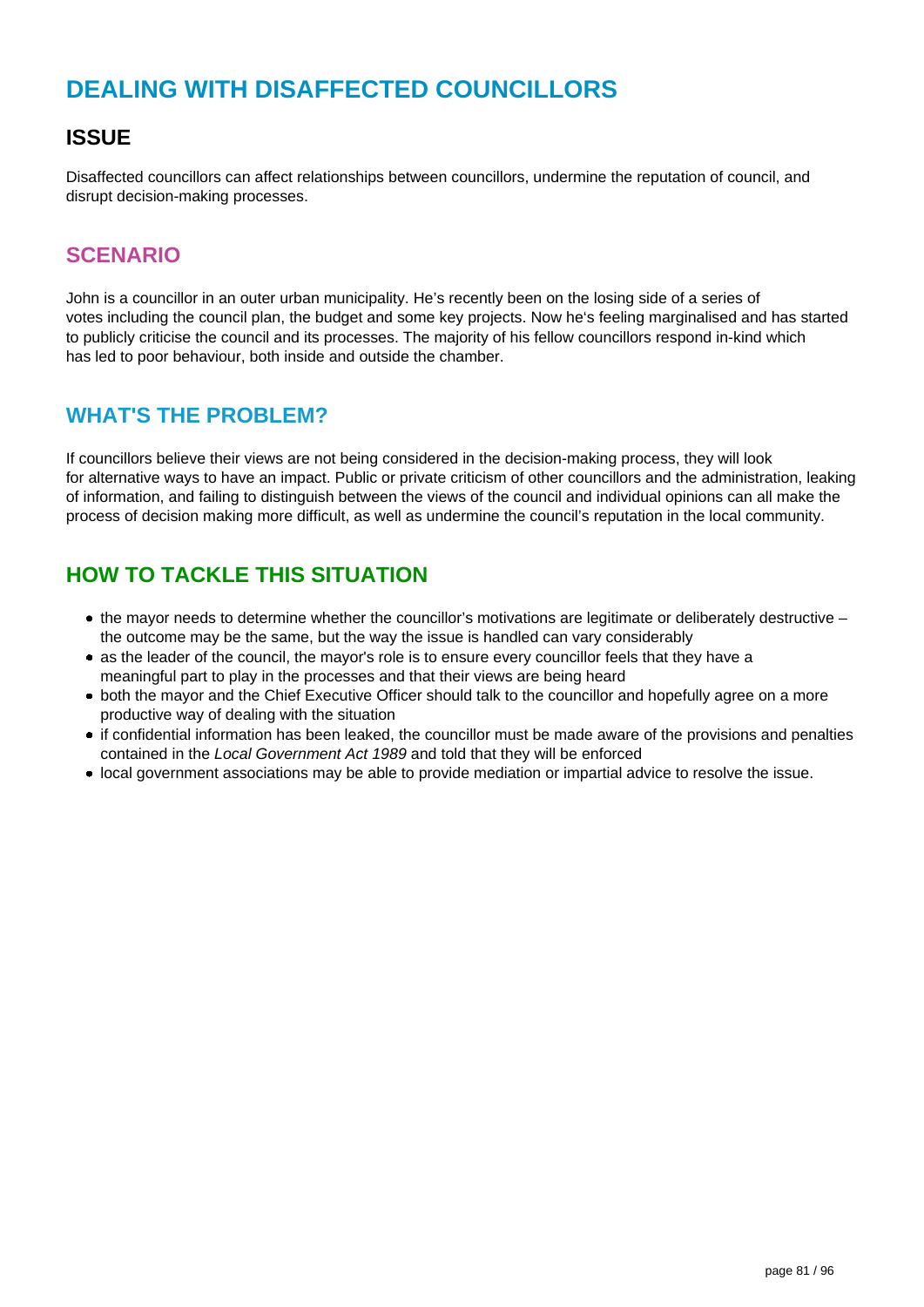# DEALING WITH DISAFFECTED COUNCILLORS

## ISSUE

Disaffected councillors can affect relationships between councillors, undermine the reputation of council, and disrupt decision-making processes.

## SCENARIO

John is a councillor in an outer urban municipality. He's recently been on the losing side of a series of votes including the council plan, the budget and some key projects. Now he's feeling marginalised and has started to publicly criticise the council and its processes. The majority of his fellow councillors respond in-kind which has led to poor behaviour, both inside and outside the chamber.

## WHAT'S THE PROBLEM?

If councillors believe their views are not being considered in the decision-making process, they will look for alternative ways to have an impact. Public or private criticism of other councillors and the administration, leaking of information, and failing to distinguish between the views of the council and individual opinions can all make the process of decision making more difficult, as well as undermine the council's reputation in the local community.

## HOW TO TACKLE THIS SITUATION

- the mayor needs to determine whether the councillor's motivations are legitimate or deliberately destructive – the outcome may be the same, but the way the issue is handled can vary considerably
- as the leader of the council, the mayor's role is to ensure every councillor feels that they have a meaningful part to play in the processes and that their views are being heard
- both the mayor and the Chief Executive Officer should talk to the councillor and hopefully agree on a more productive way of dealing with the situation
- if confidential information has been leaked, the councillor must be made aware of the provisions and penalties contained in the *Local Government Act 1989* and told that they will be enforced
- local government associations may be able to provide mediation or impartial advice to resolve the issue.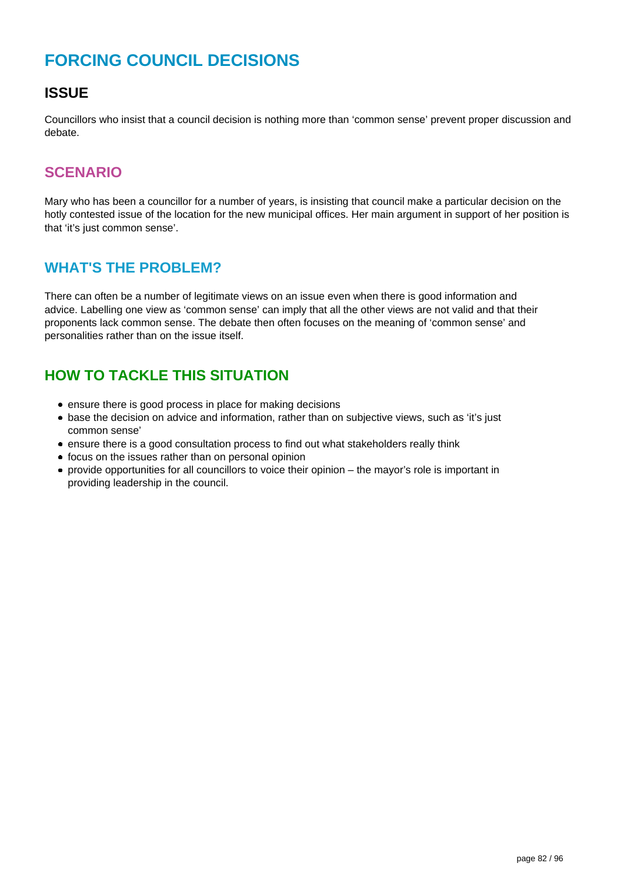# FORCING COUNCIL DECISIONS

## ISSUE

Councillors who insist that a council decision is nothing more than 'common sense' prevent proper discussion and debate.

## SCENARIO

Mary who has been a councillor for a number of years, is insisting that council make a particular decision on the hotly contested issue of the location for the new municipal offices. Her main argument in support of her position is that 'it's just common sense'.

## WHAT'S THE PROBLEM?

There can often be a number of legitimate views on an issue even when there is good information and advice. Labelling one view as 'common sense' can imply that all the other views are not valid and that their proponents lack common sense. The debate then often focuses on the meaning of 'common sense' and personalities rather than on the issue itself.

## HOW TO TACKLE THIS SITUATION

- ensure there is good process in place for making decisions
- base the decision on advice and information, rather than on subjective views, such as 'it's just common sense'
- ensure there is a good consultation process to find out what stakeholders really think
- focus on the issues rather than on personal opinion
- provide opportunities for all councillors to voice their opinion – the mayor's role is important in providing leadership in the council.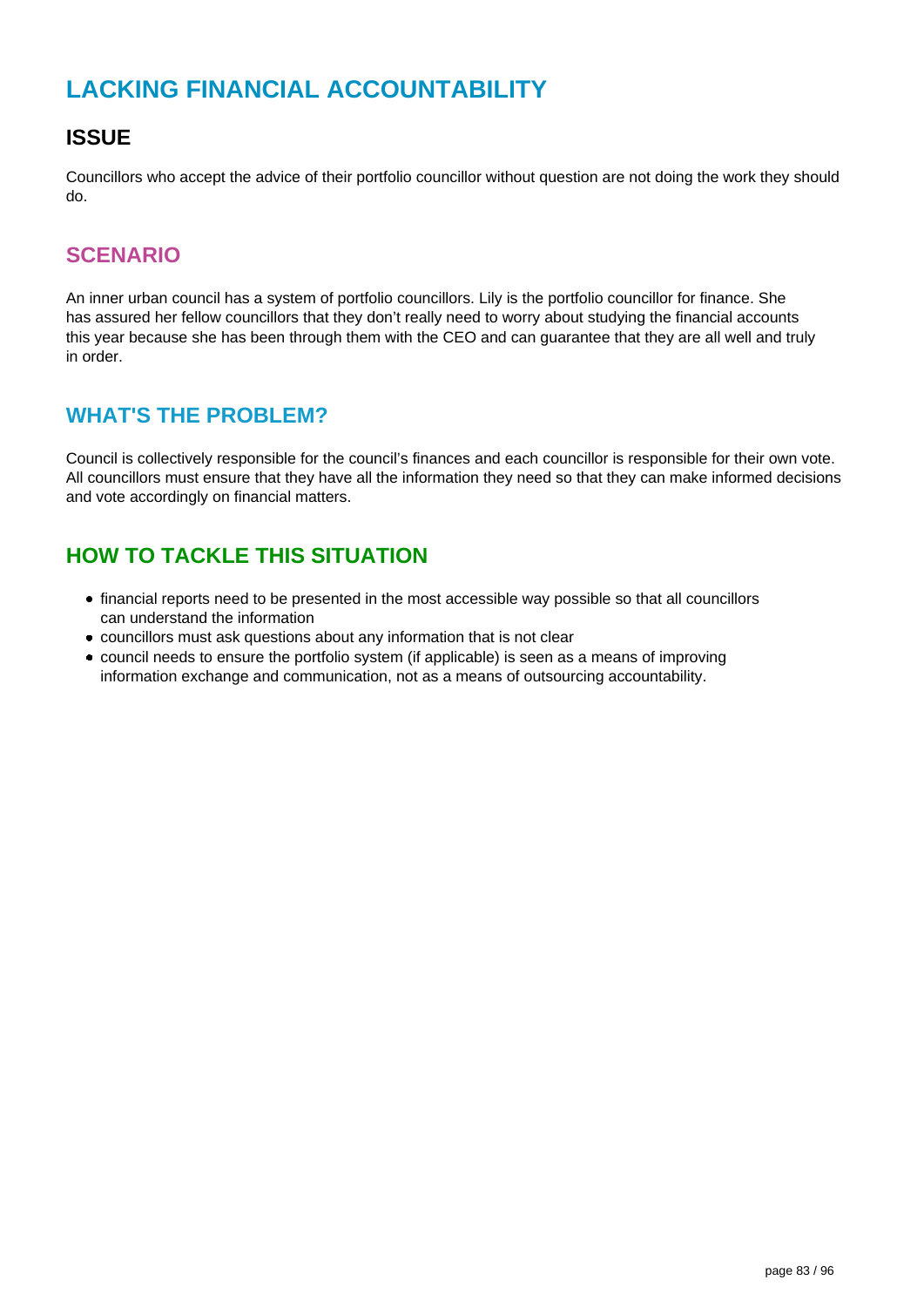# LACKING FINANCIAL ACCOUNTABILITY

## ISSUE

Councillors who accept the advice of their portfolio councillor without question are not doing the work they should do.

## SCENARIO

An inner urban council has a system of portfolio councillors. Lily is the portfolio councillor for finance. She has assured her fellow councillors that they don't really need to worry about studying the financial accounts this year because she has been through them with the CEO and can guarantee that they are all well and truly in order.

## WHAT'S THE PROBLEM?

Council is collectively responsible for the council's finances and each councillor is responsible for their own vote. All councillors must ensure that they have all the information they need so that they can make informed decisions and vote accordingly on financial matters.

## HOW TO TACKLE THIS SITUATION

- financial reports need to be presented in the most accessible way possible so that all councillors can understand the information
- councillors must ask questions about any information that is not clear
- council needs to ensure the portfolio system (if applicable) is seen as a means of improving information exchange and communication, not as a means of outsourcing accountability.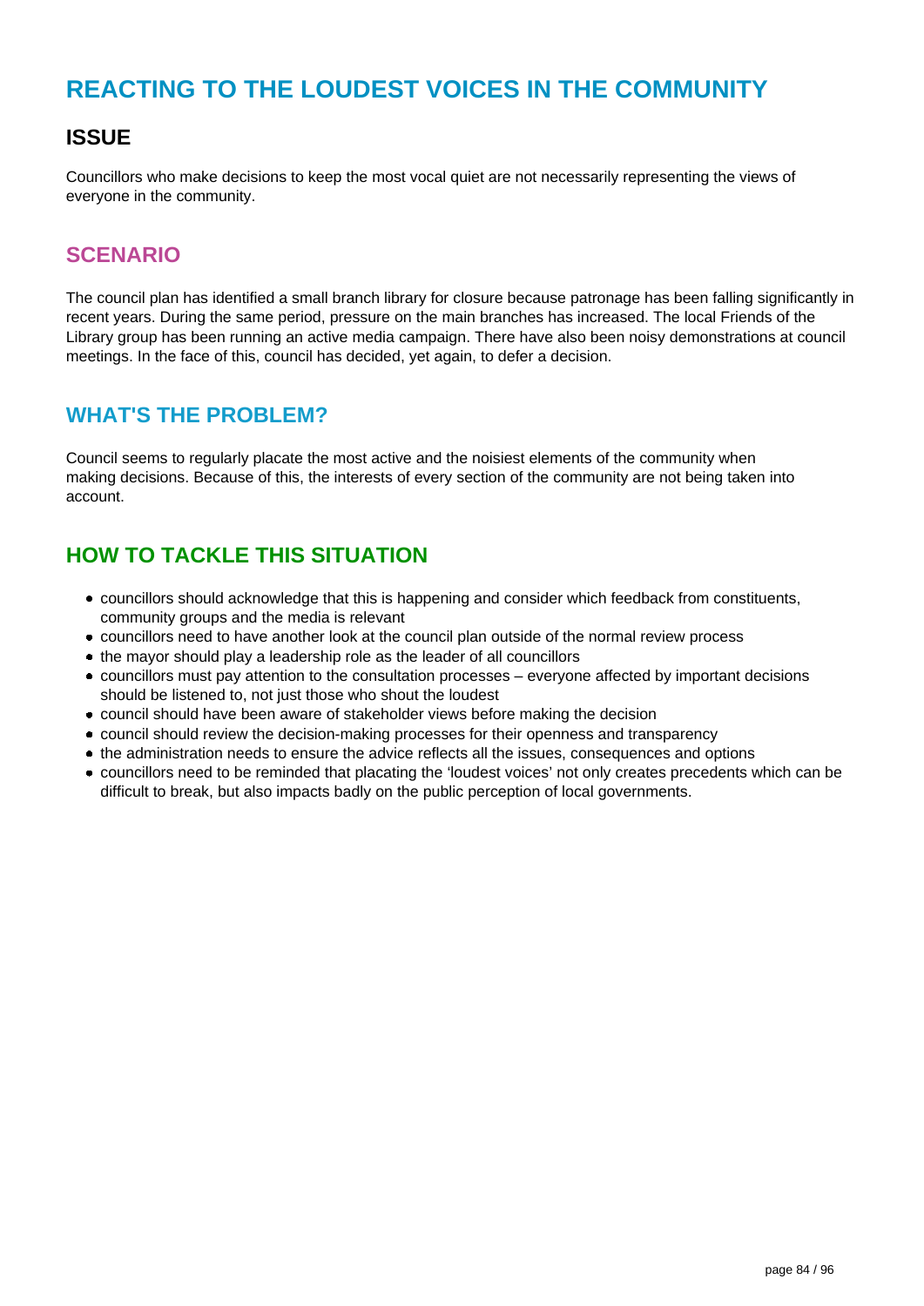# REACTING TO THE LOUDEST VOICES IN THE COMMUNITY

## ISSUE

Councillors who make decisions to keep the most vocal quiet are not necessarily representing the views of everyone in the community.

## SCENARIO

The council plan has identified a small branch library for closure because patronage has been falling significantly in recent years. During the same period, pressure on the main branches has increased. The local Friends of the Library group has been running an active media campaign. There have also been noisy demonstrations at council meetings. In the face of this, council has decided, yet again, to defer a decision.

## WHAT'S THE PROBLEM?

Council seems to regularly placate the most active and the noisiest elements of the community when making decisions. Because of this, the interests of every section of the community are not being taken into account.

## HOW TO TACKLE THIS SITUATION

- councillors should acknowledge that this is happening and consider which feedback from constituents, community groups and the media is relevant
- councillors need to have another look at the council plan outside of the normal review process
- the mayor should play a leadership role as the leader of all councillors
- councillors must pay attention to the consultation processes – everyone affected by important decisions should be listened to, not just those who shout the loudest
- council should have been aware of stakeholder views before making the decision
- council should review the decision-making processes for their openness and transparency
- the administration needs to ensure the advice reflects all the issues, consequences and options
- councillors need to be reminded that placating the 'loudest voices' not only creates precedents which can be difficult to break, but also impacts badly on the public perception of local governments.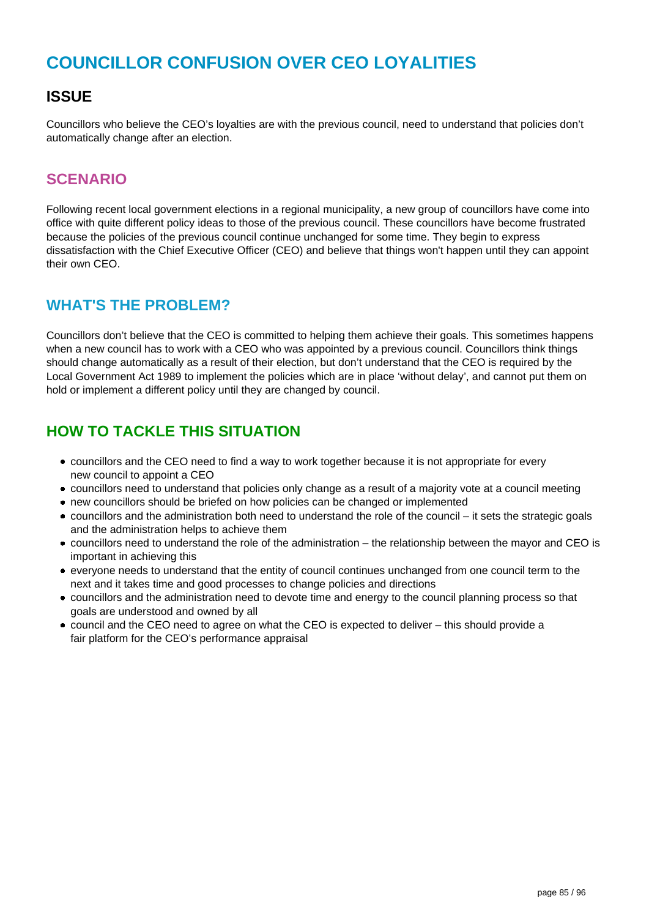# COUNCILLOR CONFUSION OVER CEO LOYALITIES

## ISSUE

Councillors who believe the CEO's loyalties are with the previous council, need to understand that policies don't automatically change after an election.

## SCENARIO

Following recent local government elections in a regional municipality, a new group of councillors have come into office with quite different policy ideas to those of the previous council. These councillors have become frustrated because the policies of the previous council continue unchanged for some time. They begin to express dissatisfaction with the Chief Executive Officer (CEO) and believe that things won't happen until they can appoint their own CEO.

## WHAT'S THE PROBLEM?

Councillors don't believe that the CEO is committed to helping them achieve their goals. This sometimes happens when a new council has to work with a CEO who was appointed by a previous council. Councillors think things should change automatically as a result of their election, but don't understand that the CEO is required by the Local Government Act 1989 to implement the policies which are in place 'without delay', and cannot put them on hold or implement a different policy until they are changed by council.

## HOW TO TACKLE THIS SITUATION

- councillors and the CEO need to find a way to work together because it is not appropriate for every new council to appoint a CEO
- councillors need to understand that policies only change as a result of a majority vote at a council meeting
- new councillors should be briefed on how policies can be changed or implemented
- councillors and the administration both need to understand the role of the council – it sets the strategic goals and the administration helps to achieve them
- councillors need to understand the role of the administration – the relationship between the mayor and CEO is important in achieving this
- everyone needs to understand that the entity of council continues unchanged from one council term to the next and it takes time and good processes to change policies and directions
- councillors and the administration need to devote time and energy to the council planning process so that goals are understood and owned by all
- council and the CEO need to agree on what the CEO is expected to deliver – this should provide a fair platform for the CEO's performance appraisal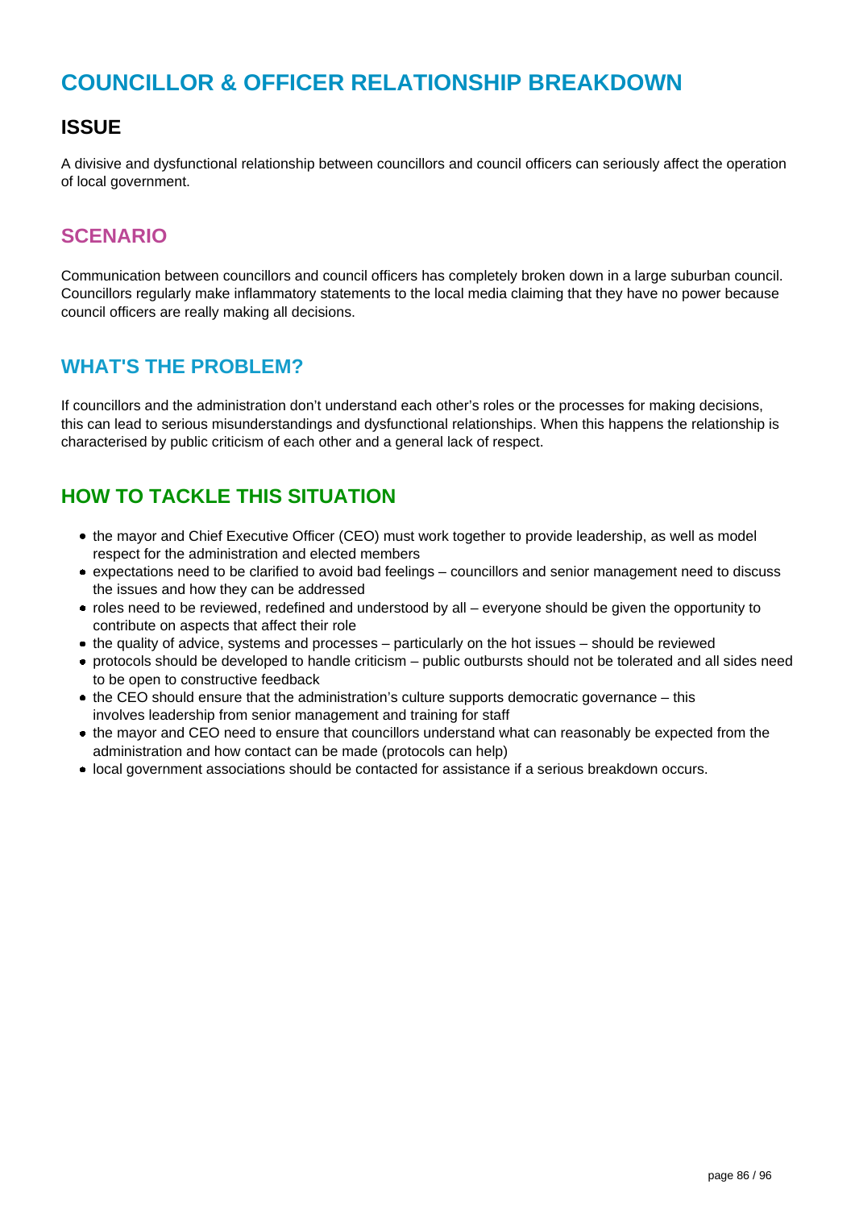# COUNCILLOR & OFFICER RELATIONSHIP BREAKDOWN

## ISSUE

A divisive and dysfunctional relationship between councillors and council officers can seriously affect the operation of local government.

## SCENARIO

Communication between councillors and council officers has completely broken down in a large suburban council. Councillors regularly make inflammatory statements to the local media claiming that they have no power because council officers are really making all decisions.

## WHAT'S THE PROBLEM?

If councillors and the administration don't understand each other's roles or the processes for making decisions, this can lead to serious misunderstandings and dysfunctional relationships. When this happens the relationship is characterised by public criticism of each other and a general lack of respect.

## HOW TO TACKLE THIS SITUATION

- the mayor and Chief Executive Officer (CEO) must work together to provide leadership, as well as model respect for the administration and elected members
- expectations need to be clarified to avoid bad feelings – councillors and senior management need to discuss the issues and how they can be addressed
- roles need to be reviewed, redefined and understood by all – everyone should be given the opportunity to contribute on aspects that affect their role
- the quality of advice, systems and processes – particularly on the hot issues – should be reviewed
- protocols should be developed to handle criticism – public outbursts should not be tolerated and all sides need to be open to constructive feedback
- the CEO should ensure that the administration's culture supports democratic governance – this involves leadership from senior management and training for staff
- the mayor and CEO need to ensure that councillors understand what can reasonably be expected from the administration and how contact can be made (protocols can help)
- local government associations should be contacted for assistance if a serious breakdown occurs.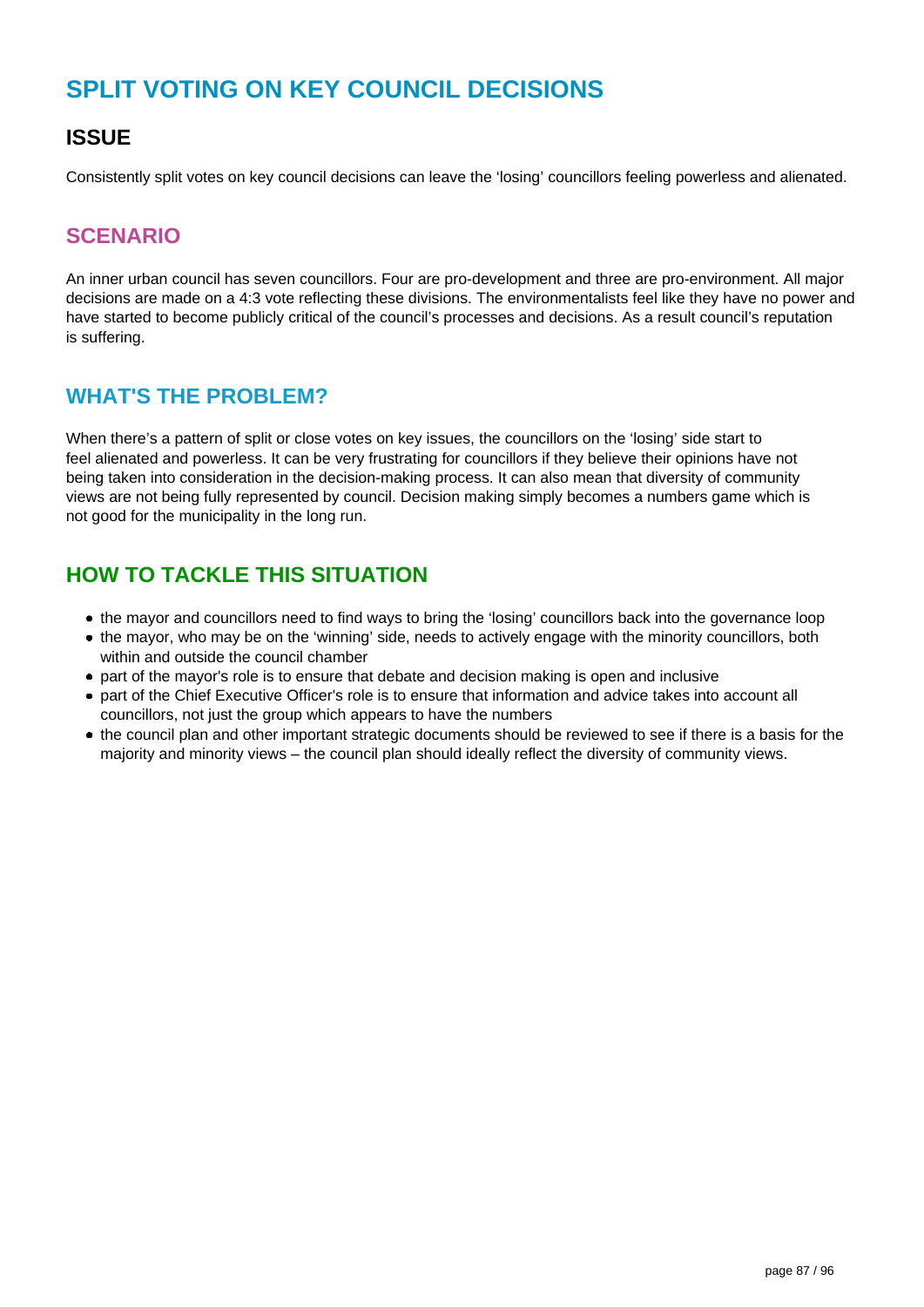# SPLIT VOTING ON KEY COUNCIL DECISIONS

## ISSUE

Consistently split votes on key council decisions can leave the 'losing' councillors feeling powerless and alienated.

## SCENARIO

An inner urban council has seven councillors. Four are pro-development and three are pro-environment. All major decisions are made on a 4:3 vote reflecting these divisions. The environmentalists feel like they have no power and have started to become publicly critical of the council's processes and decisions. As a result council's reputation is suffering.

## WHAT'S THE PROBLEM?

When there's a pattern of split or close votes on key issues, the councillors on the 'losing' side start to feel alienated and powerless. It can be very frustrating for councillors if they believe their opinions have not being taken into consideration in the decision-making process. It can also mean that diversity of community views are not being fully represented by council. Decision making simply becomes a numbers game which is not good for the municipality in the long run.

## HOW TO TACKLE THIS SITUATION

- the mayor and councillors need to find ways to bring the 'losing' councillors back into the governance loop
- the mayor, who may be on the 'winning' side, needs to actively engage with the minority councillors, both within and outside the council chamber
- part of the mayor's role is to ensure that debate and decision making is open and inclusive
- part of the Chief Executive Officer's role is to ensure that information and advice takes into account all councillors, not just the group which appears to have the numbers
- the council plan and other important strategic documents should be reviewed to see if there is a basis for the majority and minority views – the council plan should ideally reflect the diversity of community views.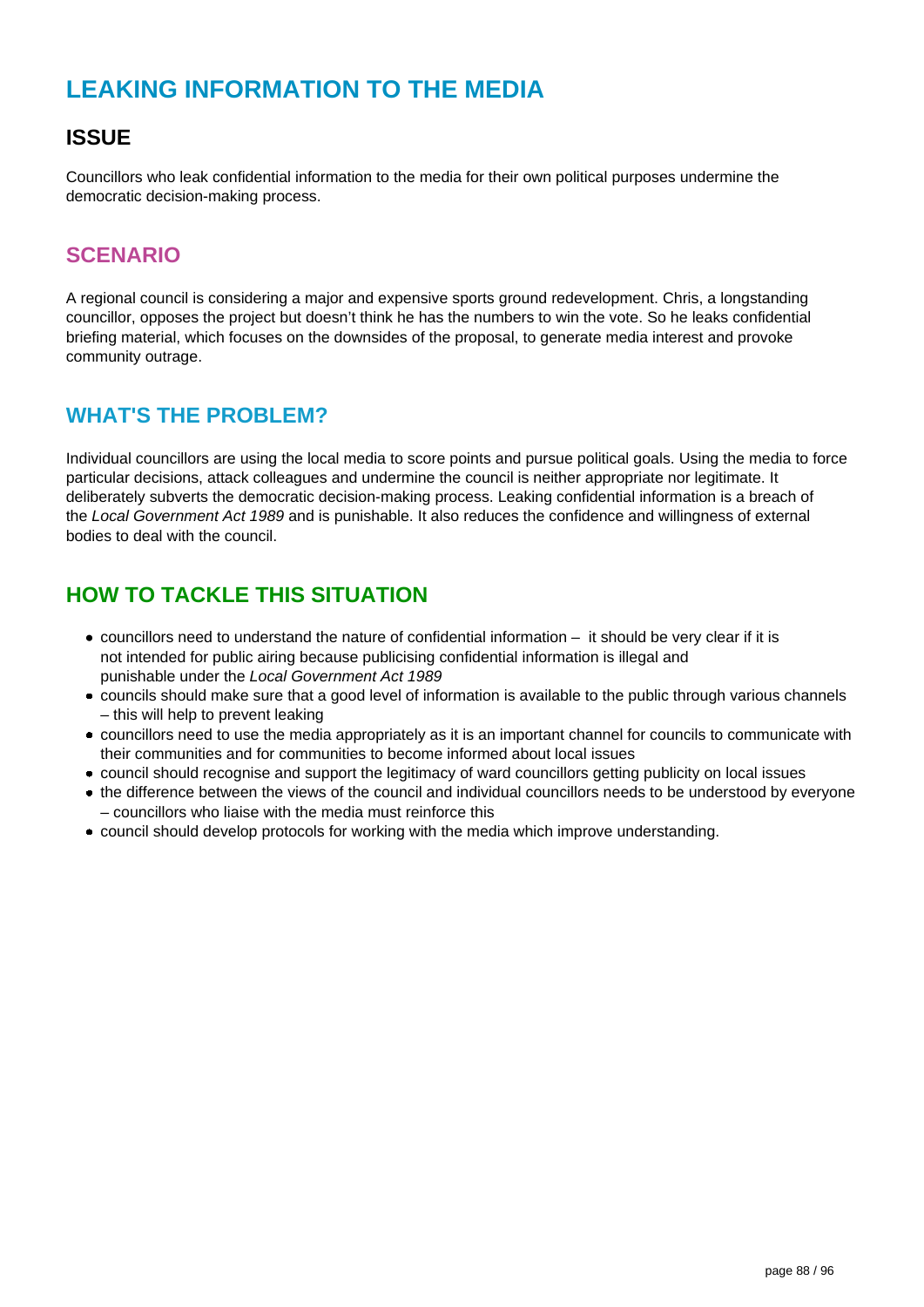# LEAKING INFORMATION TO THE MEDIA

## ISSUE

Councillors who leak confidential information to the media for their own political purposes undermine the democratic decision-making process.

## SCENARIO

A regional council is considering a major and expensive sports ground redevelopment. Chris, a longstanding councillor, opposes the project but doesn't think he has the numbers to win the vote. So he leaks confidential briefing material, which focuses on the downsides of the proposal, to generate media interest and provoke community outrage.

## WHAT'S THE PROBLEM?

Individual councillors are using the local media to score points and pursue political goals. Using the media to force particular decisions, attack colleagues and undermine the council is neither appropriate nor legitimate. It deliberately subverts the democratic decision-making process. Leaking confidential information is a breach of the *Local Government Act 1989* and is punishable. It also reduces the confidence and willingness of external bodies to deal with the council.

## HOW TO TACKLE THIS SITUATION

- councillors need to understand the nature of confidential information – it should be very clear if it is not intended for public airing because publicising confidential information is illegal and punishable under the *Local Government Act 1989*
- councils should make sure that a good level of information is available to the public through various channels – this will help to prevent leaking
- councillors need to use the media appropriately as it is an important channel for councils to communicate with their communities and for communities to become informed about local issues
- council should recognise and support the legitimacy of ward councillors getting publicity on local issues
- the difference between the views of the council and individual councillors needs to be understood by everyone – councillors who liaise with the media must reinforce this
- council should develop protocols for working with the media which improve understanding.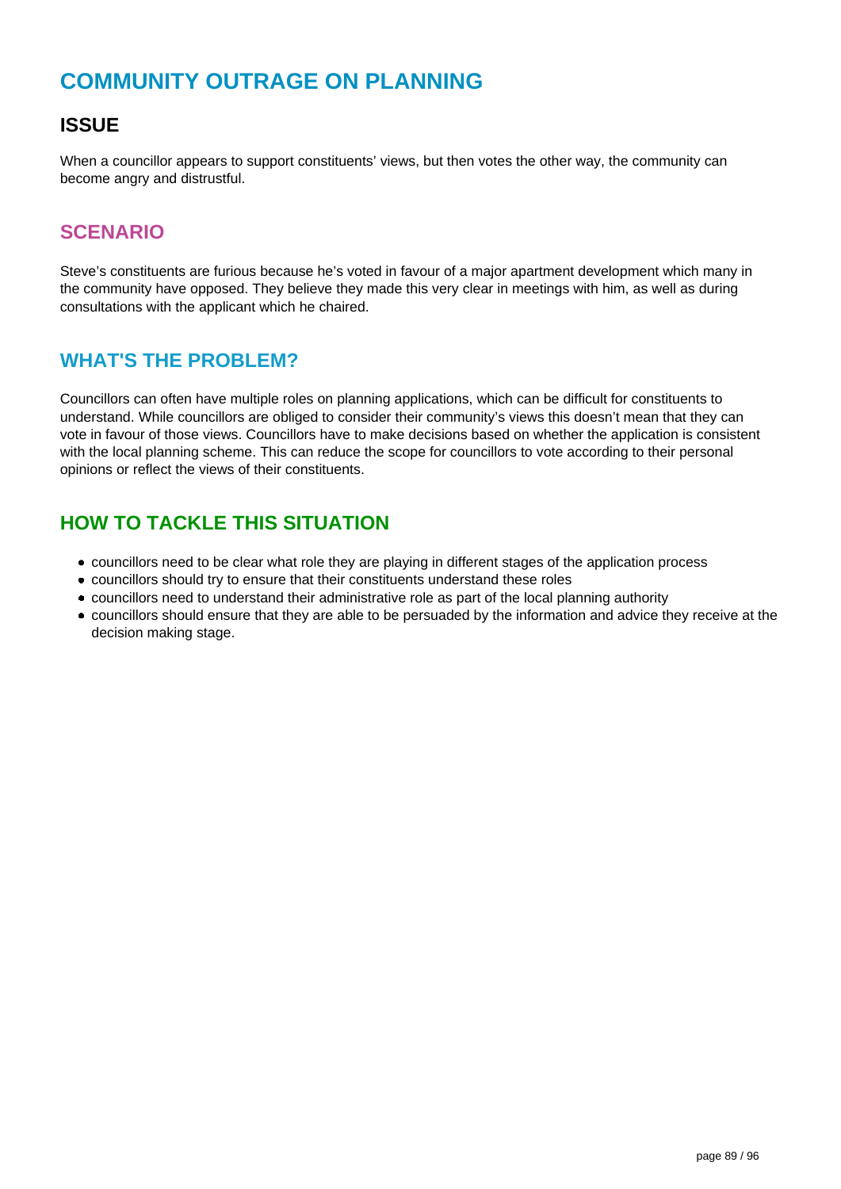# COMMUNITY OUTRAGE ON PLANNING

## ISSUE

When a councillor appears to support constituents' views, but then votes the other way, the community can become angry and distrustful.

## SCENARIO

Steve's constituents are furious because he's voted in favour of a major apartment development which many in the community have opposed. They believe they made this very clear in meetings with him, as well as during consultations with the applicant which he chaired.

## WHAT'S THE PROBLEM?

Councillors can often have multiple roles on planning applications, which can be difficult for constituents to understand. While councillors are obliged to consider their community's views this doesn't mean that they can vote in favour of those views. Councillors have to make decisions based on whether the application is consistent with the local planning scheme. This can reduce the scope for councillors to vote according to their personal opinions or reflect the views of their constituents.

## HOW TO TACKLE THIS SITUATION

- councillors need to be clear what role they are playing in different stages of the application process
- councillors should try to ensure that their constituents understand these roles
- councillors need to understand their administrative role as part of the local planning authority
- councillors should ensure that they are able to be persuaded by the information and advice they receive at the decision making stage.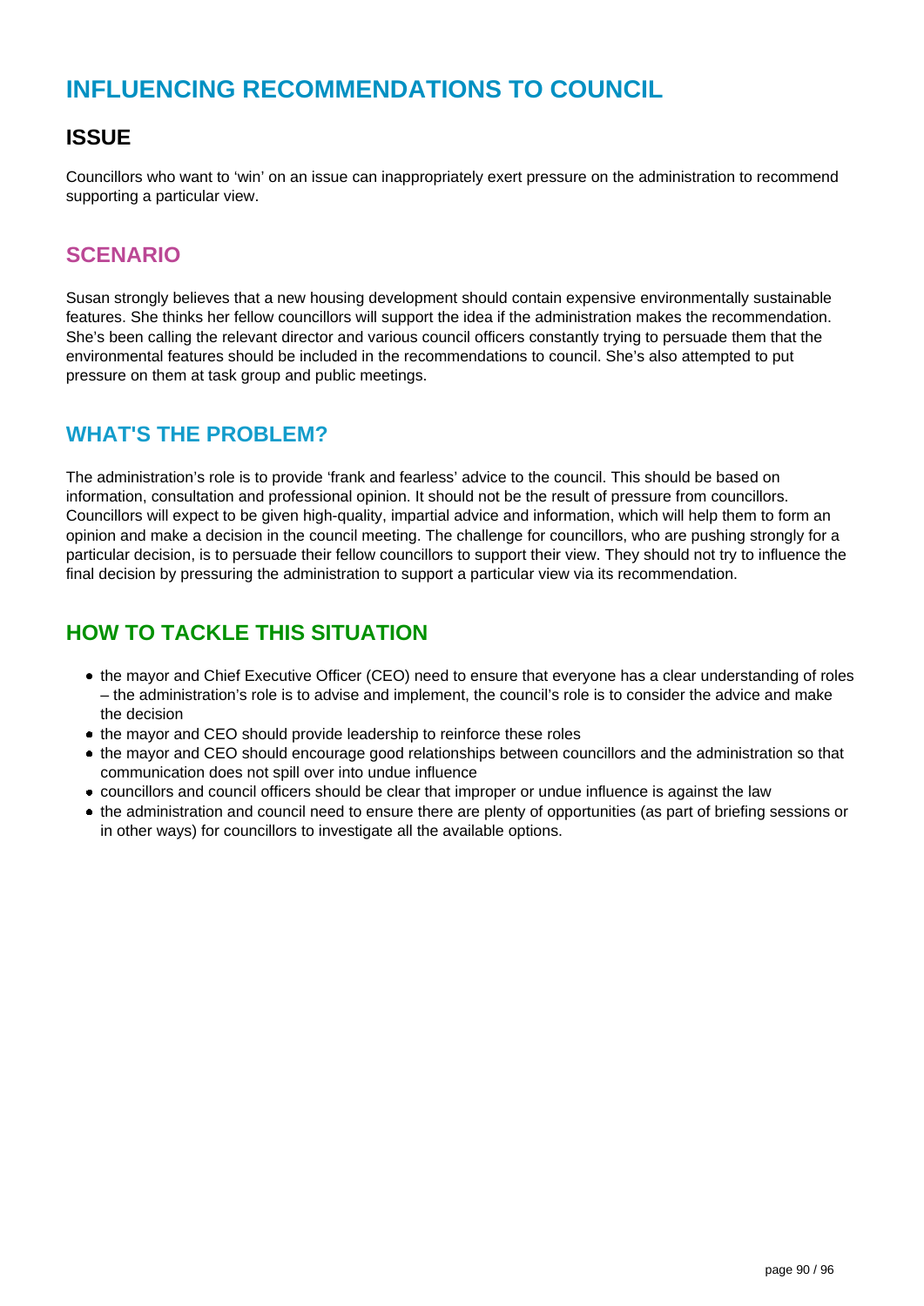# INFLUENCING RECOMMENDATIONS TO COUNCIL

## ISSUE

Councillors who want to 'win' on an issue can inappropriately exert pressure on the administration to recommend supporting a particular view.

## SCENARIO

Susan strongly believes that a new housing development should contain expensive environmentally sustainable features. She thinks her fellow councillors will support the idea if the administration makes the recommendation. She's been calling the relevant director and various council officers constantly trying to persuade them that the environmental features should be included in the recommendations to council. She's also attempted to put pressure on them at task group and public meetings.

## WHAT'S THE PROBLEM?

The administration's role is to provide 'frank and fearless' advice to the council. This should be based on information, consultation and professional opinion. It should not be the result of pressure from councillors. Councillors will expect to be given high-quality, impartial advice and information, which will help them to form an opinion and make a decision in the council meeting. The challenge for councillors, who are pushing strongly for a particular decision, is to persuade their fellow councillors to support their view. They should not try to influence the final decision by pressuring the administration to support a particular view via its recommendation.

## HOW TO TACKLE THIS SITUATION

- the mayor and Chief Executive Officer (CEO) need to ensure that everyone has a clear understanding of roles – the administration's role is to advise and implement, the council's role is to consider the advice and make the decision
- the mayor and CEO should provide leadership to reinforce these roles
- the mayor and CEO should encourage good relationships between councillors and the administration so that communication does not spill over into undue influence
- councillors and council officers should be clear that improper or undue influence is against the law
- the administration and council need to ensure there are plenty of opportunities (as part of briefing sessions or in other ways) for councillors to investigate all the available options.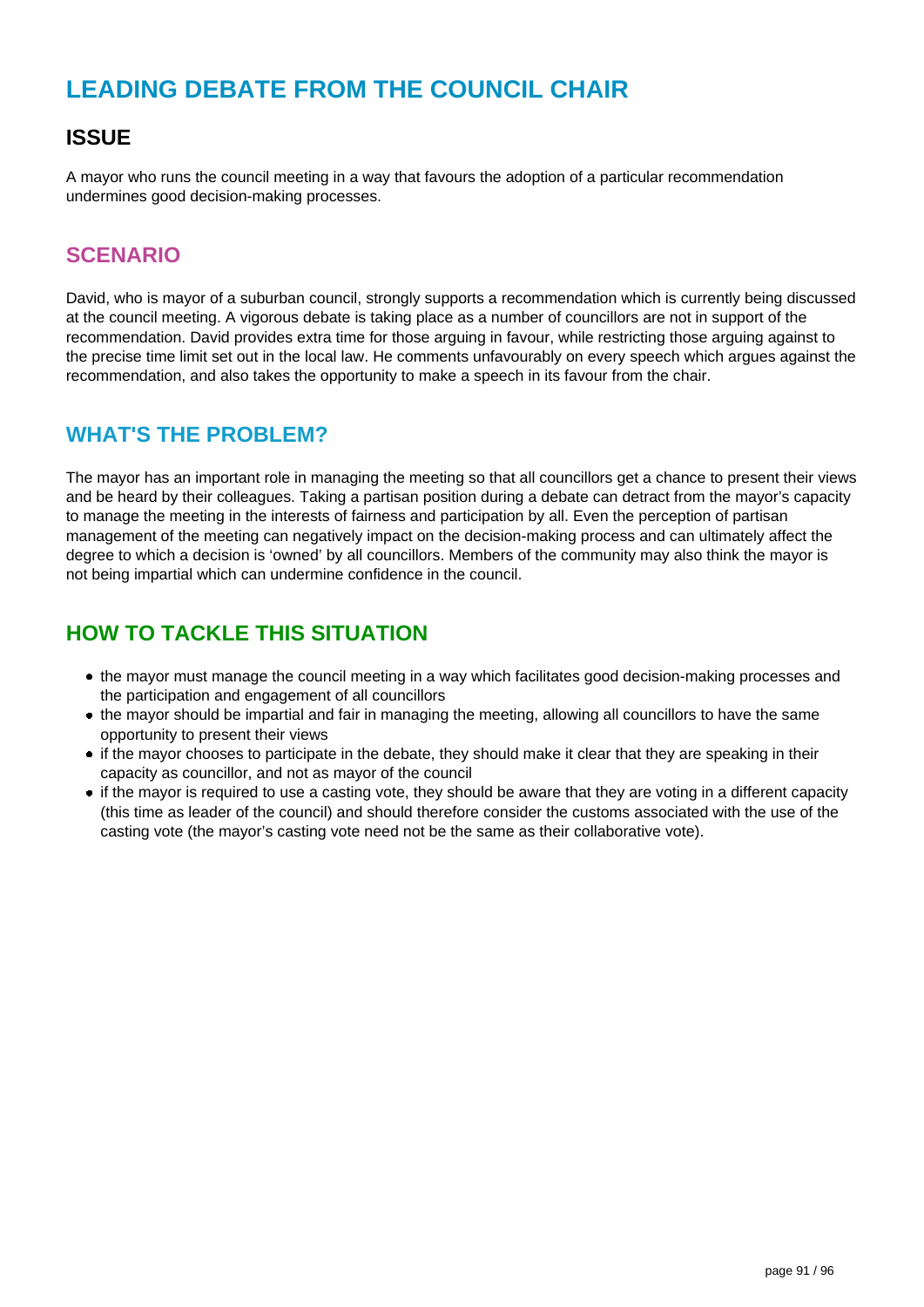# LEADING DEBATE FROM THE COUNCIL CHAIR

## ISSUE

A mayor who runs the council meeting in a way that favours the adoption of a particular recommendation undermines good decision-making processes.

## SCENARIO

David, who is mayor of a suburban council, strongly supports a recommendation which is currently being discussed at the council meeting. A vigorous debate is taking place as a number of councillors are not in support of the recommendation. David provides extra time for those arguing in favour, while restricting those arguing against to the precise time limit set out in the local law. He comments unfavourably on every speech which argues against the recommendation, and also takes the opportunity to make a speech in its favour from the chair.

## WHAT'S THE PROBLEM?

The mayor has an important role in managing the meeting so that all councillors get a chance to present their views and be heard by their colleagues. Taking a partisan position during a debate can detract from the mayor's capacity to manage the meeting in the interests of fairness and participation by all. Even the perception of partisan management of the meeting can negatively impact on the decision-making process and can ultimately affect the degree to which a decision is 'owned' by all councillors. Members of the community may also think the mayor is not being impartial which can undermine confidence in the council.

## HOW TO TACKLE THIS SITUATION

- the mayor must manage the council meeting in a way which facilitates good decision-making processes and the participation and engagement of all councillors
- the mayor should be impartial and fair in managing the meeting, allowing all councillors to have the same opportunity to present their views
- if the mayor chooses to participate in the debate, they should make it clear that they are speaking in their capacity as councillor, and not as mayor of the council
- if the mayor is required to use a casting vote, they should be aware that they are voting in a different capacity (this time as leader of the council) and should therefore consider the customs associated with the use of the casting vote (the mayor's casting vote need not be the same as their collaborative vote).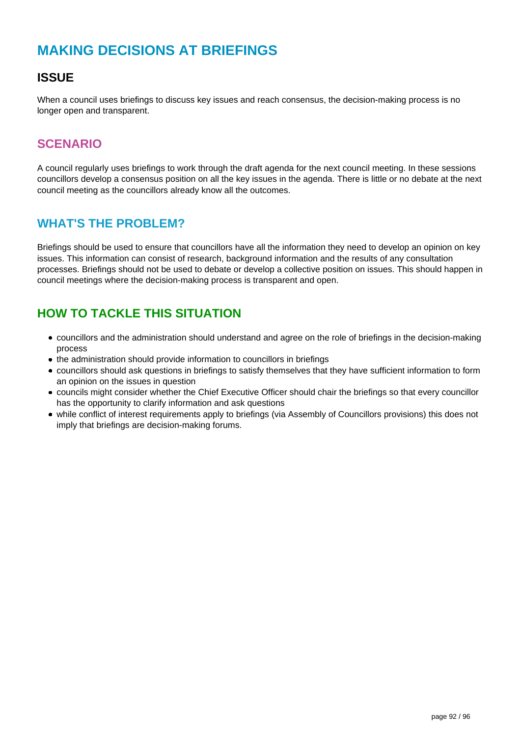# MAKING DECISIONS AT BRIEFINGS

## ISSUE

When a council uses briefings to discuss key issues and reach consensus, the decision-making process is no longer open and transparent.

## SCENARIO

A council regularly uses briefings to work through the draft agenda for the next council meeting. In these sessions councillors develop a consensus position on all the key issues in the agenda. There is little or no debate at the next council meeting as the councillors already know all the outcomes.

## WHAT'S THE PROBLEM?

Briefings should be used to ensure that councillors have all the information they need to develop an opinion on key issues. This information can consist of research, background information and the results of any consultation processes. Briefings should not be used to debate or develop a collective position on issues. This should happen in council meetings where the decision-making process is transparent and open.

## HOW TO TACKLE THIS SITUATION

- councillors and the administration should understand and agree on the role of briefings in the decision-making process
- the administration should provide information to councillors in briefings
- councillors should ask questions in briefings to satisfy themselves that they have sufficient information to form an opinion on the issues in question
- councils might consider whether the Chief Executive Officer should chair the briefings so that every councillor has the opportunity to clarify information and ask questions
- while conflict of interest requirements apply to briefings (via Assembly of Councillors provisions) this does not imply that briefings are decision-making forums.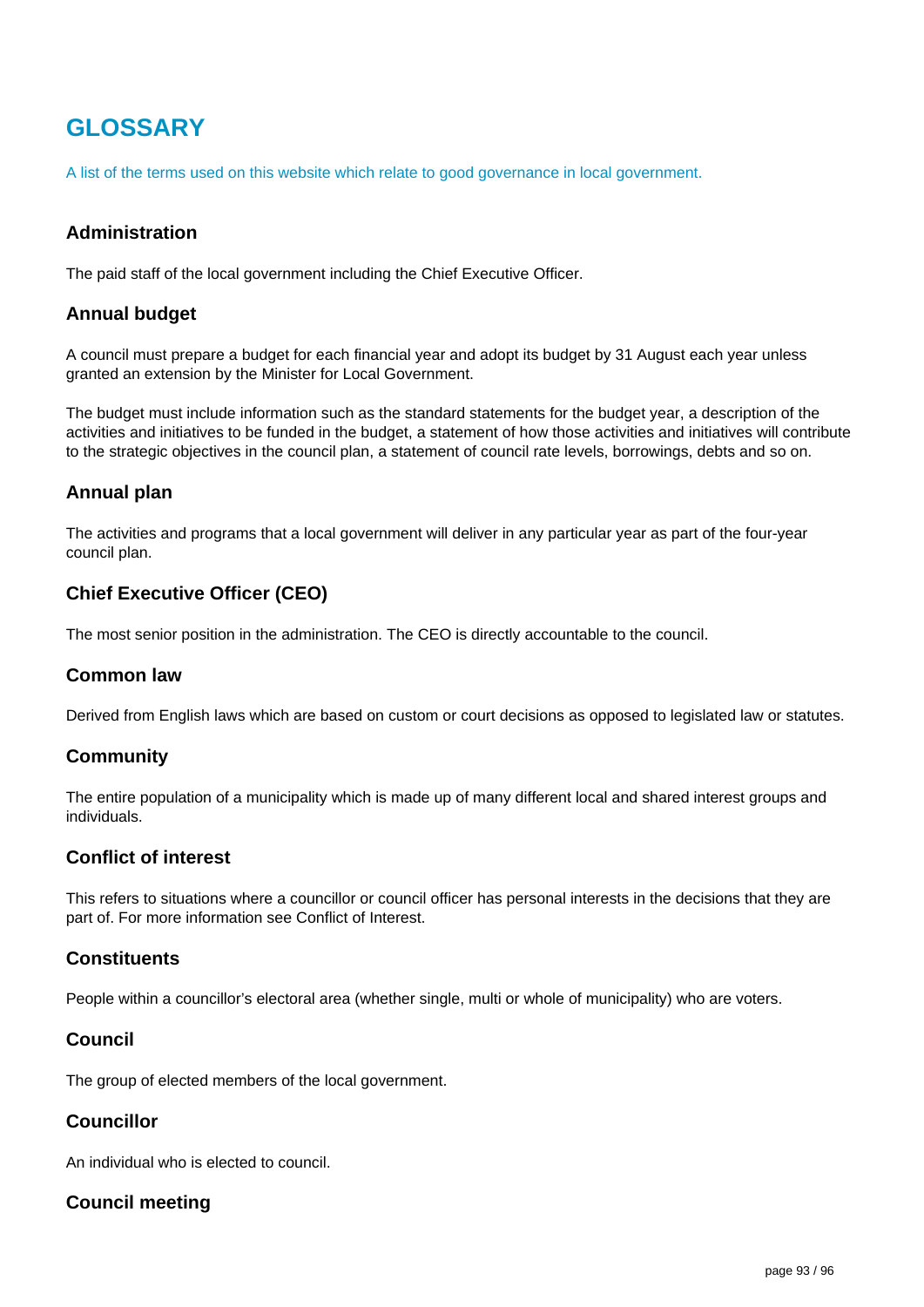# GLOSSARY

A list of the terms used on this website which relate to good governance in local government.

### Administration

The paid staff of the local government including the Chief Executive Officer.

### Annual budget

A council must prepare a budget for each financial year and adopt its budget by 31 August each year unless granted an extension by the Minister for Local Government.

The budget must include information such as the standard statements for the budget year, a description of the activities and initiatives to be funded in the budget, a statement of how those activities and initiatives will contribute to the strategic objectives in the council plan, a statement of council rate levels, borrowings, debts and so on.

### Annual plan

The activities and programs that a local government will deliver in any particular year as part of the four-year council plan.

### Chief Executive Officer (CEO)

The most senior position in the administration. The CEO is directly accountable to the council.

### Common law

Derived from English laws which are based on custom or court decisions as opposed to legislated law or statutes.

### Community

The entire population of a municipality which is made up of many different local and shared interest groups and individuals.

### Conflict of interest

This refers to situations where a councillor or council officer has personal interests in the decisions that they are part of. For more information see Conflict of Interest.

### Constituents

People within a councillor's electoral area (whether single, multi or whole of municipality) who are voters.

### Council

The group of elected members of the local government.

### Councillor

An individual who is elected to council.

### Council meeting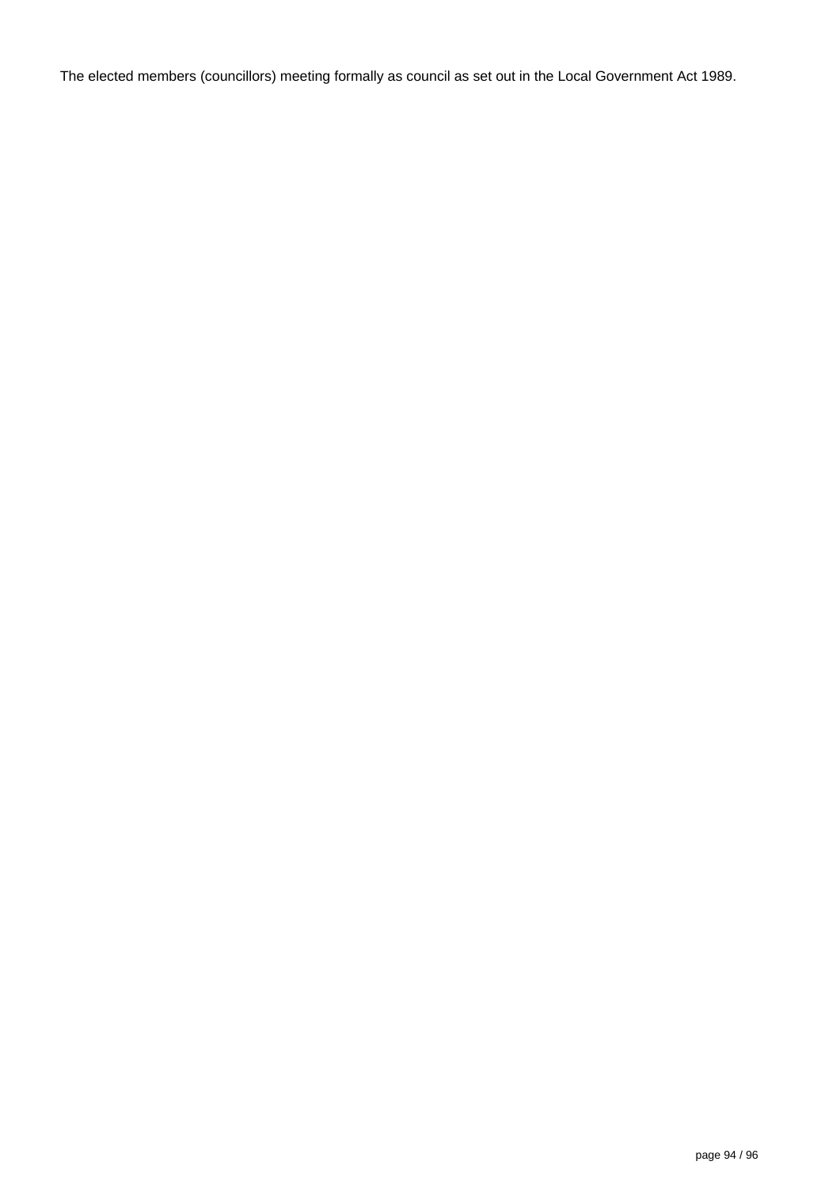The elected members (councillors) meeting formally as council as set out in the Local Government Act 1989.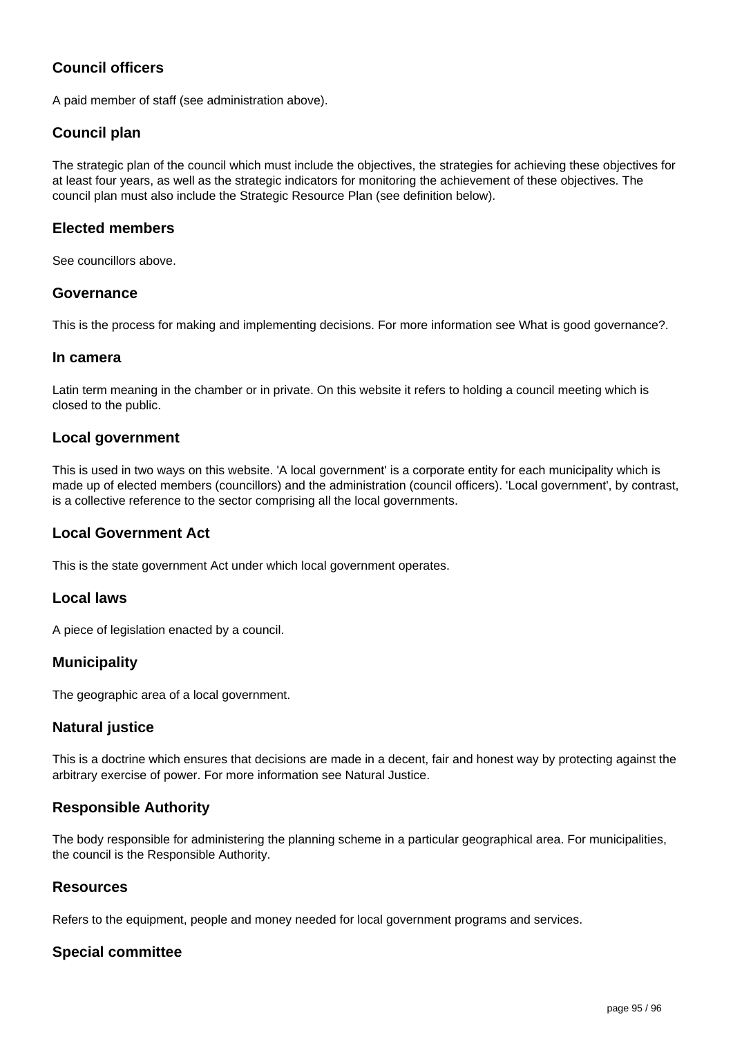### Council officers

A paid member of staff (see administration above).

### Council plan

The strategic plan of the council which must include the objectives, the strategies for achieving these objectives for at least four years, as well as the strategic indicators for monitoring the achievement of these objectives. The council plan must also include the Strategic Resource Plan (see definition below).

### Elected members

See councillors above.

### Governance

This is the process for making and implementing decisions. For more information see What is good governance?.

### In camera

Latin term meaning in the chamber or in private. On this website it refers to holding a council meeting which is closed to the public.

### Local government

This is used in two ways on this website. 'A local government' is a corporate entity for each municipality which is made up of elected members (councillors) and the administration (council officers). 'Local government', by contrast, is a collective reference to the sector comprising all the local governments.

### Local Government Act

This is the state government Act under which local government operates.

### Local laws

A piece of legislation enacted by a council.

### Municipality

The geographic area of a local government.

### Natural justice

This is a doctrine which ensures that decisions are made in a decent, fair and honest way by protecting against the arbitrary exercise of power. For more information see Natural Justice.

### Responsible Authority

The body responsible for administering the planning scheme in a particular geographical area. For municipalities, the council is the Responsible Authority.

### Resources

Refers to the equipment, people and money needed for local government programs and services.

### Special committee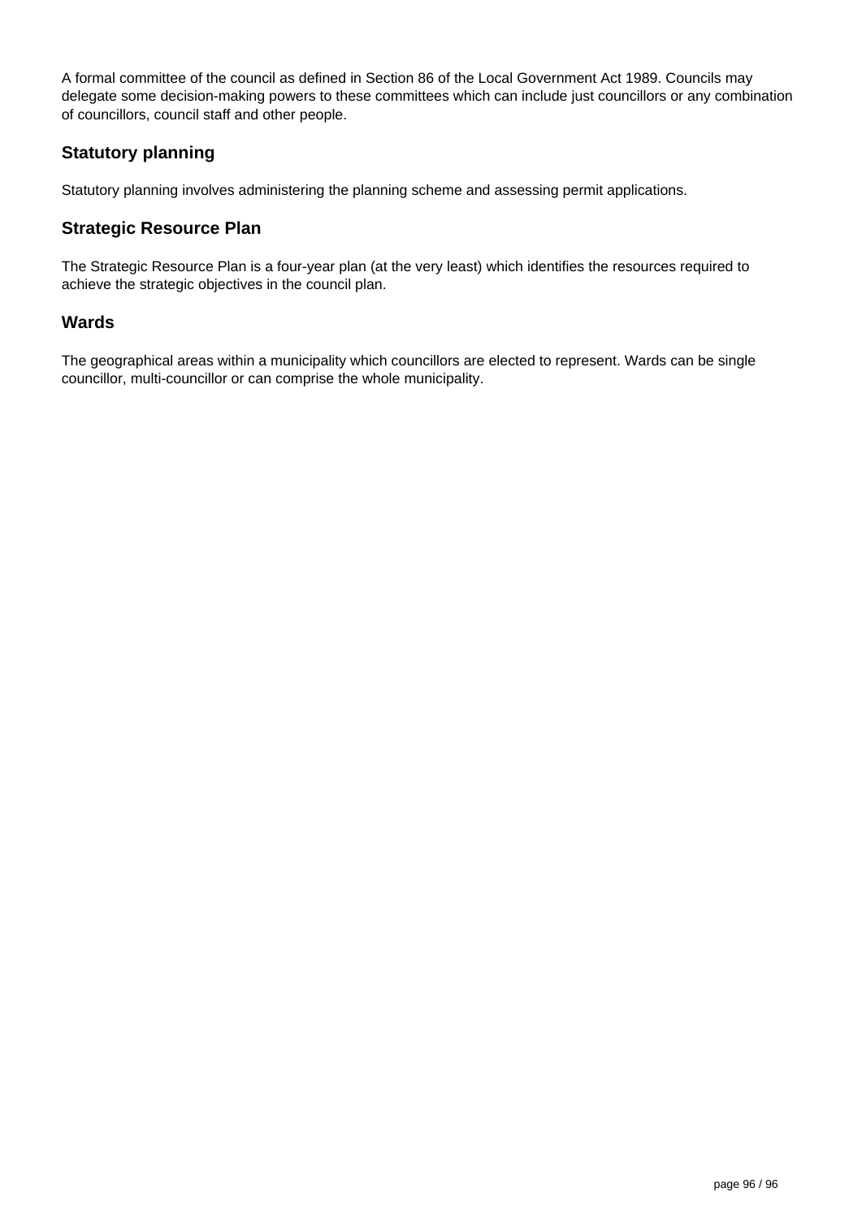A formal committee of the council as defined in Section 86 of the Local Government Act 1989. Councils may delegate some decision-making powers to these committees which can include just councillors or any combination of councillors, council staff and other people.

### Statutory planning

Statutory planning involves administering the planning scheme and assessing permit applications.

### Strategic Resource Plan

The Strategic Resource Plan is a four-year plan (at the very least) which identifies the resources required to achieve the strategic objectives in the council plan.

### Wards

The geographical areas within a municipality which councillors are elected to represent. Wards can be single councillor, multi-councillor or can comprise the whole municipality.